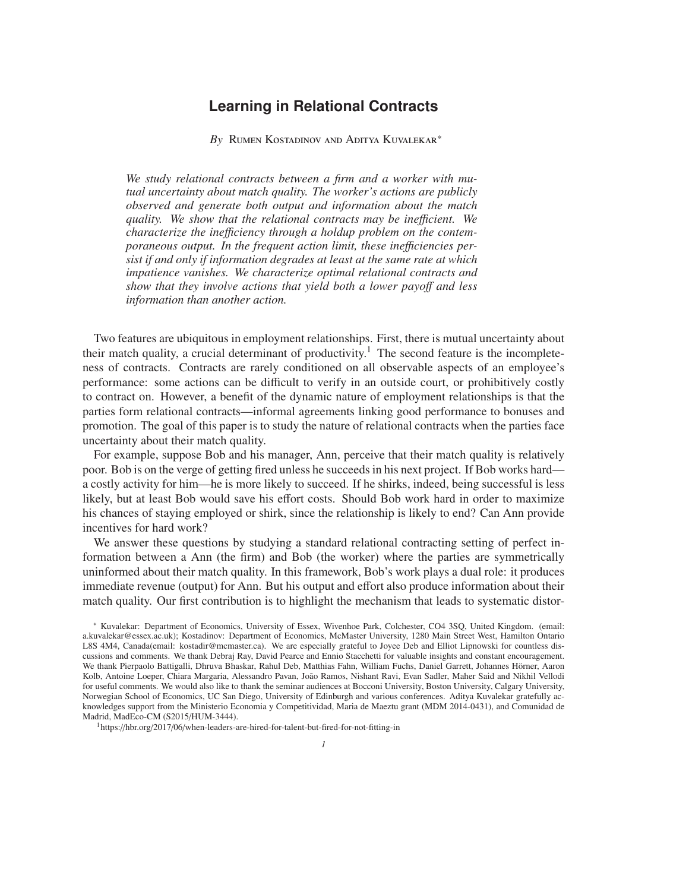# Learning in Relational Contracts

*By* Rumen Kostadinov and Aditya Kuvalekar*

*We study relational contracts between a firm and a worker with mutual uncertainty about match quality. The worker's actions are publicly observed and generate both output and information about the match quality. We show that the relational contracts may be inefficient. We characterize the inefficiency through a holdup problem on the contemporaneous output. In the frequent action limit, these inefficiencies persist if and only if information degrades at least at the same rate at which impatience vanishes. We characterize optimal relational contracts and show that they involve actions that yield both a lower payoff and less information than another action.*

Two features are ubiquitous in employment relationships. First, there is mutual uncertainty about their match quality, a crucial determinant of productivity.[1] The second feature is the incompleteness of contracts. Contracts are rarely conditioned on all observable aspects of an employee's performance: some actions can be difficult to verify in an outside court, or prohibitively costly to contract on. However, a benefit of the dynamic nature of employment relationships is that the parties form relational contracts—informal agreements linking good performance to bonuses and promotion. The goal of this paper is to study the nature of relational contracts when the parties face uncertainty about their match quality.

For example, suppose Bob and his manager, Ann, perceive that their match quality is relatively poor. Bob is on the verge of getting fired unless he succeeds in his next project. If Bob works hard—a costly activity for him—he is more likely to succeed. If he shirks, indeed, being successful is less likely, but at least Bob would save his effort costs. Should Bob work hard in order to maximize his chances of staying employed or shirk, since the relationship is likely to end? Can Ann provide incentives for hard work?

We answer these questions by studying a standard relational contracting setting of perfect information between a Ann (the firm) and Bob (the worker) where the parties are symmetrically uninformed about their match quality. In this framework, Bob's work plays a dual role: it produces immediate revenue (output) for Ann. But his output and effort also produce information about their match quality. Our first contribution is to highlight the mechanism that leads to systematic distor-

\* Kuvalekar: Department of Economics, University of Essex, Wivenhoe Park, Colchester, CO4 3SQ, United Kingdom. (email: a.kuvalekar@essex.ac.uk); Kostadinov: Department of Economics, McMaster University, 1280 Main Street West, Hamilton Ontario L8S 4M4, Canada(email: kostadir@mcmaster.ca). We are especially grateful to Joyee Deb and Elliot Lipnowski for countless discussions and comments. We thank Debraj Ray, David Pearce and Ennio Stacchetti for valuable insights and constant encouragement. We thank Pierpaolo Battigalli, Dhruva Bhaskar, Rahul Deb, Matthias Fahn, William Fuchs, Daniel Garrett, Johannes Hörner, Aaron Kolb, Antoine Loeper, Chiara Margaria, Alessandro Pavan, João Ramos, Nishant Ravi, Evan Sadler, Maher Said and Nikhil Vellodi for useful comments. We would also like to thank the seminar audiences at Bocconi University, Boston University, Calgary University, Norwegian School of Economics, UC San Diego, University of Edinburgh and various conferences. Aditya Kuvalekar gratefully acknowledges support from the Ministerio Economia y Competitividad, Maria de Maeztu grant (MDM 2014-0431), and Comunidad de Madrid, MadEco-CM (S2015/HUM-3444).

[1] https://hbr.org/2017/06/when-leaders-are-hired-for-talent-but-fired-for-not-fitting-in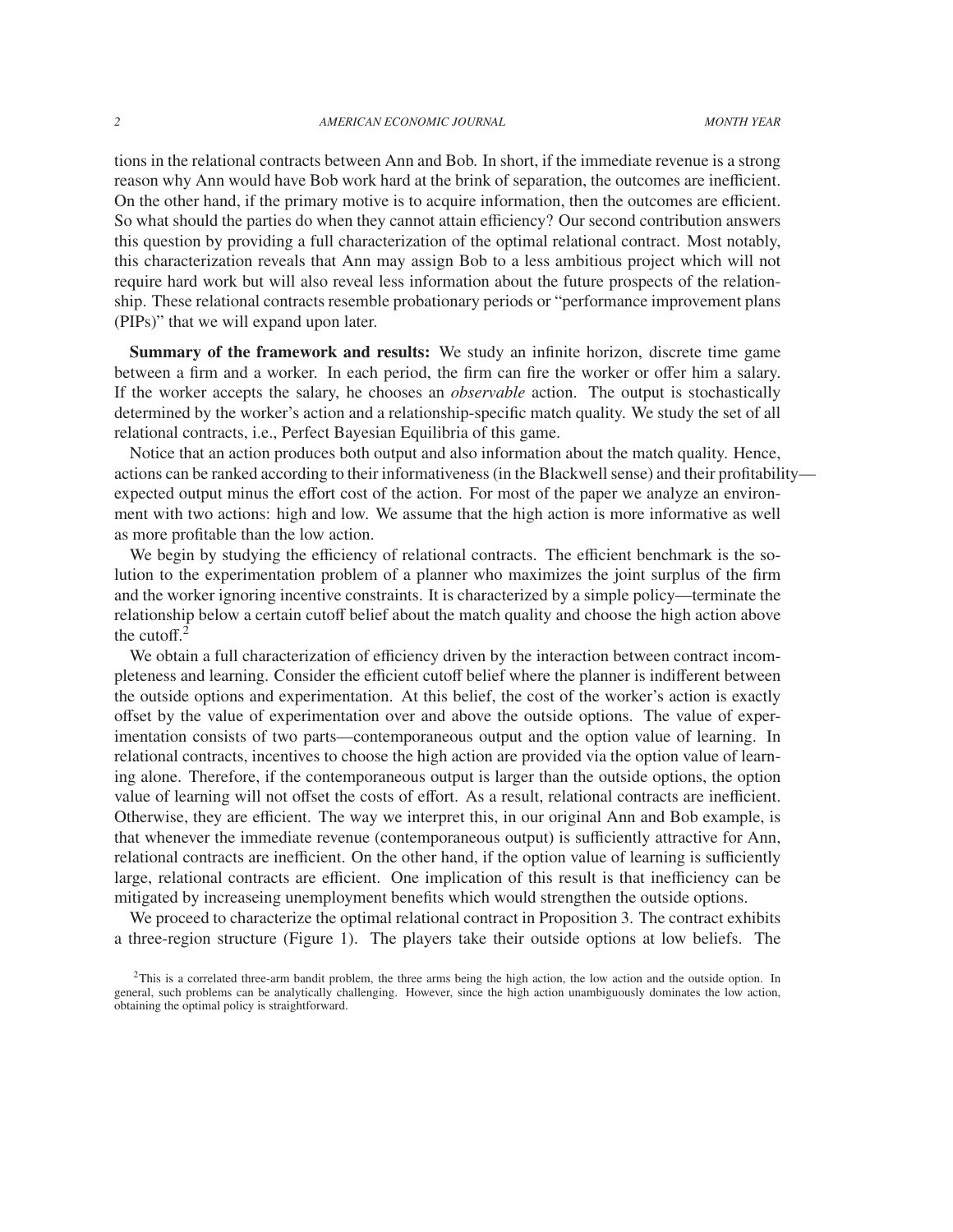tions in the relational contracts between Ann and Bob. In short, if the immediate revenue is a strong reason why Ann would have Bob work hard at the brink of separation, the outcomes are inefficient. On the other hand, if the primary motive is to acquire information, then the outcomes are efficient. So what should the parties do when they cannot attain efficiency? Our second contribution answers this question by providing a full characterization of the optimal relational contract. Most notably, this characterization reveals that Ann may assign Bob to a less ambitious project which will not require hard work but will also reveal less information about the future prospects of the relationship. These relational contracts resemble probationary periods or "performance improvement plans (PIPs)" that we will expand upon later.

**Summary of the framework and results:** We study an infinite horizon, discrete time game between a firm and a worker. In each period, the firm can fire the worker or offer him a salary. If the worker accepts the salary, he chooses an *observable* action. The output is stochastically determined by the worker's action and a relationship-specific match quality. We study the set of all relational contracts, i.e., Perfect Bayesian Equilibria of this game.

Notice that an action produces both output and also information about the match quality. Hence, actions can be ranked according to their informativeness (in the Blackwell sense) and their profitability—expected output minus the effort cost of the action. For most of the paper we analyze an environment with two actions: high and low. We assume that the high action is more informative as well as more profitable than the low action.

We begin by studying the efficiency of relational contracts. The efficient benchmark is the solution to the experimentation problem of a planner who maximizes the joint surplus of the firm and the worker ignoring incentive constraints. It is characterized by a simple policy—terminate the relationship below a certain cutoff belief about the match quality and choose the high action above the cutoff.[2]

We obtain a full characterization of efficiency driven by the interaction between contract incompleteness and learning. Consider the efficient cutoff belief where the planner is indifferent between the outside options and experimentation. At this belief, the cost of the worker's action is exactly offset by the value of experimentation over and above the outside options. The value of experimentation consists of two parts—contemporaneous output and the option value of learning. In relational contracts, incentives to choose the high action are provided via the option value of learning alone. Therefore, if the contemporaneous output is larger than the outside options, the option value of learning will not offset the costs of effort. As a result, relational contracts are inefficient. Otherwise, they are efficient. The way we interpret this, in our original Ann and Bob example, is that whenever the immediate revenue (contemporaneous output) is sufficiently attractive for Ann, relational contracts are inefficient. On the other hand, if the option value of learning is sufficiently large, relational contracts are efficient. One implication of this result is that inefficiency can be mitigated by increaseing unemployment benefits which would strengthen the outside options.

We proceed to characterize the optimal relational contract in Proposition 3. The contract exhibits a three-region structure (Figure 1). The players take their outside options at low beliefs. The

[2] This is a correlated three-arm bandit problem, the three arms being the high action, the low action and the outside option. In general, such problems can be analytically challenging. However, since the high action unambiguously dominates the low action, obtaining the optimal policy is straightforward.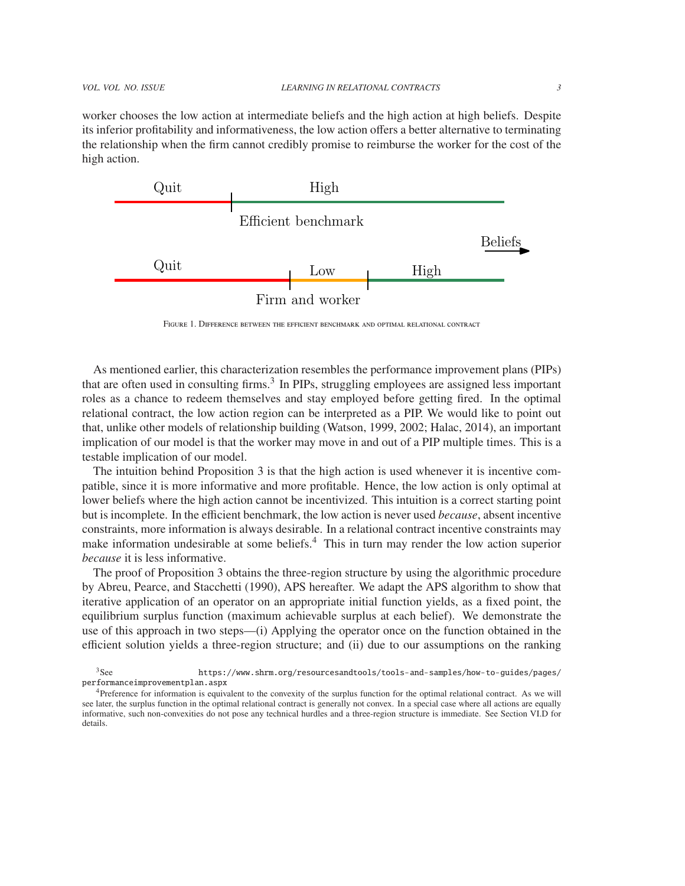worker chooses the low action at intermediate beliefs and the high action at high beliefs. Despite its inferior profitability and informativeness, the low action offers a better alternative to terminating the relationship when the firm cannot credibly promise to reimburse the worker for the cost of the high action.

Figure 1. Difference between the efficient benchmark and optimal relational contract

As mentioned earlier, this characterization resembles the performance improvement plans (PIPs) that are often used in consulting firms.[3] In PIPs, struggling employees are assigned less important roles as a chance to redeem themselves and stay employed before getting fired. In the optimal relational contract, the low action region can be interpreted as a PIP. We would like to point out that, unlike other models of relationship building (Watson, 1999, 2002; Halac, 2014), an important implication of our model is that the worker may move in and out of a PIP multiple times. This is a testable implication of our model.

The intuition behind Proposition 3 is that the high action is used whenever it is incentive compatible, since it is more informative and more profitable. Hence, the low action is only optimal at lower beliefs where the high action cannot be incentivized. This intuition is a correct starting point but is incomplete. In the efficient benchmark, the low action is never used *because*, absent incentive constraints, more information is always desirable. In a relational contract incentive constraints may make information undesirable at some beliefs.[4] This in turn may render the low action superior *because* it is less informative.

The proof of Proposition 3 obtains the three-region structure by using the algorithmic procedure by Abreu, Pearce, and Stacchetti (1990), APS hereafter. We adapt the APS algorithm to show that iterative application of an operator on an appropriate initial function yields, as a fixed point, the equilibrium surplus function (maximum achievable surplus at each belief). We demonstrate the use of this approach in two steps—(i) Applying the operator once on the function obtained in the efficient solution yields a three-region structure; and (ii) due to our assumptions on the ranking

[3]See https://www.shrm.org/resourcesandtools/tools-and-samples/how-to-guides/pages/performanceimprovementplan.aspx

[4]Preference for information is equivalent to the convexity of the surplus function for the optimal relational contract. As we will see later, the surplus function in the optimal relational contract is generally not convex. In a special case where all actions are equally informative, such non-convexities do not pose any technical hurdles and a three-region structure is immediate. See Section VI.D for details.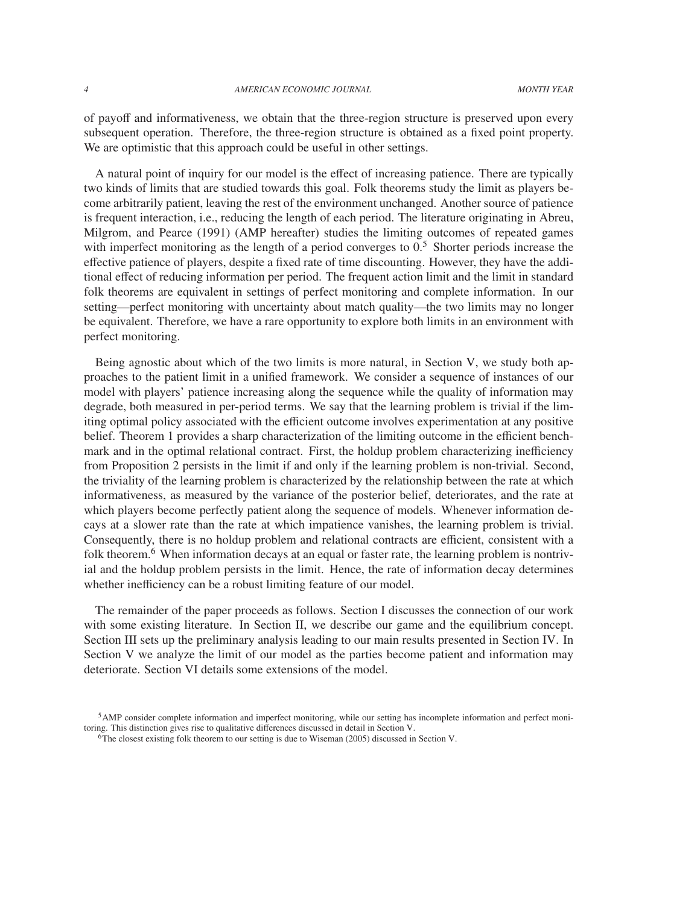of payoff and informativeness, we obtain that the three-region structure is preserved upon every subsequent operation. Therefore, the three-region structure is obtained as a fixed point property. We are optimistic that this approach could be useful in other settings.

A natural point of inquiry for our model is the effect of increasing patience. There are typically two kinds of limits that are studied towards this goal. Folk theorems study the limit as players become arbitrarily patient, leaving the rest of the environment unchanged. Another source of patience is frequent interaction, i.e., reducing the length of each period. The literature originating in Abreu, Milgrom, and Pearce (1991) (AMP hereafter) studies the limiting outcomes of repeated games with imperfect monitoring as the length of a period converges to 0.[5] Shorter periods increase the effective patience of players, despite a fixed rate of time discounting. However, they have the additional effect of reducing information per period. The frequent action limit and the limit in standard folk theorems are equivalent in settings of perfect monitoring and complete information. In our setting—perfect monitoring with uncertainty about match quality—the two limits may no longer be equivalent. Therefore, we have a rare opportunity to explore both limits in an environment with perfect monitoring.

Being agnostic about which of the two limits is more natural, in Section V, we study both approaches to the patient limit in a unified framework. We consider a sequence of instances of our model with players' patience increasing along the sequence while the quality of information may degrade, both measured in per-period terms. We say that the learning problem is trivial if the limiting optimal policy associated with the efficient outcome involves experimentation at any positive belief. Theorem 1 provides a sharp characterization of the limiting outcome in the efficient benchmark and in the optimal relational contract. First, the holdup problem characterizing inefficiency from Proposition 2 persists in the limit if and only if the learning problem is non-trivial. Second, the triviality of the learning problem is characterized by the relationship between the rate at which informativeness, as measured by the variance of the posterior belief, deteriorates, and the rate at which players become perfectly patient along the sequence of models. Whenever information decays at a slower rate than the rate at which impatience vanishes, the learning problem is trivial. Consequently, there is no holdup problem and relational contracts are efficient, consistent with a folk theorem.[6] When information decays at an equal or faster rate, the learning problem is nontrivial and the holdup problem persists in the limit. Hence, the rate of information decay determines whether inefficiency can be a robust limiting feature of our model.

The remainder of the paper proceeds as follows. Section I discusses the connection of our work with some existing literature. In Section II, we describe our game and the equilibrium concept. Section III sets up the preliminary analysis leading to our main results presented in Section IV. In Section V we analyze the limit of our model as the parties become patient and information may deteriorate. Section VI details some extensions of the model.

[5] AMP consider complete information and imperfect monitoring, while our setting has incomplete information and perfect monitoring. This distinction gives rise to qualitative differences discussed in detail in Section V.

[6] The closest existing folk theorem to our setting is due to Wiseman (2005) discussed in Section V.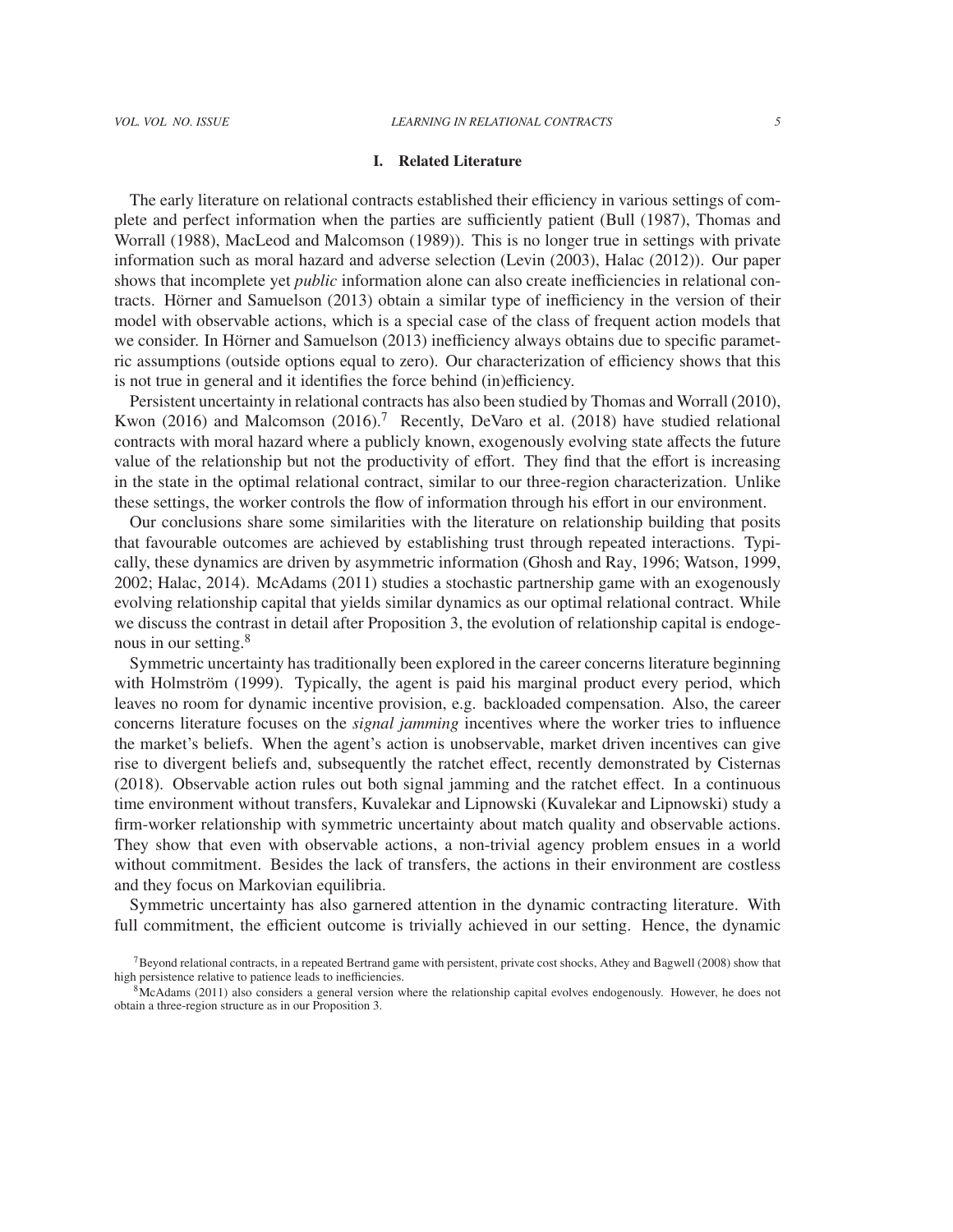## I. Related Literature

The early literature on relational contracts established their efficiency in various settings of complete and perfect information when the parties are sufficiently patient (Bull (1987), Thomas and Worrall (1988), MacLeod and Malcomson (1989)). This is no longer true in settings with private information such as moral hazard and adverse selection (Levin (2003), Halac (2012)). Our paper shows that incomplete yet *public* information alone can also create inefficiencies in relational contracts. Hörner and Samuelson (2013) obtain a similar type of inefficiency in the version of their model with observable actions, which is a special case of the class of frequent action models that we consider. In Hörner and Samuelson (2013) inefficiency always obtains due to specific parametric assumptions (outside options equal to zero). Our characterization of efficiency shows that this is not true in general and it identifies the force behind (in)efficiency.

Persistent uncertainty in relational contracts has also been studied by Thomas and Worrall (2010), Kwon (2016) and Malcomson (2016).[7] Recently, DeVaro et al. (2018) have studied relational contracts with moral hazard where a publicly known, exogenously evolving state affects the future value of the relationship but not the productivity of effort. They find that the effort is increasing in the state in the optimal relational contract, similar to our three-region characterization. Unlike these settings, the worker controls the flow of information through his effort in our environment.

Our conclusions share some similarities with the literature on relationship building that posits that favourable outcomes are achieved by establishing trust through repeated interactions. Typically, these dynamics are driven by asymmetric information (Ghosh and Ray, 1996; Watson, 1999, 2002; Halac, 2014). McAdams (2011) studies a stochastic partnership game with an exogenously evolving relationship capital that yields similar dynamics as our optimal relational contract. While we discuss the contrast in detail after Proposition 3, the evolution of relationship capital is endogenous in our setting.[8]

Symmetric uncertainty has traditionally been explored in the career concerns literature beginning with Holmström (1999). Typically, the agent is paid his marginal product every period, which leaves no room for dynamic incentive provision, e.g. backloaded compensation. Also, the career concerns literature focuses on the *signal jamming* incentives where the worker tries to influence the market's beliefs. When the agent's action is unobservable, market driven incentives can give rise to divergent beliefs and, subsequently the ratchet effect, recently demonstrated by Cisternas (2018). Observable action rules out both signal jamming and the ratchet effect. In a continuous time environment without transfers, Kuvalekar and Lipnowski (Kuvalekar and Lipnowski) study a firm-worker relationship with symmetric uncertainty about match quality and observable actions. They show that even with observable actions, a non-trivial agency problem ensues in a world without commitment. Besides the lack of transfers, the actions in their environment are costless and they focus on Markovian equilibria.

Symmetric uncertainty has also garnered attention in the dynamic contracting literature. With full commitment, the efficient outcome is trivially achieved in our setting. Hence, the dynamic

[7] Beyond relational contracts, in a repeated Bertrand game with persistent, private cost shocks, Athey and Bagwell (2008) show that high persistence relative to patience leads to inefficiencies.

[8] McAdams (2011) also considers a general version where the relationship capital evolves endogenously. However, he does not obtain a three-region structure as in our Proposition 3.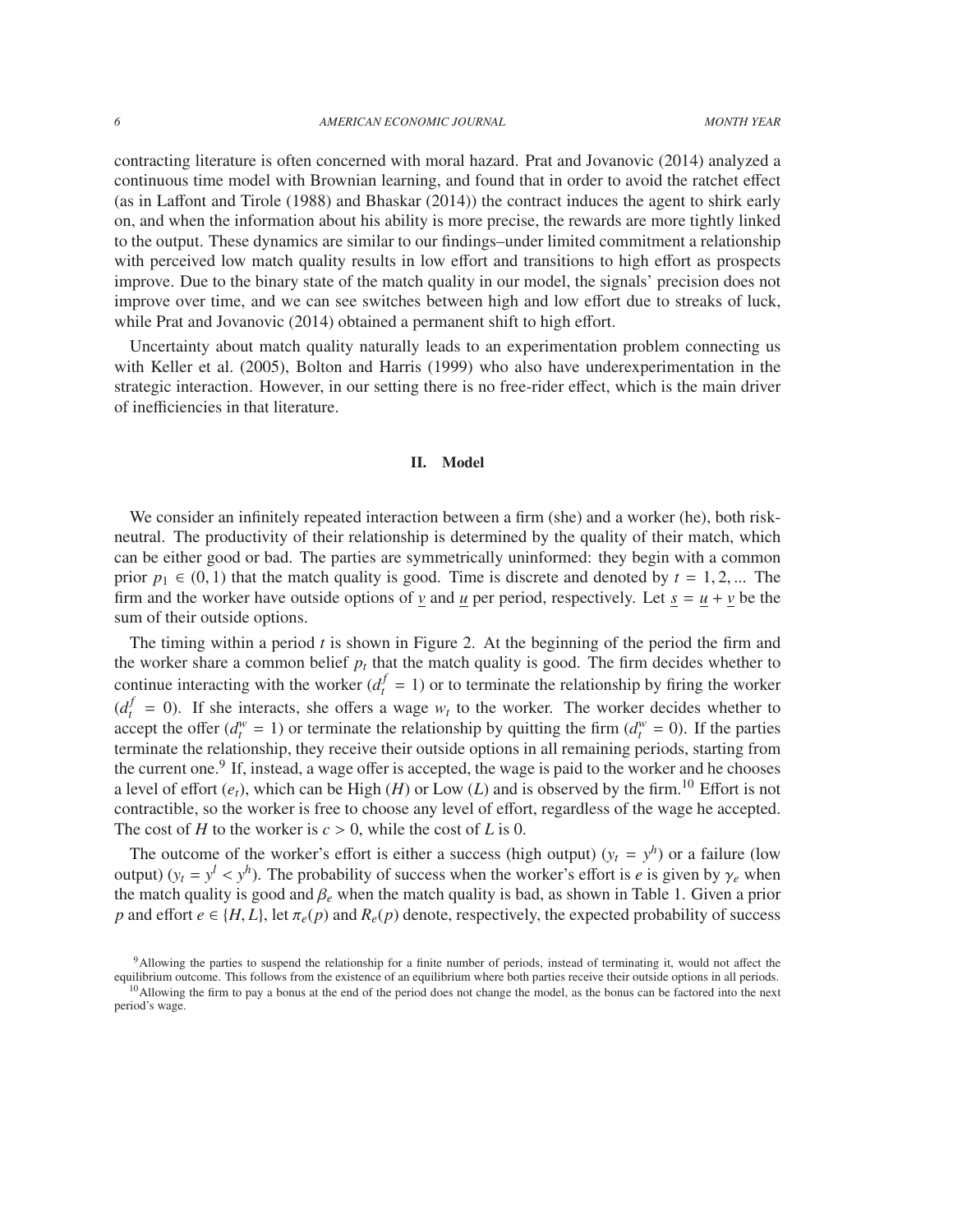contracting literature is often concerned with moral hazard. Prat and Jovanovic (2014) analyzed a continuous time model with Brownian learning, and found that in order to avoid the ratchet effect (as in Laffont and Tirole (1988) and Bhaskar (2014)) the contract induces the agent to shirk early on, and when the information about his ability is more precise, the rewards are more tightly linked to the output. These dynamics are similar to our findings–under limited commitment a relationship with perceived low match quality results in low effort and transitions to high effort as prospects improve. Due to the binary state of the match quality in our model, the signals' precision does not improve over time, and we can see switches between high and low effort due to streaks of luck, while Prat and Jovanovic (2014) obtained a permanent shift to high effort.

Uncertainty about match quality naturally leads to an experimentation problem connecting us with Keller et al. (2005), Bolton and Harris (1999) who also have underexperimentation in the strategic interaction. However, in our setting there is no free-rider effect, which is the main driver of inefficiencies in that literature.

## II. Model

We consider an infinitely repeated interaction between a firm (she) and a worker (he), both risk-neutral. The productivity of their relationship is determined by the quality of their match, which can be either good or bad. The parties are symmetrically uninformed: they begin with a common prior $p_1 \in (0, 1)$ that the match quality is good. Time is discrete and denoted by $t = 1, 2, ...$ The firm and the worker have outside options of $\underline{v}$ and $\underline{u}$ per period, respectively. Let $\underline{s} = \underline{u} + \underline{v}$ be the sum of their outside options.

The timing within a period $t$ is shown in Figure 2. At the beginning of the period the firm and the worker share a common belief $p_t$ that the match quality is good. The firm decides whether to continue interacting with the worker ($d_t^f = 1$) or to terminate the relationship by firing the worker ($d_t^f = 0$). If she interacts, she offers a wage $w_t$ to the worker. The worker decides whether to accept the offer ($d_t^w = 1$) or terminate the relationship by quitting the firm ($d_t^w = 0$). If the parties terminate the relationship, they receive their outside options in all remaining periods, starting from the current one.[9] If, instead, a wage offer is accepted, the wage is paid to the worker and he chooses a level of effort ($e_t$), which can be High ($H$) or Low ($L$) and is observed by the firm.[10] Effort is not contractible, so the worker is free to choose any level of effort, regardless of the wage he accepted. The cost of $H$ to the worker is $c > 0$, while the cost of $L$ is 0.

The outcome of the worker's effort is either a success (high output) ($y_t = y^h$) or a failure (low output) ($y_t = y^l < y^h$). The probability of success when the worker's effort is $e$ is given by $\gamma_e$ when the match quality is good and $\beta_e$ when the match quality is bad, as shown in Table 1. Given a prior $p$ and effort $e \in \{H, L\}$, let $\pi_e(p)$ and $R_e(p)$ denote, respectively, the expected probability of success

[9] Allowing the parties to suspend the relationship for a finite number of periods, instead of terminating it, would not affect the equilibrium outcome. This follows from the existence of an equilibrium where both parties receive their outside options in all periods.

[10] Allowing the firm to pay a bonus at the end of the period does not change the model, as the bonus can be factored into the next period's wage.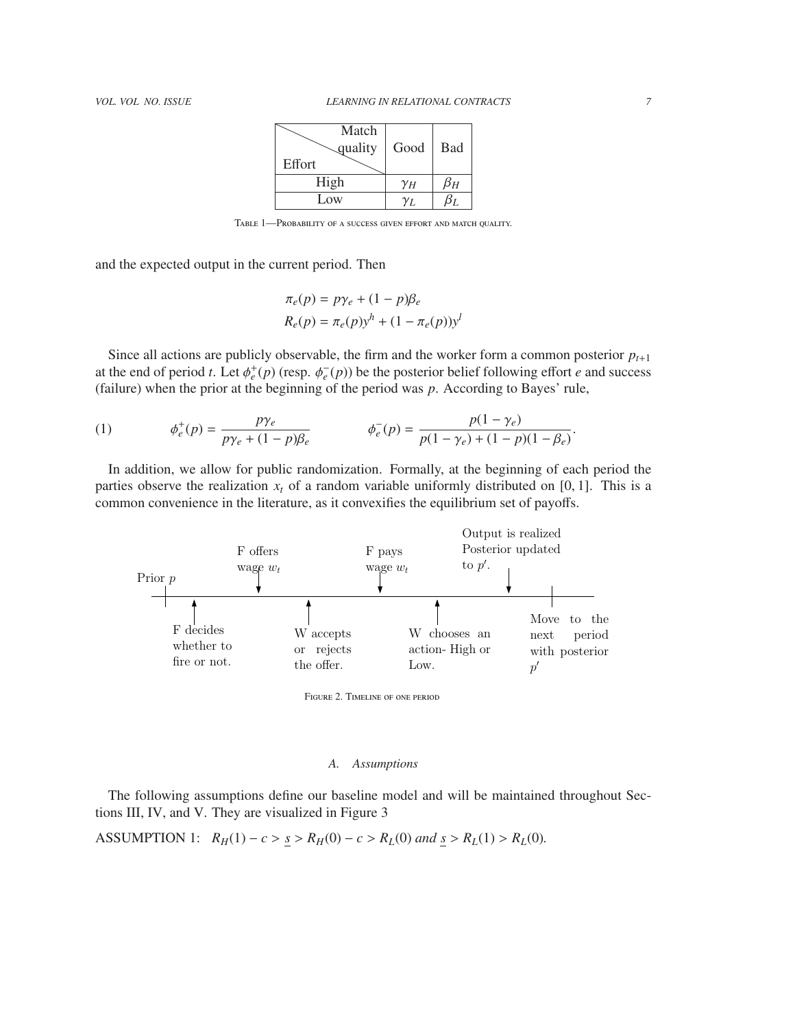| Match quality / Effort | Good | Bad |
|---|---|---|
| High | $\gamma_H$ | $\beta_H$ |
| Low | $\gamma_L$ | $\beta_L$ |

Table 1—Probability of a success given effort and match quality.

and the expected output in the current period. Then

$$\pi_e(p) = p\gamma_e + (1-p)\beta_e$$
$$R_e(p) = \pi_e(p)y^h + (1-\pi_e(p))y^l$$

Since all actions are publicly observable, the firm and the worker form a common posterior $p_{t+1}$ at the end of period $t$. Let $\phi_e^+(p)$ (resp. $\phi_e^-(p)$) be the posterior belief following effort $e$ and success (failure) when the prior at the beginning of the period was $p$. According to Bayes' rule,

$$\phi_e^+(p) = \frac{p\gamma_e}{p\gamma_e + (1-p)\beta_e} \qquad \phi_e^-(p) = \frac{p(1-\gamma_e)}{p(1-\gamma_e) + (1-p)(1-\beta_e)}. \tag{1}$$

In addition, we allow for public randomization. Formally, at the beginning of each period the parties observe the realization $x_t$ of a random variable uniformly distributed on $[0,1]$. This is a common convenience in the literature, as it convexifies the equilibrium set of payoffs.

Prior $p$ — F decides whether to fire or not. — F offers wage $w_t$ — W accepts or rejects the offer. — F pays wage $w_t$ — W chooses an action- High or Low. — Output is realized Posterior updated to $p'$. — Move to the next period with posterior $p'$

Figure 2. Timeline of one period

### A. Assumptions

The following assumptions define our baseline model and will be maintained throughout Sections III, IV, and V. They are visualized in Figure 3

ASSUMPTION 1: *$R_H(1) - c > \underline{s} > R_H(0) - c > R_L(0)$ and $\underline{s} > R_L(1) > R_L(0)$.*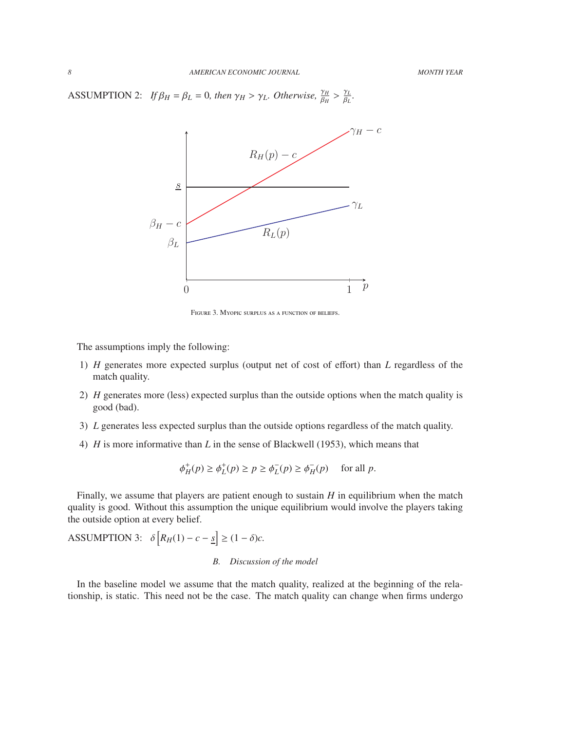ASSUMPTION 2: *If $\beta_H = \beta_L = 0$, then $\gamma_H > \gamma_L$. Otherwise, $\frac{\gamma_H}{\beta_H} > \frac{\gamma_L}{\beta_L}$.*

FIGURE 3. MYOPIC SURPLUS AS A FUNCTION OF BELIEFS.

The assumptions imply the following:

1) $H$ generates more expected surplus (output net of cost of effort) than $L$ regardless of the match quality.
2) $H$ generates more (less) expected surplus than the outside options when the match quality is good (bad).
3) $L$ generates less expected surplus than the outside options regardless of the match quality.
4) $H$ is more informative than $L$ in the sense of Blackwell (1953), which means that

$$\phi_H^+(p) \geq \phi_L^+(p) \geq p \geq \phi_L^-(p) \geq \phi_H^-(p) \quad \text{for all } p.$$

Finally, we assume that players are patient enough to sustain $H$ in equilibrium when the match quality is good. Without this assumption the unique equilibrium would involve the players taking the outside option at every belief.

ASSUMPTION 3: $\delta\left[R_H(1) - c - \underline{s}\right] \geq (1 - \delta)c.$

### B. Discussion of the model

In the baseline model we assume that the match quality, realized at the beginning of the relationship, is static. This need not be the case. The match quality can change when firms undergo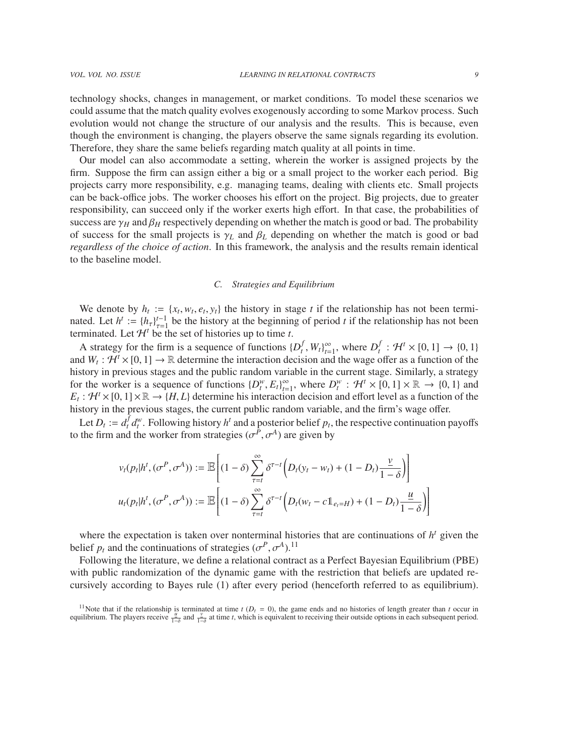technology shocks, changes in management, or market conditions. To model these scenarios we could assume that the match quality evolves exogenously according to some Markov process. Such evolution would not change the structure of our analysis and the results. This is because, even though the environment is changing, the players observe the same signals regarding its evolution. Therefore, they share the same beliefs regarding match quality at all points in time.

Our model can also accommodate a setting, wherein the worker is assigned projects by the firm. Suppose the firm can assign either a big or a small project to the worker each period. Big projects carry more responsibility, e.g. managing teams, dealing with clients etc. Small projects can be back-office jobs. The worker chooses his effort on the project. Big projects, due to greater responsibility, can succeed only if the worker exerts high effort. In that case, the probabilities of success are $\gamma_H$ and $\beta_H$ respectively depending on whether the match is good or bad. The probability of success for the small projects is $\gamma_L$ and $\beta_L$ depending on whether the match is good or bad *regardless of the choice of action*. In this framework, the analysis and the results remain identical to the baseline model.

### C. Strategies and Equilibrium

We denote by $h_t := \{x_t, w_t, e_t, y_t\}$ the history in stage $t$ if the relationship has not been terminated. Let $h^t := \{h_\tau\}_{\tau=1}^{t-1}$ be the history at the beginning of period $t$ if the relationship has not been terminated. Let $\mathcal{H}^t$ be the set of histories up to time $t$.

A strategy for the firm is a sequence of functions $\{D_t^f, W_t\}_{t=1}^{\infty}$, where $D_t^f : \mathcal{H}^t \times [0,1] \to \{0,1\}$ and $W_t : \mathcal{H}^t \times [0,1] \to \mathbb{R}$ determine the interaction decision and the wage offer as a function of the history in previous stages and the public random variable in the current stage. Similarly, a strategy for the worker is a sequence of functions $\{D_t^w, E_t\}_{t=1}^{\infty}$, where $D_t^w : \mathcal{H}^t \times [0,1] \times \mathbb{R} \to \{0,1\}$ and $E_t : \mathcal{H}^t \times [0,1] \times \mathbb{R} \to \{H, L\}$ determine his interaction decision and effort level as a function of the history in the previous stages, the current public random variable, and the firm's wage offer.

Let $D_t := d_t^f d_t^w$. Following history $h^t$ and a posterior belief $p_t$, the respective continuation payoffs to the firm and the worker from strategies $(\sigma^P, \sigma^A)$ are given by

$$v_t(p_t|h^t, (\sigma^P, \sigma^A)) := \mathbb{E}\left[(1-\delta)\sum_{\tau=t}^{\infty} \delta^{\tau-t}\left(D_t(y_t - w_t) + (1-D_t)\frac{\underline{v}}{1-\delta}\right)\right]$$

$$u_t(p_t|h^t, (\sigma^P, \sigma^A)) := \mathbb{E}\left[(1-\delta)\sum_{\tau=t}^{\infty} \delta^{\tau-t}\left(D_t(w_t - c\mathbb{1}_{e_t=H}) + (1-D_t)\frac{\underline{u}}{1-\delta}\right)\right]$$

where the expectation is taken over nonterminal histories that are continuations of $h^t$ given the belief $p_t$ and the continuations of strategies $(\sigma^P, \sigma^A)$.[11]

Following the literature, we define a relational contract as a Perfect Bayesian Equilibrium (PBE) with public randomization of the dynamic game with the restriction that beliefs are updated recursively according to Bayes rule (1) after every period (henceforth referred to as equilibrium).

[11]Note that if the relationship is terminated at time $t$ ($D_t = 0$), the game ends and no histories of length greater than $t$ occur in equilibrium. The players receive $\frac{\underline{u}}{1-\delta}$ and $\frac{\underline{v}}{1-\delta}$ at time $t$, which is equivalent to receiving their outside options in each subsequent period.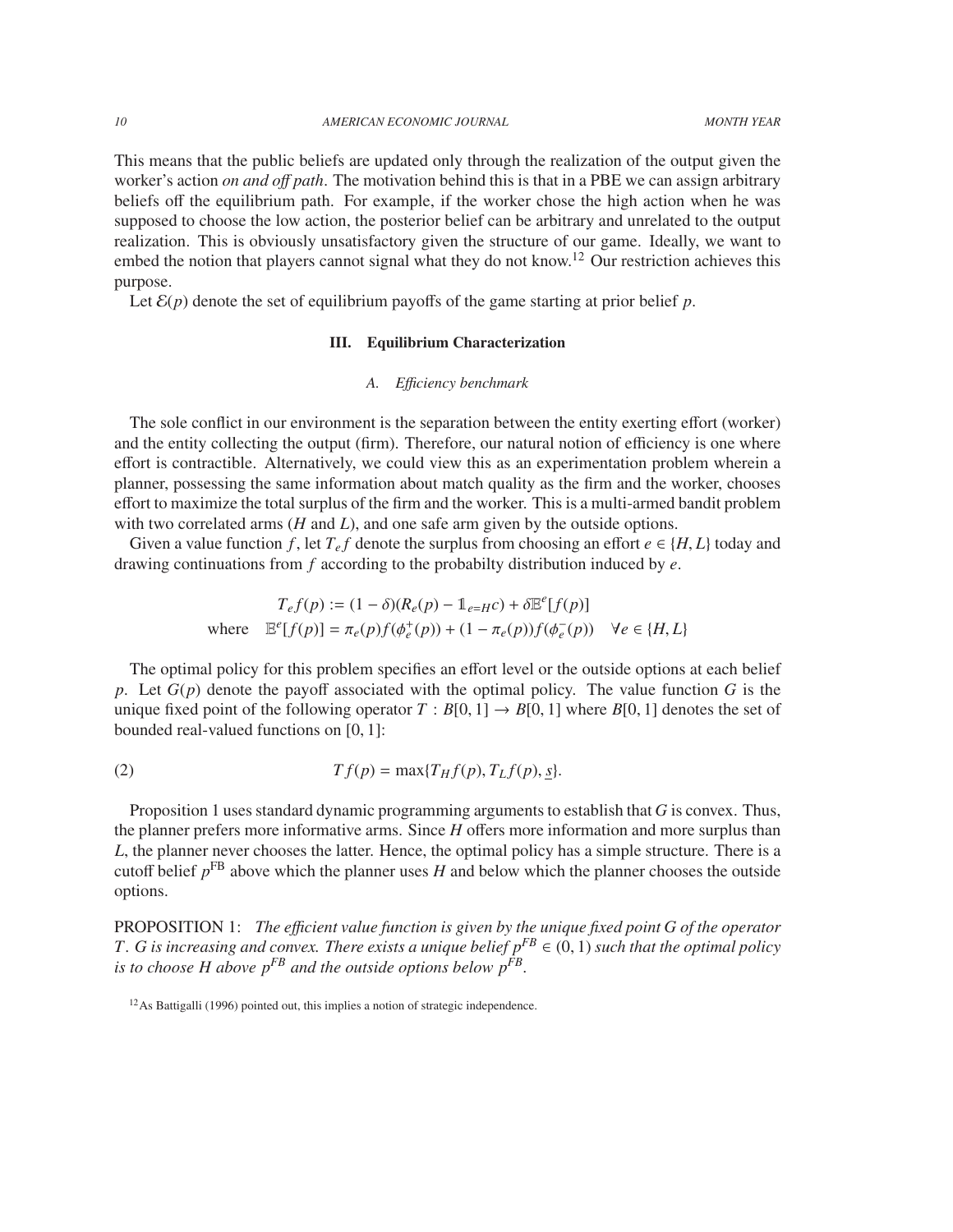This means that the public beliefs are updated only through the realization of the output given the worker's action *on and off path*. The motivation behind this is that in a PBE we can assign arbitrary beliefs off the equilibrium path. For example, if the worker chose the high action when he was supposed to choose the low action, the posterior belief can be arbitrary and unrelated to the output realization. This is obviously unsatisfactory given the structure of our game. Ideally, we want to embed the notion that players cannot signal what they do not know.[12] Our restriction achieves this purpose.

Let $\mathcal{E}(p)$ denote the set of equilibrium payoffs of the game starting at prior belief $p$.

## III. Equilibrium Characterization

### A. Efficiency benchmark

The sole conflict in our environment is the separation between the entity exerting effort (worker) and the entity collecting the output (firm). Therefore, our natural notion of efficiency is one where effort is contractible. Alternatively, we could view this as an experimentation problem wherein a planner, possessing the same information about match quality as the firm and the worker, chooses effort to maximize the total surplus of the firm and the worker. This is a multi-armed bandit problem with two correlated arms ($H$ and $L$), and one safe arm given by the outside options.

Given a value function $f$, let $T_e f$ denote the surplus from choosing an effort $e \in \{H, L\}$ today and drawing continuations from $f$ according to the probabilty distribution induced by $e$.

$$
\begin{aligned}
T_e f(p) &:= (1-\delta)(R_e(p) - \mathbb{1}_{e=H} c) + \delta \mathbb{E}^e[f(p)] \\
\text{where} \quad \mathbb{E}^e[f(p)] &= \pi_e(p) f(\phi_e^+(p)) + (1-\pi_e(p)) f(\phi_e^-(p)) \quad \forall e \in \{H, L\}
\end{aligned}
$$

The optimal policy for this problem specifies an effort level or the outside options at each belief $p$. Let $G(p)$ denote the payoff associated with the optimal policy. The value function $G$ is the unique fixed point of the following operator $T : B[0,1] \to B[0,1]$ where $B[0,1]$ denotes the set of bounded real-valued functions on $[0,1]$:

$$
Tf(p) = \max\{T_H f(p), T_L f(p), \underline{s}\}. \tag{2}
$$

Proposition 1 uses standard dynamic programming arguments to establish that $G$ is convex. Thus, the planner prefers more informative arms. Since $H$ offers more information and more surplus than $L$, the planner never chooses the latter. Hence, the optimal policy has a simple structure. There is a cutoff belief $p^{\text{FB}}$ above which the planner uses $H$ and below which the planner chooses the outside options.

PROPOSITION 1: *The efficient value function is given by the unique fixed point $G$ of the operator $T$. $G$ is increasing and convex. There exists a unique belief $p^{FB} \in (0,1)$ such that the optimal policy is to choose $H$ above $p^{FB}$ and the outside options below $p^{FB}$.*

[12] As Battigalli (1996) pointed out, this implies a notion of strategic independence.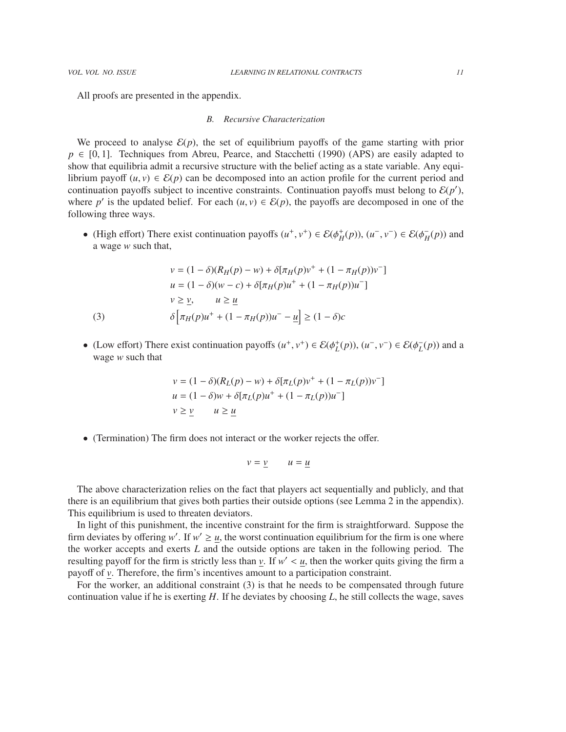All proofs are presented in the appendix.

### B. Recursive Characterization

We proceed to analyse $\mathcal{E}(p)$, the set of equilibrium payoffs of the game starting with prior $p \in [0,1]$. Techniques from Abreu, Pearce, and Stacchetti (1990) (APS) are easily adapted to show that equilibria admit a recursive structure with the belief acting as a state variable. Any equilibrium payoff $(u,v) \in \mathcal{E}(p)$ can be decomposed into an action profile for the current period and continuation payoffs subject to incentive constraints. Continuation payoffs must belong to $\mathcal{E}(p')$, where $p'$ is the updated belief. For each $(u,v) \in \mathcal{E}(p)$, the payoffs are decomposed in one of the following three ways.

- (High effort) There exist continuation payoffs $(u^+, v^+) \in \mathcal{E}(\phi_H^+(p))$, $(u^-, v^-) \in \mathcal{E}(\phi_H^-(p))$ and a wage $w$ such that,

$$
\begin{aligned}
v &= (1-\delta)(R_H(p) - w) + \delta[\pi_H(p)v^+ + (1-\pi_H(p))v^-] \\
u &= (1-\delta)(w - c) + \delta[\pi_H(p)u^+ + (1-\pi_H(p))u^-] \\
v &\geq \underline{v}, \qquad u \geq \underline{u} \\
&\delta\Big[\pi_H(p)u^+ + (1-\pi_H(p))u^- - \underline{u}\Big] \geq (1-\delta)c \qquad (3)
\end{aligned}
$$

- (Low effort) There exist continuation payoffs $(u^+, v^+) \in \mathcal{E}(\phi_L^+(p))$, $(u^-, v^-) \in \mathcal{E}(\phi_L^-(p))$ and a wage $w$ such that

$$
\begin{aligned}
v &= (1-\delta)(R_L(p) - w) + \delta[\pi_L(p)v^+ + (1-\pi_L(p))v^-] \\
u &= (1-\delta)w + \delta[\pi_L(p)u^+ + (1-\pi_L(p))u^-] \\
v &\geq \underline{v} \qquad u \geq \underline{u}
\end{aligned}
$$

- (Termination) The firm does not interact or the worker rejects the offer.

$$
v = \underline{v} \qquad u = \underline{u}
$$

The above characterization relies on the fact that players act sequentially and publicly, and that there is an equilibrium that gives both parties their outside options (see Lemma 2 in the appendix). This equilibrium is used to threaten deviators.

In light of this punishment, the incentive constraint for the firm is straightforward. Suppose the firm deviates by offering $w'$. If $w' \geq \underline{u}$, the worst continuation equilibrium for the firm is one where the worker accepts and exerts $L$ and the outside options are taken in the following period. The resulting payoff for the firm is strictly less than $\underline{v}$. If $w' < \underline{u}$, then the worker quits giving the firm a payoff of $\underline{v}$. Therefore, the firm's incentives amount to a participation constraint.

For the worker, an additional constraint (3) is that he needs to be compensated through future continuation value if he is exerting $H$. If he deviates by choosing $L$, he still collects the wage, saves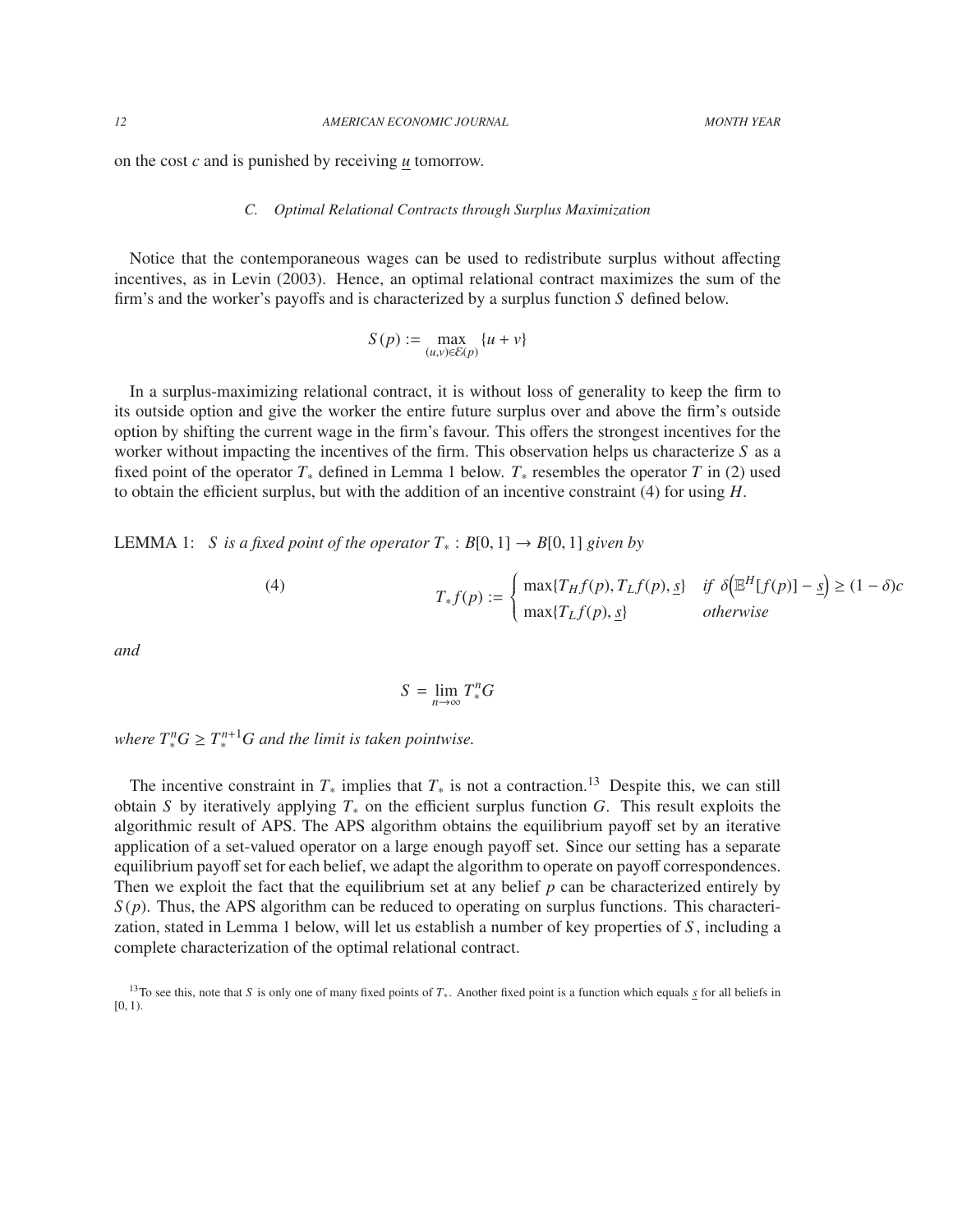on the cost $c$ and is punished by receiving $\underline{u}$ tomorrow.

### C. Optimal Relational Contracts through Surplus Maximization

Notice that the contemporaneous wages can be used to redistribute surplus without affecting incentives, as in Levin (2003). Hence, an optimal relational contract maximizes the sum of the firm's and the worker's payoffs and is characterized by a surplus function $S$ defined below.

$$S(p) := \max_{(u,v)\in\mathcal{E}(p)} \{u + v\}$$

In a surplus-maximizing relational contract, it is without loss of generality to keep the firm to its outside option and give the worker the entire future surplus over and above the firm's outside option by shifting the current wage in the firm's favour. This offers the strongest incentives for the worker without impacting the incentives of the firm. This observation helps us characterize $S$ as a fixed point of the operator $T_*$ defined in Lemma 1 below. $T_*$ resembles the operator $T$ in (2) used to obtain the efficient surplus, but with the addition of an incentive constraint (4) for using $H$.

LEMMA 1: *$S$ is a fixed point of the operator $T_* : B[0,1] \to B[0,1]$ given by*

$$T_* f(p) := \begin{cases} \max\{T_H f(p), T_L f(p), \underline{s}\} & \text{if } \delta\Big(\mathbb{E}^H[f(p)] - \underline{s}\Big) \geq (1-\delta)c \\ \max\{T_L f(p), \underline{s}\} & \text{otherwise} \end{cases} \tag{4}$$

*and*

$$S = \lim_{n\to\infty} T_*^n G$$

*where $T_*^n G \geq T_*^{n+1} G$ and the limit is taken pointwise.*

The incentive constraint in $T_*$ implies that $T_*$ is not a contraction.[13] Despite this, we can still obtain $S$ by iteratively applying $T_*$ on the efficient surplus function $G$. This result exploits the algorithmic result of APS. The APS algorithm obtains the equilibrium payoff set by an iterative application of a set-valued operator on a large enough payoff set. Since our setting has a separate equilibrium payoff set for each belief, we adapt the algorithm to operate on payoff correspondences. Then we exploit the fact that the equilibrium set at any belief $p$ can be characterized entirely by $S(p)$. Thus, the APS algorithm can be reduced to operating on surplus functions. This characterization, stated in Lemma 1 below, will let us establish a number of key properties of $S$, including a complete characterization of the optimal relational contract.

[13] To see this, note that $S$ is only one of many fixed points of $T_*$. Another fixed point is a function which equals $\underline{s}$ for all beliefs in $[0, 1)$.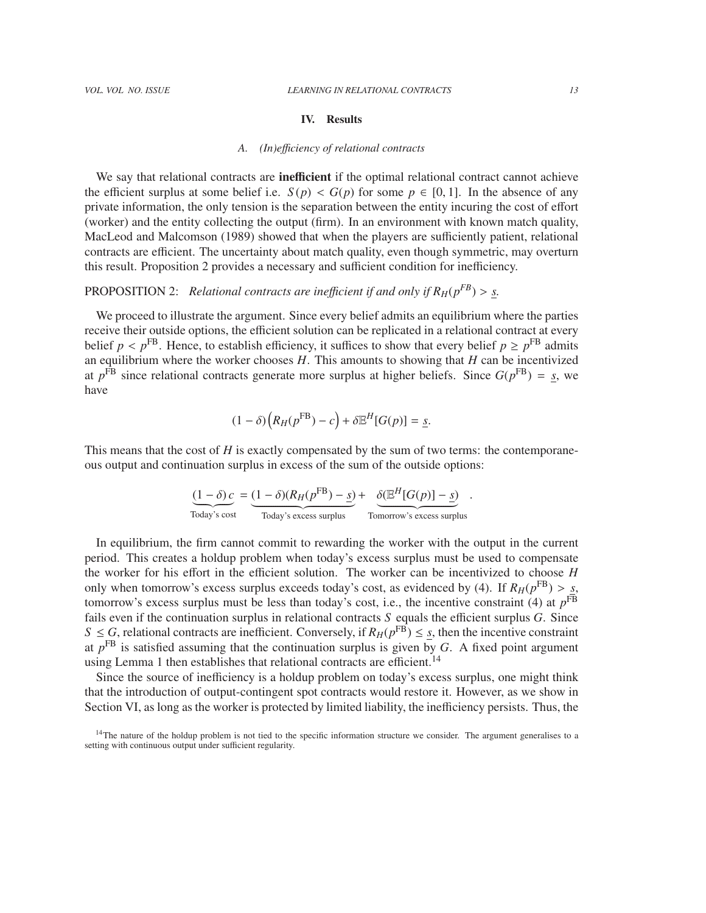## IV. Results

### A. (In)efficiency of relational contracts

We say that relational contracts are **inefficient** if the optimal relational contract cannot achieve the efficient surplus at some belief i.e. $S(p) < G(p)$ for some $p \in [0, 1]$. In the absence of any private information, the only tension is the separation between the entity incuring the cost of effort (worker) and the entity collecting the output (firm). In an environment with known match quality, MacLeod and Malcomson (1989) showed that when the players are sufficiently patient, relational contracts are efficient. The uncertainty about match quality, even though symmetric, may overturn this result. Proposition 2 provides a necessary and sufficient condition for inefficiency.

PROPOSITION 2: *Relational contracts are inefficient if and only if $R_H(p^{FB}) > \underline{s}$.*

We proceed to illustrate the argument. Since every belief admits an equilibrium where the parties receive their outside options, the efficient solution can be replicated in a relational contract at every belief $p < p^{\text{FB}}$. Hence, to establish efficiency, it suffices to show that every belief $p \geq p^{\text{FB}}$ admits an equilibrium where the worker chooses $H$. This amounts to showing that $H$ can be incentivized at $p^{\text{FB}}$ since relational contracts generate more surplus at higher beliefs. Since $G(p^{\text{FB}}) = \underline{s}$, we have

$$(1 - \delta)\Big(R_H(p^{\text{FB}}) - c\Big) + \delta \mathbb{E}^H[G(p)] = \underline{s}.$$

This means that the cost of $H$ is exactly compensated by the sum of two terms: the contemporaneous output and continuation surplus in excess of the sum of the outside options:

$$\underbrace{(1 - \delta)\, c}_{\text{Today's cost}} = \underbrace{(1 - \delta)(R_H(p^{\text{FB}}) - \underline{s})}_{\text{Today's excess surplus}} + \underbrace{\delta(\mathbb{E}^H[G(p)] - \underline{s})}_{\text{Tomorrow's excess surplus}} \quad .$$

In equilibrium, the firm cannot commit to rewarding the worker with the output in the current period. This creates a holdup problem when today's excess surplus must be used to compensate the worker for his effort in the efficient solution. The worker can be incentivized to choose $H$ only when tomorrow's excess surplus exceeds today's cost, as evidenced by (4). If $R_H(p^{\text{FB}}) > \underline{s}$, tomorrow's excess surplus must be less than today's cost, i.e., the incentive constraint (4) at $p^{\text{FB}}$ fails even if the continuation surplus in relational contracts $S$ equals the efficient surplus $G$. Since $S \leq G$, relational contracts are inefficient. Conversely, if $R_H(p^{\text{FB}}) \leq \underline{s}$, then the incentive constraint at $p^{\text{FB}}$ is satisfied assuming that the continuation surplus is given by $G$. A fixed point argument using Lemma 1 then establishes that relational contracts are efficient.[14]

Since the source of inefficiency is a holdup problem on today's excess surplus, one might think that the introduction of output-contingent spot contracts would restore it. However, as we show in Section VI, as long as the worker is protected by limited liability, the inefficiency persists. Thus, the

[14] The nature of the holdup problem is not tied to the specific information structure we consider. The argument generalises to a setting with continuous output under sufficient regularity.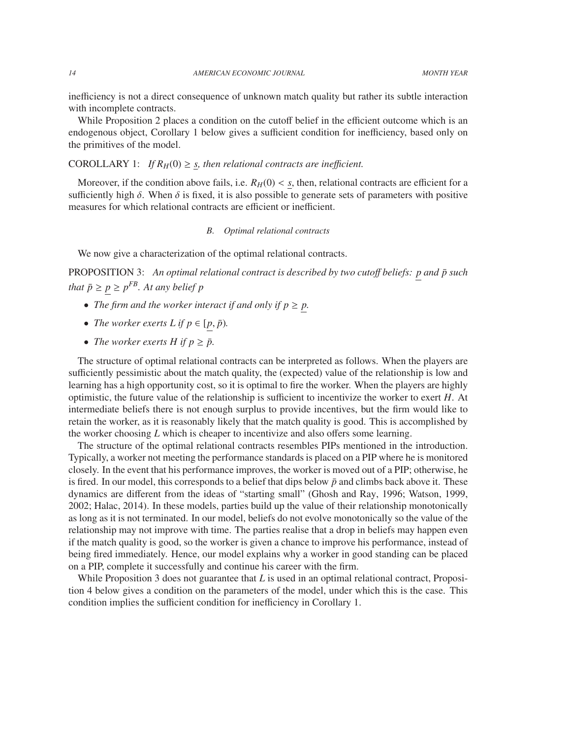inefficiency is not a direct consequence of unknown match quality but rather its subtle interaction with incomplete contracts.

While Proposition 2 places a condition on the cutoff belief in the efficient outcome which is an endogenous object, Corollary 1 below gives a sufficient condition for inefficiency, based only on the primitives of the model.

COROLLARY 1: *If $R_H(0) \geq \underline{s}$, then relational contracts are inefficient.*

Moreover, if the condition above fails, i.e. $R_H(0) < \underline{s}$, then, relational contracts are efficient for a sufficiently high $\delta$. When $\delta$ is fixed, it is also possible to generate sets of parameters with positive measures for which relational contracts are efficient or inefficient.

### B. *Optimal relational contracts*

We now give a characterization of the optimal relational contracts.

PROPOSITION 3: *An optimal relational contract is described by two cutoff beliefs: $\underline{p}$ and $\bar{p}$ such that $\bar{p} \geq \underline{p} \geq p^{FB}$. At any belief $p$*

- *The firm and the worker interact if and only if $p \geq \underline{p}$.*
- *The worker exerts $L$ if $p \in [\underline{p}, \bar{p})$.*
- *The worker exerts $H$ if $p \geq \bar{p}$.*

The structure of optimal relational contracts can be interpreted as follows. When the players are sufficiently pessimistic about the match quality, the (expected) value of the relationship is low and learning has a high opportunity cost, so it is optimal to fire the worker. When the players are highly optimistic, the future value of the relationship is sufficient to incentivize the worker to exert $H$. At intermediate beliefs there is not enough surplus to provide incentives, but the firm would like to retain the worker, as it is reasonably likely that the match quality is good. This is accomplished by the worker choosing $L$ which is cheaper to incentivize and also offers some learning.

The structure of the optimal relational contracts resembles PIPs mentioned in the introduction. Typically, a worker not meeting the performance standards is placed on a PIP where he is monitored closely. In the event that his performance improves, the worker is moved out of a PIP; otherwise, he is fired. In our model, this corresponds to a belief that dips below $\bar{p}$ and climbs back above it. These dynamics are different from the ideas of "starting small" (Ghosh and Ray, 1996; Watson, 1999, 2002; Halac, 2014). In these models, parties build up the value of their relationship monotonically as long as it is not terminated. In our model, beliefs do not evolve monotonically so the value of the relationship may not improve with time. The parties realise that a drop in beliefs may happen even if the match quality is good, so the worker is given a chance to improve his performance, instead of being fired immediately. Hence, our model explains why a worker in good standing can be placed on a PIP, complete it successfully and continue his career with the firm.

While Proposition 3 does not guarantee that $L$ is used in an optimal relational contract, Proposition 4 below gives a condition on the parameters of the model, under which this is the case. This condition implies the sufficient condition for inefficiency in Corollary 1.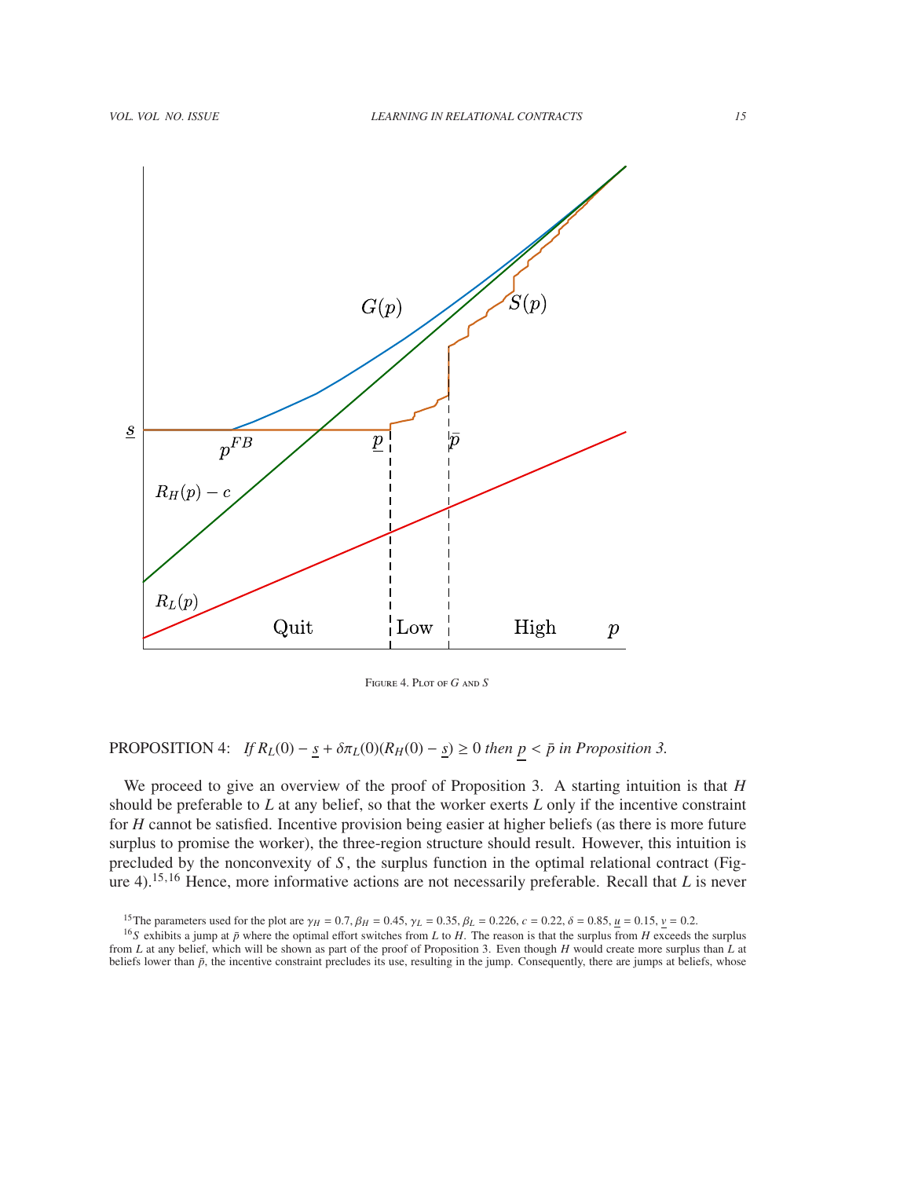Figure 4. Plot of $G$ and $S$

PROPOSITION 4: *If $R_L(0) - \underline{s} + \delta \pi_L(0)(R_H(0) - \underline{s}) \geq 0$ then $\underline{p} < \bar{p}$ in Proposition 3.*

We proceed to give an overview of the proof of Proposition 3. A starting intuition is that $H$ should be preferable to $L$ at any belief, so that the worker exerts $L$ only if the incentive constraint for $H$ cannot be satisfied. Incentive provision being easier at higher beliefs (as there is more future surplus to promise the worker), the three-region structure should result. However, this intuition is precluded by the nonconvexity of $S$, the surplus function in the optimal relational contract (Figure 4).[15,16] Hence, more informative actions are not necessarily preferable. Recall that $L$ is never

[15] The parameters used for the plot are $\gamma_H = 0.7$, $\beta_H = 0.45$, $\gamma_L = 0.35$, $\beta_L = 0.226$, $c = 0.22$, $\delta = 0.85$, $\underline{u} = 0.15$, $\underline{v} = 0.2$.

[16] $S$ exhibits a jump at $\bar{p}$ where the optimal effort switches from $L$ to $H$. The reason is that the surplus from $H$ exceeds the surplus from $L$ at any belief, which will be shown as part of the proof of Proposition 3. Even though $H$ would create more surplus than $L$ at beliefs lower than $\bar{p}$, the incentive constraint precludes its use, resulting in the jump. Consequently, there are jumps at beliefs, whose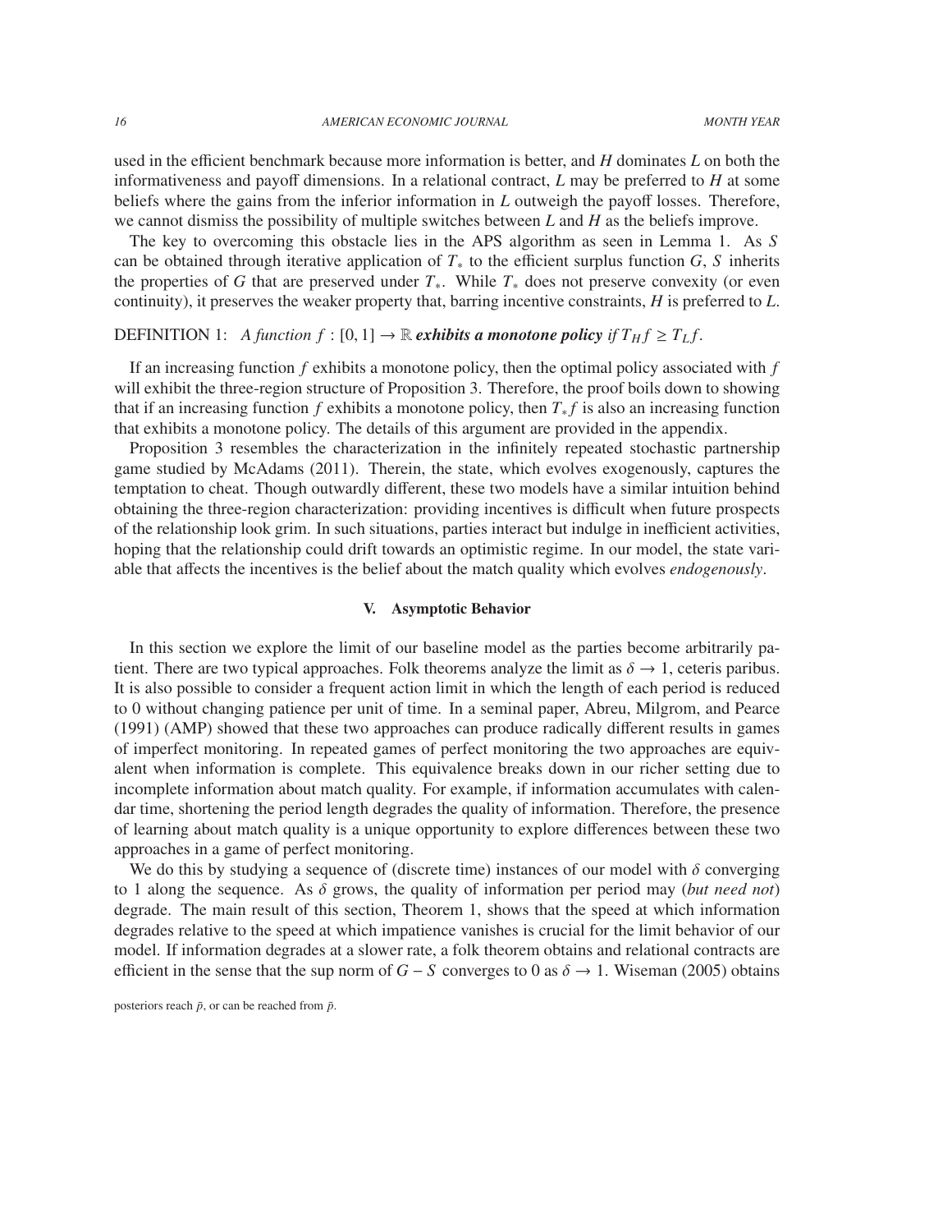used in the efficient benchmark because more information is better, and $H$ dominates $L$ on both the informativeness and payoff dimensions. In a relational contract, $L$ may be preferred to $H$ at some beliefs where the gains from the inferior information in $L$ outweigh the payoff losses. Therefore, we cannot dismiss the possibility of multiple switches between $L$ and $H$ as the beliefs improve.

The key to overcoming this obstacle lies in the APS algorithm as seen in Lemma 1. As $S$ can be obtained through iterative application of $T_*$ to the efficient surplus function $G$, $S$ inherits the properties of $G$ that are preserved under $T_*$. While $T_*$ does not preserve convexity (or even continuity), it preserves the weaker property that, barring incentive constraints, $H$ is preferred to $L$.

DEFINITION 1: *A function $f : [0, 1] \to \mathbb{R}$ **exhibits a monotone policy** if $T_H f \geq T_L f$.*

If an increasing function $f$ exhibits a monotone policy, then the optimal policy associated with $f$ will exhibit the three-region structure of Proposition 3. Therefore, the proof boils down to showing that if an increasing function $f$ exhibits a monotone policy, then $T_* f$ is also an increasing function that exhibits a monotone policy. The details of this argument are provided in the appendix.

Proposition 3 resembles the characterization in the infinitely repeated stochastic partnership game studied by McAdams (2011). Therein, the state, which evolves exogenously, captures the temptation to cheat. Though outwardly different, these two models have a similar intuition behind obtaining the three-region characterization: providing incentives is difficult when future prospects of the relationship look grim. In such situations, parties interact but indulge in inefficient activities, hoping that the relationship could drift towards an optimistic regime. In our model, the state variable that affects the incentives is the belief about the match quality which evolves *endogenously*.

## V. Asymptotic Behavior

In this section we explore the limit of our baseline model as the parties become arbitrarily patient. There are two typical approaches. Folk theorems analyze the limit as $\delta \to 1$, ceteris paribus. It is also possible to consider a frequent action limit in which the length of each period is reduced to 0 without changing patience per unit of time. In a seminal paper, Abreu, Milgrom, and Pearce (1991) (AMP) showed that these two approaches can produce radically different results in games of imperfect monitoring. In repeated games of perfect monitoring the two approaches are equivalent when information is complete. This equivalence breaks down in our richer setting due to incomplete information about match quality. For example, if information accumulates with calendar time, shortening the period length degrades the quality of information. Therefore, the presence of learning about match quality is a unique opportunity to explore differences between these two approaches in a game of perfect monitoring.

We do this by studying a sequence of (discrete time) instances of our model with $\delta$ converging to 1 along the sequence. As $\delta$ grows, the quality of information per period may (*but need not*) degrade. The main result of this section, Theorem 1, shows that the speed at which information degrades relative to the speed at which impatience vanishes is crucial for the limit behavior of our model. If information degrades at a slower rate, a folk theorem obtains and relational contracts are efficient in the sense that the sup norm of $G - S$ converges to 0 as $\delta \to 1$. Wiseman (2005) obtains

posteriors reach $\bar{p}$, or can be reached from $\bar{p}$.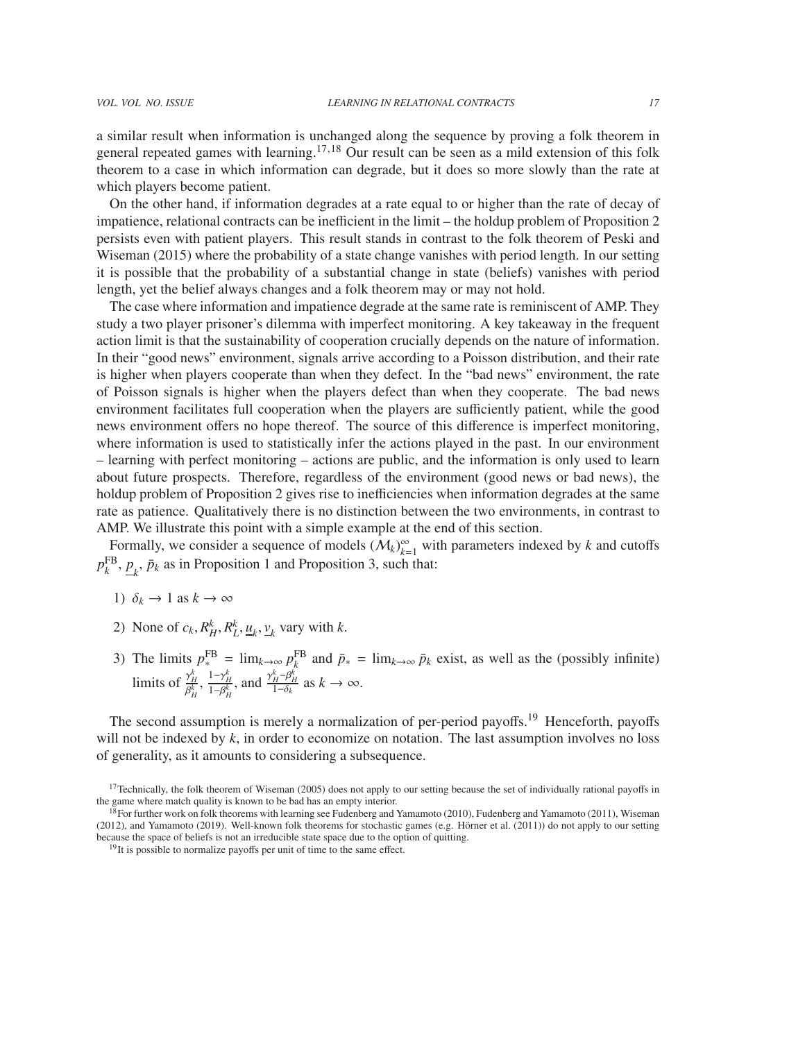a similar result when information is unchanged along the sequence by proving a folk theorem in general repeated games with learning.[17,18] Our result can be seen as a mild extension of this folk theorem to a case in which information can degrade, but it does so more slowly than the rate at which players become patient.

On the other hand, if information degrades at a rate equal to or higher than the rate of decay of impatience, relational contracts can be inefficient in the limit – the holdup problem of Proposition 2 persists even with patient players. This result stands in contrast to the folk theorem of Peski and Wiseman (2015) where the probability of a state change vanishes with period length. In our setting it is possible that the probability of a substantial change in state (beliefs) vanishes with period length, yet the belief always changes and a folk theorem may or may not hold.

The case where information and impatience degrade at the same rate is reminiscent of AMP. They study a two player prisoner's dilemma with imperfect monitoring. A key takeaway in the frequent action limit is that the sustainability of cooperation crucially depends on the nature of information. In their "good news" environment, signals arrive according to a Poisson distribution, and their rate is higher when players cooperate than when they defect. In the "bad news" environment, the rate of Poisson signals is higher when the players defect than when they cooperate. The bad news environment facilitates full cooperation when the players are sufficiently patient, while the good news environment offers no hope thereof. The source of this difference is imperfect monitoring, where information is used to statistically infer the actions played in the past. In our environment – learning with perfect monitoring – actions are public, and the information is only used to learn about future prospects. Therefore, regardless of the environment (good news or bad news), the holdup problem of Proposition 2 gives rise to inefficiencies when information degrades at the same rate as patience. Qualitatively there is no distinction between the two environments, in contrast to AMP. We illustrate this point with a simple example at the end of this section.

Formally, we consider a sequence of models $(\mathcal{M}_k)_{k=1}^{\infty}$ with parameters indexed by $k$ and cutoffs $p_k^{\text{FB}}$, $\underline{p}_k$, $\bar{p}_k$ as in Proposition 1 and Proposition 3, such that:

1) $\delta_k \to 1$ as $k \to \infty$
2) None of $c_k, R_H^k, R_L^k, \underline{u}_k, \underline{v}_k$ vary with $k$.
3) The limits $p_*^{\text{FB}} = \lim_{k\to\infty} p_k^{\text{FB}}$ and $\bar{p}_* = \lim_{k\to\infty} \bar{p}_k$ exist, as well as the (possibly infinite) limits of $\frac{\gamma_H^k}{\beta_H^k}$, $\frac{1-\gamma_H^k}{1-\beta_H^k}$, and $\frac{\gamma_H^k-\beta_H^k}{1-\delta_k}$ as $k \to \infty$.

The second assumption is merely a normalization of per-period payoffs.[19] Henceforth, payoffs will not be indexed by $k$, in order to economize on notation. The last assumption involves no loss of generality, as it amounts to considering a subsequence.

[17] Technically, the folk theorem of Wiseman (2005) does not apply to our setting because the set of individually rational payoffs in the game where match quality is known to be bad has an empty interior.

[18] For further work on folk theorems with learning see Fudenberg and Yamamoto (2010), Fudenberg and Yamamoto (2011), Wiseman (2012), and Yamamoto (2019). Well-known folk theorems for stochastic games (e.g. Hörner et al. (2011)) do not apply to our setting because the space of beliefs is not an irreducible state space due to the option of quitting.

[19] It is possible to normalize payoffs per unit of time to the same effect.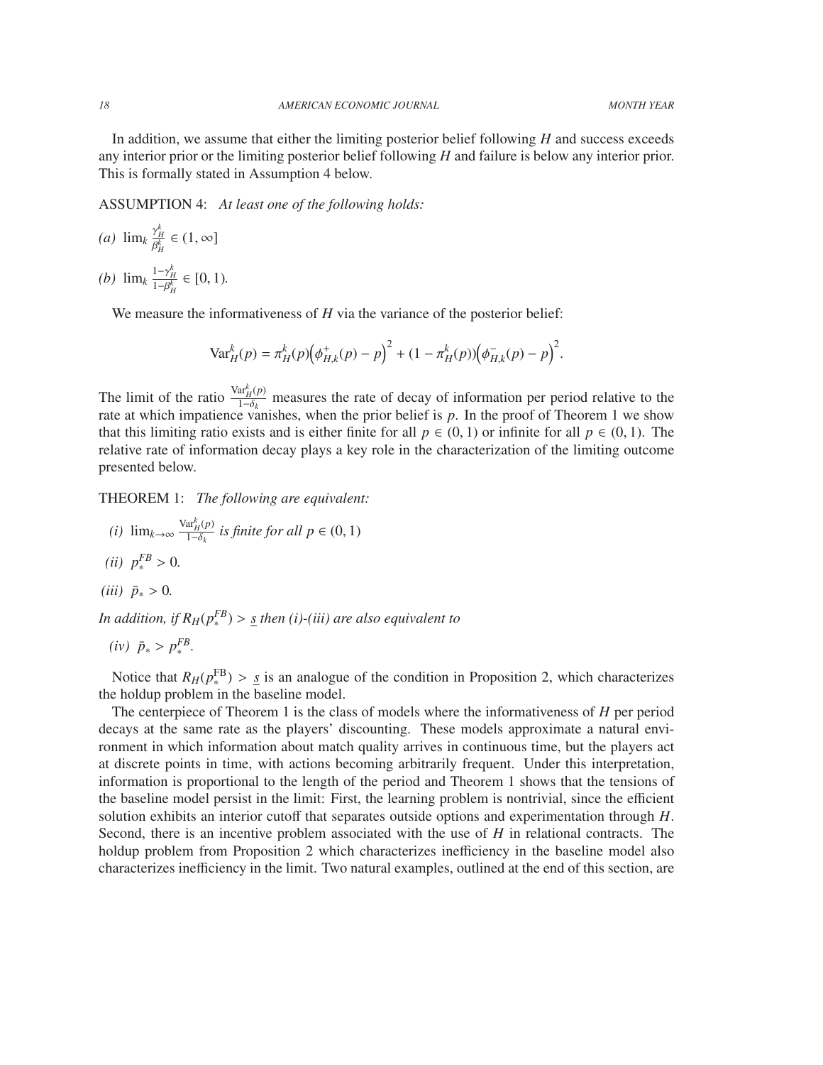In addition, we assume that either the limiting posterior belief following $H$ and success exceeds any interior prior or the limiting posterior belief following $H$ and failure is below any interior prior. This is formally stated in Assumption 4 below.

ASSUMPTION 4: *At least one of the following holds:*

*(a)* $\lim_k \frac{\gamma_H^k}{\beta_H^k} \in (1, \infty]$

*(b)* $\lim_k \frac{1-\gamma_H^k}{1-\beta_H^k} \in [0, 1)$.

We measure the informativeness of $H$ via the variance of the posterior belief:

$$\mathrm{Var}_H^k(p) = \pi_H^k(p)\Big(\phi_{H,k}^+(p) - p\Big)^2 + (1 - \pi_H^k(p))\Big(\phi_{H,k}^-(p) - p\Big)^2.$$

The limit of the ratio $\frac{\mathrm{Var}_H^k(p)}{1-\delta_k}$ measures the rate of decay of information per period relative to the rate at which impatience vanishes, when the prior belief is $p$. In the proof of Theorem 1 we show that this limiting ratio exists and is either finite for all $p \in (0, 1)$ or infinite for all $p \in (0, 1)$. The relative rate of information decay plays a key role in the characterization of the limiting outcome presented below.

THEOREM 1: *The following are equivalent:*

*(i)* $\lim_{k\to\infty} \frac{\mathrm{Var}_H^k(p)}{1-\delta_k}$ *is finite for all* $p \in (0, 1)$

*(ii)* $p_*^{FB} > 0$.

*(iii)* $\bar{p}_* > 0$.

*In addition, if* $R_H(p_*^{FB}) > \underline{s}$ *then (i)-(iii) are also equivalent to*

*(iv)* $\bar{p}_* > p_*^{FB}$.

Notice that $R_H(p_*^{\mathrm{FB}}) > \underline{s}$ is an analogue of the condition in Proposition 2, which characterizes the holdup problem in the baseline model.

The centerpiece of Theorem 1 is the class of models where the informativeness of $H$ per period decays at the same rate as the players' discounting. These models approximate a natural environment in which information about match quality arrives in continuous time, but the players act at discrete points in time, with actions becoming arbitrarily frequent. Under this interpretation, information is proportional to the length of the period and Theorem 1 shows that the tensions of the baseline model persist in the limit: First, the learning problem is nontrivial, since the efficient solution exhibits an interior cutoff that separates outside options and experimentation through $H$. Second, there is an incentive problem associated with the use of $H$ in relational contracts. The holdup problem from Proposition 2 which characterizes inefficiency in the baseline model also characterizes inefficiency in the limit. Two natural examples, outlined at the end of this section, are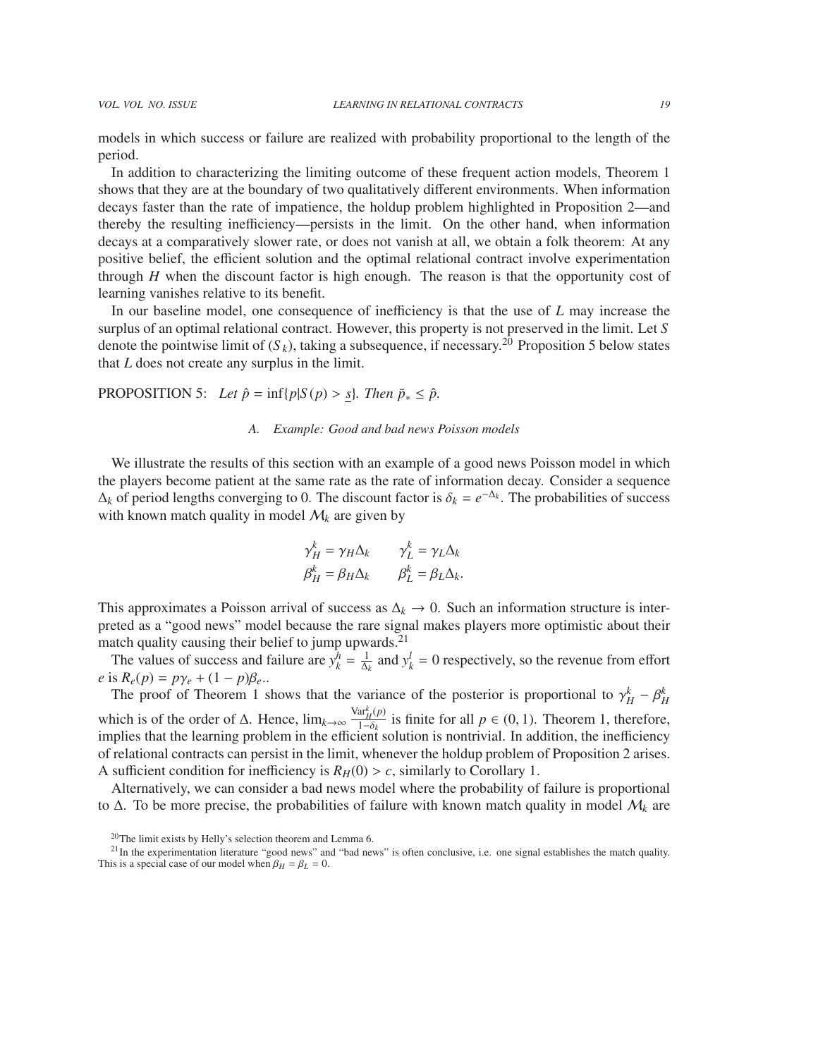models in which success or failure are realized with probability proportional to the length of the period.

In addition to characterizing the limiting outcome of these frequent action models, Theorem 1 shows that they are at the boundary of two qualitatively different environments. When information decays faster than the rate of impatience, the holdup problem highlighted in Proposition 2—and thereby the resulting inefficiency—persists in the limit. On the other hand, when information decays at a comparatively slower rate, or does not vanish at all, we obtain a folk theorem: At any positive belief, the efficient solution and the optimal relational contract involve experimentation through $H$ when the discount factor is high enough. The reason is that the opportunity cost of learning vanishes relative to its benefit.

In our baseline model, one consequence of inefficiency is that the use of $L$ may increase the surplus of an optimal relational contract. However, this property is not preserved in the limit. Let $S$ denote the pointwise limit of $(S_k)$, taking a subsequence, if necessary.[20] Proposition 5 below states that $L$ does not create any surplus in the limit.

PROPOSITION 5: *Let* $\hat{p} = \inf\{p|S(p) > \underline{s}\}$*. Then* $\bar{p}_* \leq \hat{p}$*.*

### A. Example: Good and bad news Poisson models

We illustrate the results of this section with an example of a good news Poisson model in which the players become patient at the same rate as the rate of information decay. Consider a sequence $\Delta_k$ of period lengths converging to 0. The discount factor is $\delta_k = e^{-\Delta_k}$. The probabilities of success with known match quality in model $\mathcal{M}_k$ are given by

$$\gamma_H^k = \gamma_H \Delta_k \qquad \gamma_L^k = \gamma_L \Delta_k$$
$$\beta_H^k = \beta_H \Delta_k \qquad \beta_L^k = \beta_L \Delta_k.$$

This approximates a Poisson arrival of success as $\Delta_k \to 0$. Such an information structure is interpreted as a "good news" model because the rare signal makes players more optimistic about their match quality causing their belief to jump upwards.[21]

The values of success and failure are $y_k^h = \frac{1}{\Delta_k}$ and $y_k^l = 0$ respectively, so the revenue from effort $e$ is $R_e(p) = p\gamma_e + (1-p)\beta_e$..

The proof of Theorem 1 shows that the variance of the posterior is proportional to $\gamma_H^k - \beta_H^k$ which is of the order of $\Delta$. Hence, $\lim_{k\to\infty} \frac{\text{Var}_H^k(p)}{1-\delta_k}$ is finite for all $p \in (0, 1)$. Theorem 1, therefore, implies that the learning problem in the efficient solution is nontrivial. In addition, the inefficiency of relational contracts can persist in the limit, whenever the holdup problem of Proposition 2 arises. A sufficient condition for inefficiency is $R_H(0) > c$, similarly to Corollary 1.

Alternatively, we can consider a bad news model where the probability of failure is proportional to $\Delta$. To be more precise, the probabilities of failure with known match quality in model $\mathcal{M}_k$ are

[20] The limit exists by Helly's selection theorem and Lemma 6.

[21] In the experimentation literature "good news" and "bad news" is often conclusive, i.e. one signal establishes the match quality. This is a special case of our model when $\beta_H = \beta_L = 0$.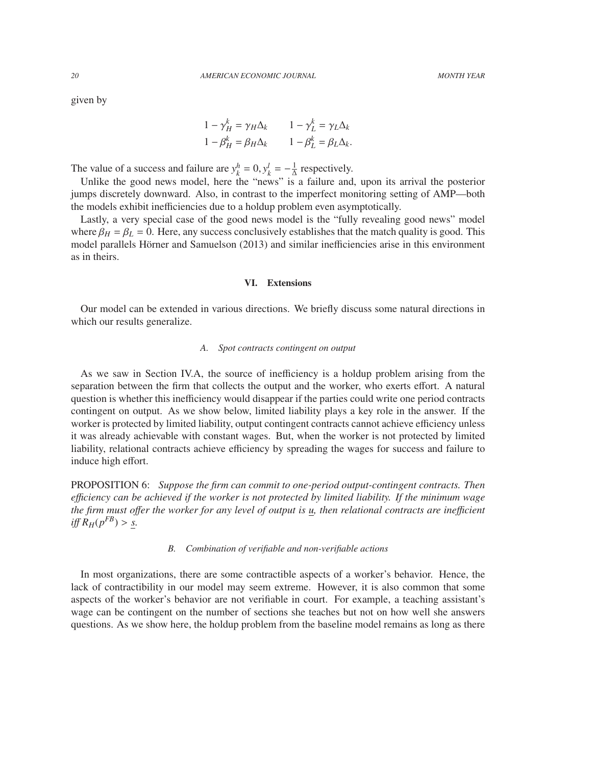given by

$$
\begin{aligned}
1 - \gamma_H^k &= \gamma_H \Delta_k \qquad & 1 - \gamma_L^k &= \gamma_L \Delta_k \\
1 - \beta_H^k &= \beta_H \Delta_k \qquad & 1 - \beta_L^k &= \beta_L \Delta_k.
\end{aligned}
$$

The value of a success and failure are $y_k^h = 0, y_k^l = -\frac{1}{\Delta}$ respectively.

Unlike the good news model, here the "news" is a failure and, upon its arrival the posterior jumps discretely downward. Also, in contrast to the imperfect monitoring setting of AMP—both the models exhibit inefficiencies due to a holdup problem even asymptotically.

Lastly, a very special case of the good news model is the "fully revealing good news" model where $\beta_H = \beta_L = 0$. Here, any success conclusively establishes that the match quality is good. This model parallels Hörner and Samuelson (2013) and similar inefficiencies arise in this environment as in theirs.

## VI. Extensions

Our model can be extended in various directions. We briefly discuss some natural directions in which our results generalize.

### A. Spot contracts contingent on output

As we saw in Section IV.A, the source of inefficiency is a holdup problem arising from the separation between the firm that collects the output and the worker, who exerts effort. A natural question is whether this inefficiency would disappear if the parties could write one period contracts contingent on output. As we show below, limited liability plays a key role in the answer. If the worker is protected by limited liability, output contingent contracts cannot achieve efficiency unless it was already achievable with constant wages. But, when the worker is not protected by limited liability, relational contracts achieve efficiency by spreading the wages for success and failure to induce high effort.

PROPOSITION 6: *Suppose the firm can commit to one-period output-contingent contracts. Then efficiency can be achieved if the worker is not protected by limited liability. If the minimum wage the firm must offer the worker for any level of output is $\underline{u}$, then relational contracts are inefficient iff $R_H(p^{FB}) > \underline{s}$.*

### B. Combination of verifiable and non-verifiable actions

In most organizations, there are some contractible aspects of a worker's behavior. Hence, the lack of contractibility in our model may seem extreme. However, it is also common that some aspects of the worker's behavior are not verifiable in court. For example, a teaching assistant's wage can be contingent on the number of sections she teaches but not on how well she answers questions. As we show here, the holdup problem from the baseline model remains as long as there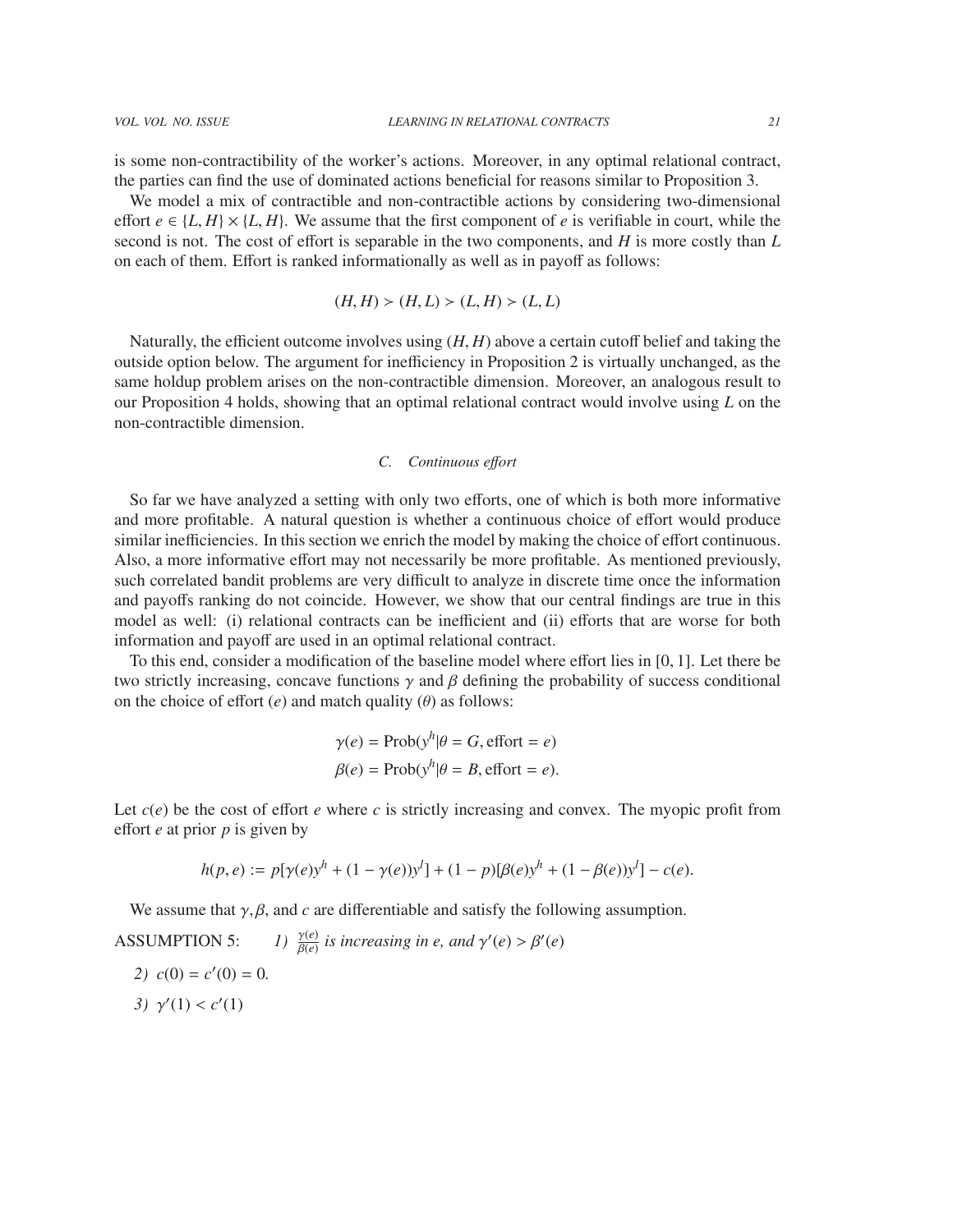is some non-contractibility of the worker's actions. Moreover, in any optimal relational contract, the parties can find the use of dominated actions beneficial for reasons similar to Proposition 3.

We model a mix of contractible and non-contractible actions by considering two-dimensional effort $e \in \{L, H\} \times \{L, H\}$. We assume that the first component of $e$ is verifiable in court, while the second is not. The cost of effort is separable in the two components, and $H$ is more costly than $L$ on each of them. Effort is ranked informationally as well as in payoff as follows:

$$(H, H) \succ (H, L) \succ (L, H) \succ (L, L)$$

Naturally, the efficient outcome involves using $(H, H)$ above a certain cutoff belief and taking the outside option below. The argument for inefficiency in Proposition 2 is virtually unchanged, as the same holdup problem arises on the non-contractible dimension. Moreover, an analogous result to our Proposition 4 holds, showing that an optimal relational contract would involve using $L$ on the non-contractible dimension.

### C. *Continuous effort*

So far we have analyzed a setting with only two efforts, one of which is both more informative and more profitable. A natural question is whether a continuous choice of effort would produce similar inefficiencies. In this section we enrich the model by making the choice of effort continuous. Also, a more informative effort may not necessarily be more profitable. As mentioned previously, such correlated bandit problems are very difficult to analyze in discrete time once the information and payoffs ranking do not coincide. However, we show that our central findings are true in this model as well: (i) relational contracts can be inefficient and (ii) efforts that are worse for both information and payoff are used in an optimal relational contract.

To this end, consider a modification of the baseline model where effort lies in $[0, 1]$. Let there be two strictly increasing, concave functions $\gamma$ and $\beta$ defining the probability of success conditional on the choice of effort ($e$) and match quality ($\theta$) as follows:

$$\gamma(e) = \text{Prob}(y^h | \theta = G, \text{effort} = e)$$
$$\beta(e) = \text{Prob}(y^h | \theta = B, \text{effort} = e).$$

Let $c(e)$ be the cost of effort $e$ where $c$ is strictly increasing and convex. The myopic profit from effort $e$ at prior $p$ is given by

$$h(p, e) := p[\gamma(e)y^h + (1 - \gamma(e))y^l] + (1 - p)[\beta(e)y^h + (1 - \beta(e))y^l] - c(e).$$

We assume that $\gamma, \beta$, and $c$ are differentiable and satisfy the following assumption.

ASSUMPTION 5: *1)* $\frac{\gamma(e)}{\beta(e)}$ *is increasing in* $e$*, and* $\gamma'(e) > \beta'(e)$

*2)* $c(0) = c'(0) = 0$.

*3)* $\gamma'(1) < c'(1)$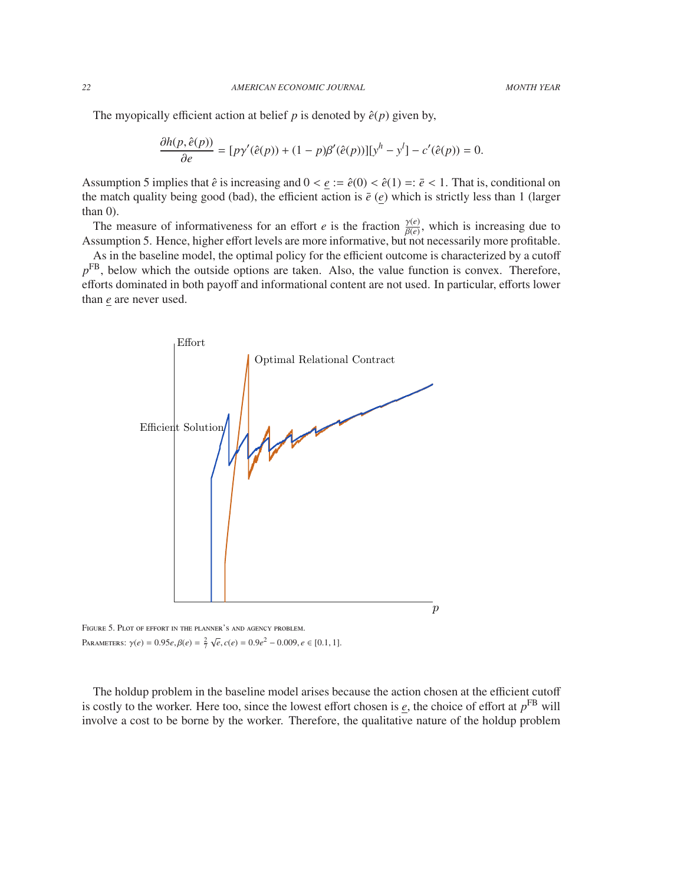The myopically efficient action at belief $p$ is denoted by $\hat{e}(p)$ given by,

$$\frac{\partial h(p, \hat{e}(p))}{\partial e} = [p\gamma'(\hat{e}(p)) + (1-p)\beta'(\hat{e}(p))][y^h - y^l] - c'(\hat{e}(p)) = 0.$$

Assumption 5 implies that $\hat{e}$ is increasing and $0 < \underline{e} := \hat{e}(0) < \hat{e}(1) =: \bar{e} < 1$. That is, conditional on the match quality being good (bad), the efficient action is $\bar{e}$ ($\underline{e}$) which is strictly less than 1 (larger than 0).

The measure of informativeness for an effort $e$ is the fraction $\frac{\gamma(e)}{\beta(e)}$, which is increasing due to Assumption 5. Hence, higher effort levels are more informative, but not necessarily more profitable.

As in the baseline model, the optimal policy for the efficient outcome is characterized by a cutoff $p^{\text{FB}}$, below which the outside options are taken. Also, the value function is convex. Therefore, efforts dominated in both payoff and informational content are not used. In particular, efforts lower than $\underline{e}$ are never used.

Figure 5. Plot of effort in the planner's and agency problem.

Parameters: $\gamma(e) = 0.95e, \beta(e) = \frac{2}{7}\sqrt{e}, c(e) = 0.9e^2 - 0.009, e \in [0.1, 1]$.

The holdup problem in the baseline model arises because the action chosen at the efficient cutoff is costly to the worker. Here too, since the lowest effort chosen is $\underline{e}$, the choice of effort at $p^{\text{FB}}$ will involve a cost to be borne by the worker. Therefore, the qualitative nature of the holdup problem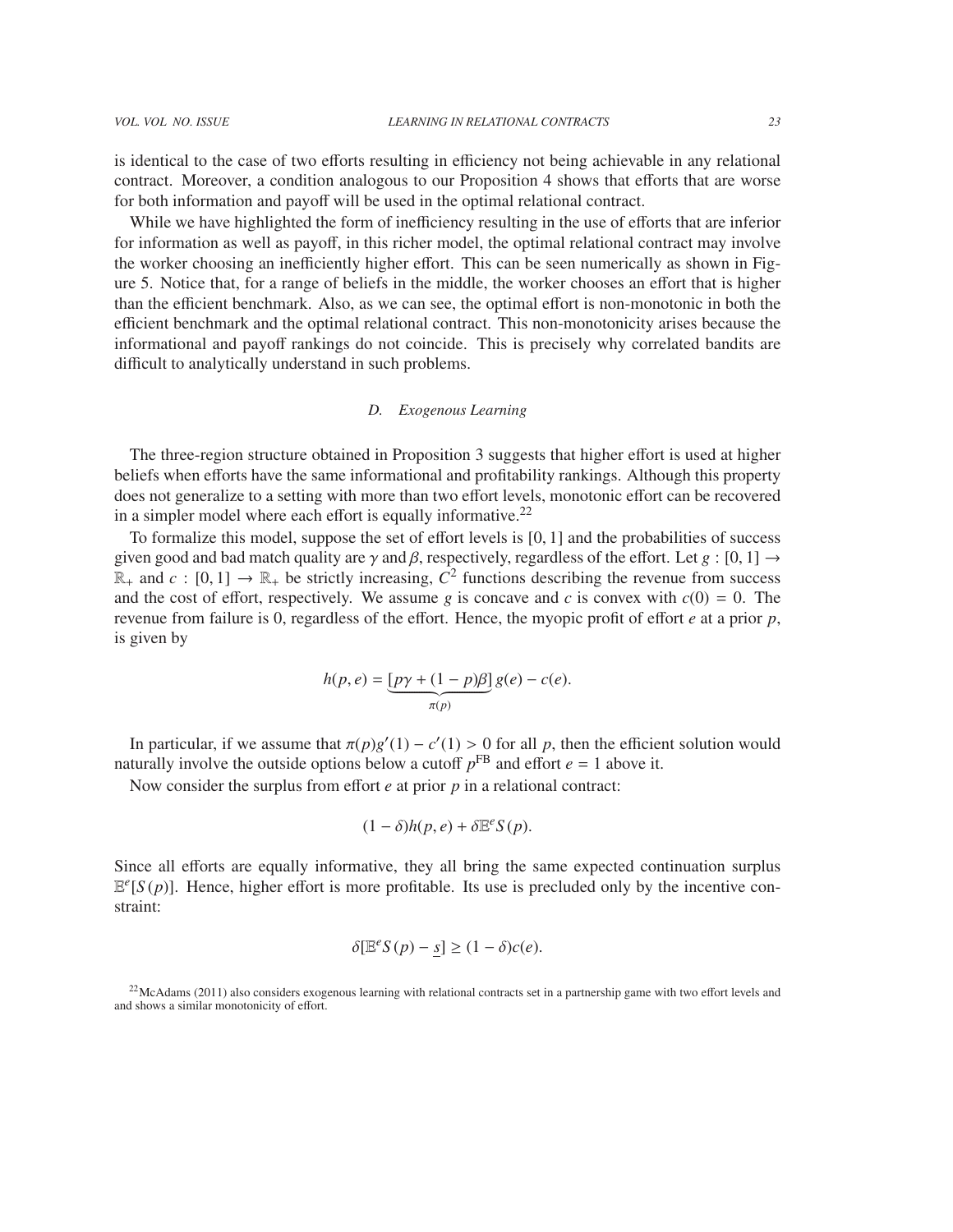is identical to the case of two efforts resulting in efficiency not being achievable in any relational contract. Moreover, a condition analogous to our Proposition 4 shows that efforts that are worse for both information and payoff will be used in the optimal relational contract.

While we have highlighted the form of inefficiency resulting in the use of efforts that are inferior for information as well as payoff, in this richer model, the optimal relational contract may involve the worker choosing an inefficiently higher effort. This can be seen numerically as shown in Figure 5. Notice that, for a range of beliefs in the middle, the worker chooses an effort that is higher than the efficient benchmark. Also, as we can see, the optimal effort is non-monotonic in both the efficient benchmark and the optimal relational contract. This non-monotonicity arises because the informational and payoff rankings do not coincide. This is precisely why correlated bandits are difficult to analytically understand in such problems.

### D. *Exogenous Learning*

The three-region structure obtained in Proposition 3 suggests that higher effort is used at higher beliefs when efforts have the same informational and profitability rankings. Although this property does not generalize to a setting with more than two effort levels, monotonic effort can be recovered in a simpler model where each effort is equally informative.[22]

To formalize this model, suppose the set of effort levels is $[0, 1]$ and the probabilities of success given good and bad match quality are $\gamma$ and $\beta$, respectively, regardless of the effort. Let $g : [0, 1] \to \mathbb{R}_+$ and $c : [0, 1] \to \mathbb{R}_+$ be strictly increasing, $C^2$ functions describing the revenue from success and the cost of effort, respectively. We assume $g$ is concave and $c$ is convex with $c(0) = 0$. The revenue from failure is 0, regardless of the effort. Hence, the myopic profit of effort $e$ at a prior $p$, is given by

$$h(p, e) = \underbrace{[p\gamma + (1 - p)\beta]}_{\pi(p)} g(e) - c(e).$$

In particular, if we assume that $\pi(p)g'(1) - c'(1) > 0$ for all $p$, then the efficient solution would naturally involve the outside options below a cutoff $p^{\text{FB}}$ and effort $e = 1$ above it.

Now consider the surplus from effort $e$ at prior $p$ in a relational contract:

$$(1 - \delta)h(p, e) + \delta\mathbb{E}^e S(p).$$

Since all efforts are equally informative, they all bring the same expected continuation surplus $\mathbb{E}^e[S(p)]$. Hence, higher effort is more profitable. Its use is precluded only by the incentive constraint:

$$\delta[\mathbb{E}^e S(p) - \underline{s}] \geq (1 - \delta)c(e).$$

[22] McAdams (2011) also considers exogenous learning with relational contracts set in a partnership game with two effort levels and and shows a similar monotonicity of effort.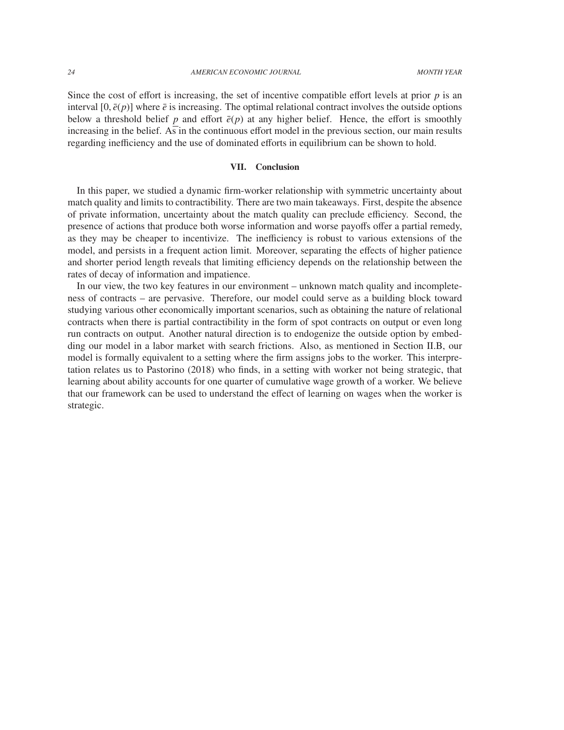Since the cost of effort is increasing, the set of incentive compatible effort levels at prior $p$ is an interval $[0, \bar{e}(p)]$ where $\bar{e}$ is increasing. The optimal relational contract involves the outside options below a threshold belief $\underline{p}$ and effort $\bar{e}(p)$ at any higher belief. Hence, the effort is smoothly increasing in the belief. As in the continuous effort model in the previous section, our main results regarding inefficiency and the use of dominated efforts in equilibrium can be shown to hold.

## VII. Conclusion

In this paper, we studied a dynamic firm-worker relationship with symmetric uncertainty about match quality and limits to contractibility. There are two main takeaways. First, despite the absence of private information, uncertainty about the match quality can preclude efficiency. Second, the presence of actions that produce both worse information and worse payoffs offer a partial remedy, as they may be cheaper to incentivize. The inefficiency is robust to various extensions of the model, and persists in a frequent action limit. Moreover, separating the effects of higher patience and shorter period length reveals that limiting efficiency depends on the relationship between the rates of decay of information and impatience.

In our view, the two key features in our environment – unknown match quality and incompleteness of contracts – are pervasive. Therefore, our model could serve as a building block toward studying various other economically important scenarios, such as obtaining the nature of relational contracts when there is partial contractibility in the form of spot contracts on output or even long run contracts on output. Another natural direction is to endogenize the outside option by embedding our model in a labor market with search frictions. Also, as mentioned in Section II.B, our model is formally equivalent to a setting where the firm assigns jobs to the worker. This interpretation relates us to Pastorino (2018) who finds, in a setting with worker not being strategic, that learning about ability accounts for one quarter of cumulative wage growth of a worker. We believe that our framework can be used to understand the effect of learning on wages when the worker is strategic.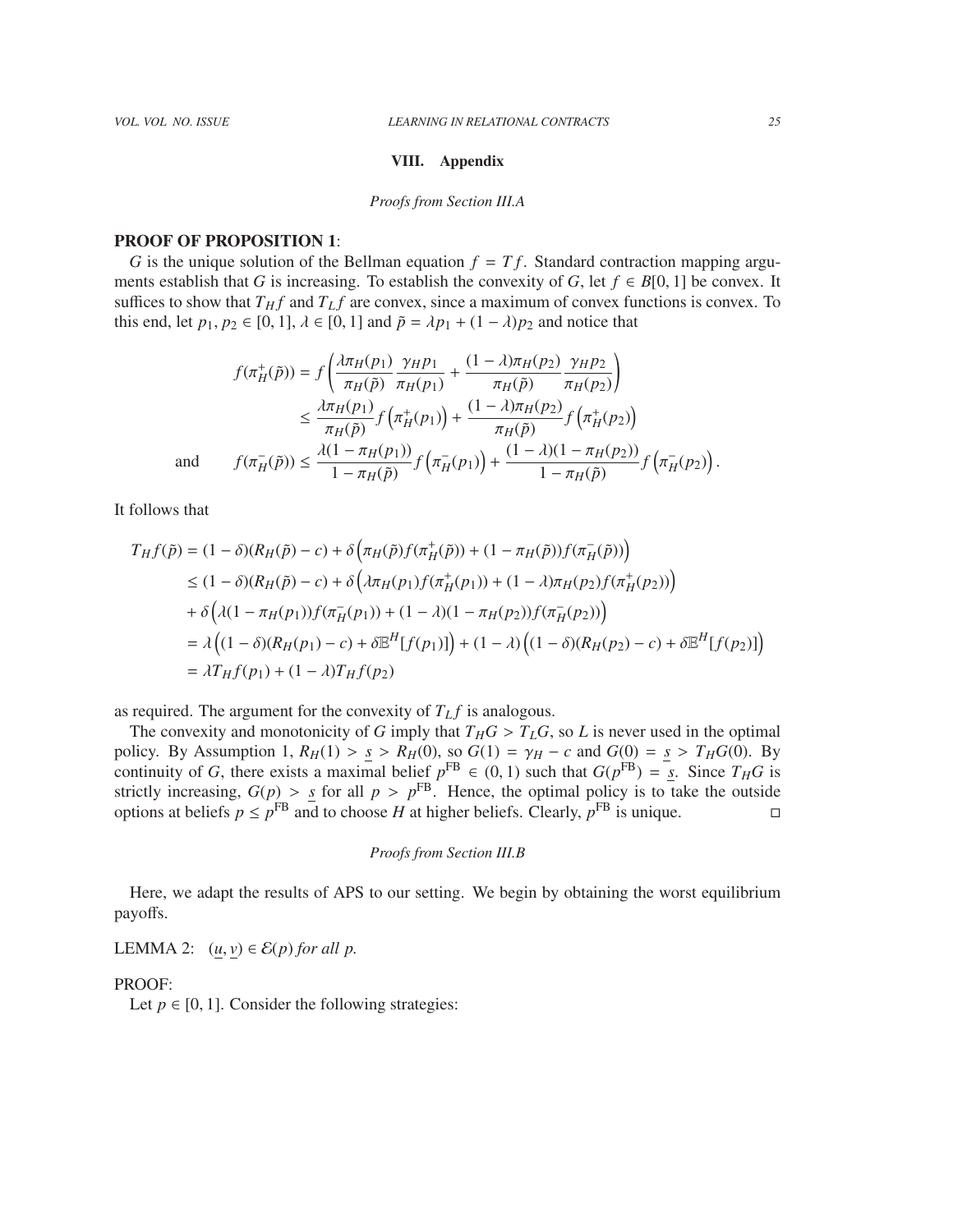## VIII. Appendix

*Proofs from Section III.A*

**PROOF OF PROPOSITION 1**:

$G$ is the unique solution of the Bellman equation $f = Tf$. Standard contraction mapping arguments establish that $G$ is increasing. To establish the convexity of $G$, let $f \in B[0,1]$ be convex. It suffices to show that $T_H f$ and $T_L f$ are convex, since a maximum of convex functions is convex. To this end, let $p_1, p_2 \in [0,1]$, $\lambda \in [0,1]$ and $\tilde{p} = \lambda p_1 + (1-\lambda)p_2$ and notice that

$$
\begin{aligned}
f(\pi_H^+(\tilde{p})) &= f\left(\frac{\lambda \pi_H(p_1)}{\pi_H(\tilde{p})}\frac{\gamma_H p_1}{\pi_H(p_1)} + \frac{(1-\lambda)\pi_H(p_2)}{\pi_H(\tilde{p})}\frac{\gamma_H p_2}{\pi_H(p_2)}\right) \\
&\leq \frac{\lambda \pi_H(p_1)}{\pi_H(\tilde{p})} f\left(\pi_H^+(p_1)\right) + \frac{(1-\lambda)\pi_H(p_2)}{\pi_H(\tilde{p})} f\left(\pi_H^+(p_2)\right) \\
\text{and} \qquad f(\pi_H^-(\tilde{p})) &\leq \frac{\lambda(1-\pi_H(p_1))}{1-\pi_H(\tilde{p})} f\left(\pi_H^-(p_1)\right) + \frac{(1-\lambda)(1-\pi_H(p_2))}{1-\pi_H(\tilde{p})} f\left(\pi_H^-(p_2)\right).
\end{aligned}
$$

It follows that

$$
\begin{aligned}
T_H f(\tilde{p}) &= (1-\delta)(R_H(\tilde{p}) - c) + \delta\left(\pi_H(\tilde{p}) f(\pi_H^+(\tilde{p})) + (1-\pi_H(\tilde{p})) f(\pi_H^-(\tilde{p}))\right) \\
&\leq (1-\delta)(R_H(\tilde{p}) - c) + \delta\left(\lambda \pi_H(p_1) f(\pi_H^+(p_1)) + (1-\lambda)\pi_H(p_2) f(\pi_H^+(p_2))\right) \\
&+ \delta\left(\lambda(1-\pi_H(p_1)) f(\pi_H^-(p_1)) + (1-\lambda)(1-\pi_H(p_2)) f(\pi_H^-(p_2))\right) \\
&= \lambda\left((1-\delta)(R_H(p_1) - c) + \delta \mathbb{E}^H[f(p_1)]\right) + (1-\lambda)\left((1-\delta)(R_H(p_2) - c) + \delta \mathbb{E}^H[f(p_2)]\right) \\
&= \lambda T_H f(p_1) + (1-\lambda) T_H f(p_2)
\end{aligned}
$$

as required. The argument for the convexity of $T_L f$ is analogous.

The convexity and monotonicity of $G$ imply that $T_H G > T_L G$, so $L$ is never used in the optimal policy. By Assumption 1, $R_H(1) > \underline{s} > R_H(0)$, so $G(1) = \gamma_H - c$ and $G(0) = \underline{s} > T_H G(0)$. By continuity of $G$, there exists a maximal belief $p^{\text{FB}} \in (0,1)$ such that $G(p^{\text{FB}}) = \underline{s}$. Since $T_H G$ is strictly increasing, $G(p) > \underline{s}$ for all $p > p^{\text{FB}}$. Hence, the optimal policy is to take the outside options at beliefs $p \leq p^{\text{FB}}$ and to choose $H$ at higher beliefs. Clearly, $p^{\text{FB}}$ is unique. □

*Proofs from Section III.B*

Here, we adapt the results of APS to our setting. We begin by obtaining the worst equilibrium payoffs.

LEMMA 2: *$(\underline{u}, \underline{v}) \in \mathcal{E}(p)$ for all $p$.*

PROOF:

Let $p \in [0,1]$. Consider the following strategies: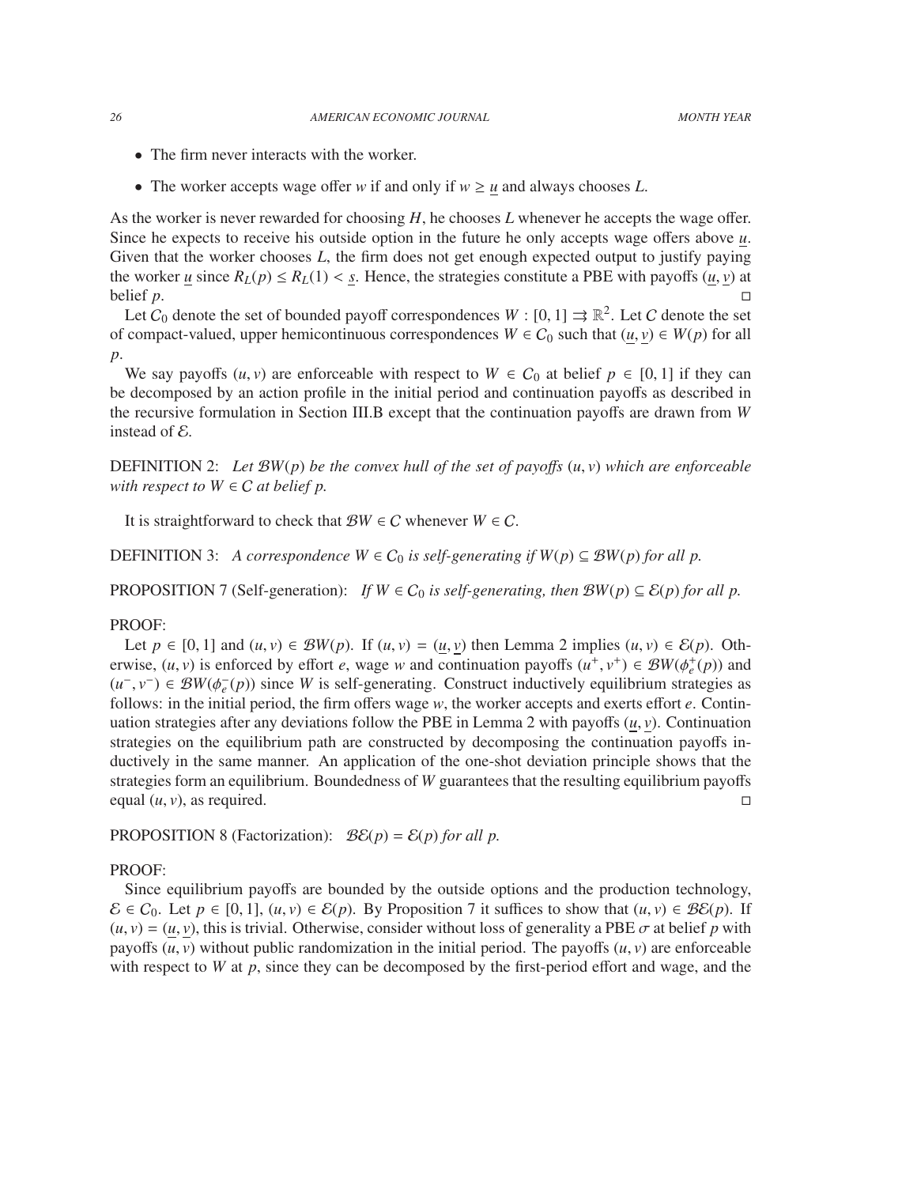- The firm never interacts with the worker.
- The worker accepts wage offer $w$ if and only if $w \geq \underline{u}$ and always chooses $L$.

As the worker is never rewarded for choosing $H$, he chooses $L$ whenever he accepts the wage offer. Since he expects to receive his outside option in the future he only accepts wage offers above $\underline{u}$. Given that the worker chooses $L$, the firm does not get enough expected output to justify paying the worker $\underline{u}$ since $R_L(p) \leq R_L(1) < \underline{s}$. Hence, the strategies constitute a PBE with payoffs $(\underline{u}, \underline{v})$ at belief $p$. $\square$

Let $\mathcal{C}_0$ denote the set of bounded payoff correspondences $W : [0, 1] \rightrightarrows \mathbb{R}^2$. Let $\mathcal{C}$ denote the set of compact-valued, upper hemicontinuous correspondences $W \in \mathcal{C}_0$ such that $(\underline{u}, \underline{v}) \in W(p)$ for all $p$.

We say payoffs $(u, v)$ are enforceable with respect to $W \in \mathcal{C}_0$ at belief $p \in [0, 1]$ if they can be decomposed by an action profile in the initial period and continuation payoffs as described in the recursive formulation in Section III.B except that the continuation payoffs are drawn from $W$ instead of $\mathcal{E}$.

DEFINITION 2: *Let $\mathcal{B}W(p)$ be the convex hull of the set of payoffs $(u, v)$ which are enforceable with respect to $W \in \mathcal{C}$ at belief $p$.*

It is straightforward to check that $\mathcal{B}W \in \mathcal{C}$ whenever $W \in \mathcal{C}$.

DEFINITION 3: *A correspondence $W \in \mathcal{C}_0$ is self-generating if $W(p) \subseteq \mathcal{B}W(p)$ for all $p$.*

PROPOSITION 7 (Self-generation): *If $W \in \mathcal{C}_0$ is self-generating, then $\mathcal{B}W(p) \subseteq \mathcal{E}(p)$ for all $p$.*

PROOF:

Let $p \in [0, 1]$ and $(u, v) \in \mathcal{B}W(p)$. If $(u, v) = (\underline{u}, \underline{v})$ then Lemma 2 implies $(u, v) \in \mathcal{E}(p)$. Otherwise, $(u, v)$ is enforced by effort $e$, wage $w$ and continuation payoffs $(u^+, v^+) \in \mathcal{B}W(\phi_e^+(p))$ and $(u^-, v^-) \in \mathcal{B}W(\phi_e^-(p))$ since $W$ is self-generating. Construct inductively equilibrium strategies as follows: in the initial period, the firm offers wage $w$, the worker accepts and exerts effort $e$. Continuation strategies after any deviations follow the PBE in Lemma 2 with payoffs $(\underline{u}, \underline{v})$. Continuation strategies on the equilibrium path are constructed by decomposing the continuation payoffs inductively in the same manner. An application of the one-shot deviation principle shows that the strategies form an equilibrium. Boundedness of $W$ guarantees that the resulting equilibrium payoffs equal $(u, v)$, as required. $\square$

PROPOSITION 8 (Factorization): $\mathcal{B}\mathcal{E}(p) = \mathcal{E}(p)$ *for all $p$.*

PROOF:

Since equilibrium payoffs are bounded by the outside options and the production technology, $\mathcal{E} \in \mathcal{C}_0$. Let $p \in [0, 1]$, $(u, v) \in \mathcal{E}(p)$. By Proposition 7 it suffices to show that $(u, v) \in \mathcal{B}\mathcal{E}(p)$. If $(u, v) = (\underline{u}, \underline{v})$, this is trivial. Otherwise, consider without loss of generality a PBE $\sigma$ at belief $p$ with payoffs $(u, v)$ without public randomization in the initial period. The payoffs $(u, v)$ are enforceable with respect to $W$ at $p$, since they can be decomposed by the first-period effort and wage, and the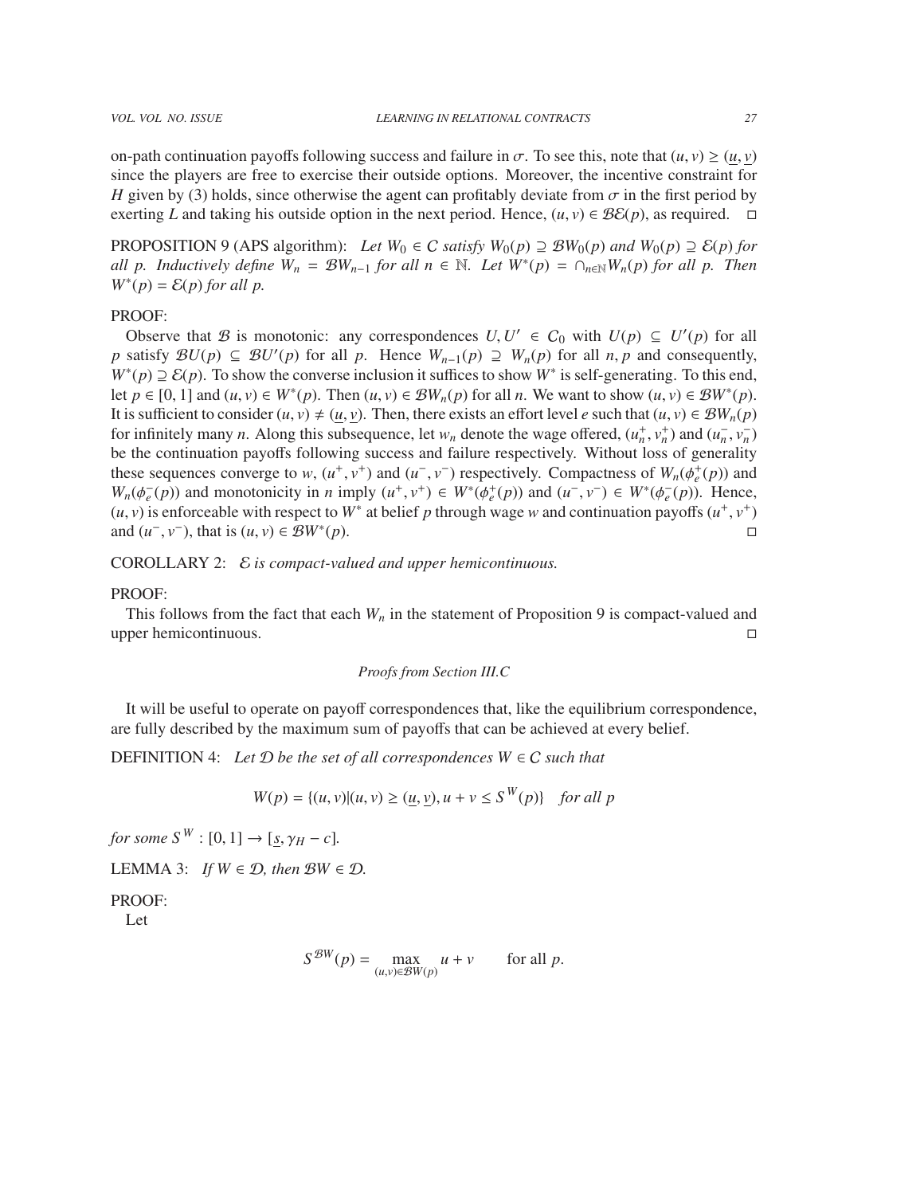on-path continuation payoffs following success and failure in $\sigma$. To see this, note that $(u, v) \geq (\underline{u}, \underline{v})$ since the players are free to exercise their outside options. Moreover, the incentive constraint for $H$ given by (3) holds, since otherwise the agent can profitably deviate from $\sigma$ in the first period by exerting $L$ and taking his outside option in the next period. Hence, $(u, v) \in \mathcal{B}\mathcal{E}(p)$, as required. □

PROPOSITION 9 (APS algorithm): *Let $W_0 \in C$ satisfy $W_0(p) \supseteq \mathcal{B}W_0(p)$ and $W_0(p) \supseteq \mathcal{E}(p)$ for all $p$. Inductively define $W_n = \mathcal{B}W_{n-1}$ for all $n \in \mathbb{N}$. Let $W^*(p) = \cap_{n\in\mathbb{N}} W_n(p)$ for all $p$. Then $W^*(p) = \mathcal{E}(p)$ for all $p$.*

PROOF:

Observe that $\mathcal{B}$ is monotonic: any correspondences $U, U' \in C_0$ with $U(p) \subseteq U'(p)$ for all $p$ satisfy $\mathcal{B}U(p) \subseteq \mathcal{B}U'(p)$ for all $p$. Hence $W_{n-1}(p) \supseteq W_n(p)$ for all $n, p$ and consequently, $W^*(p) \supseteq \mathcal{E}(p)$. To show the converse inclusion it suffices to show $W^*$ is self-generating. To this end, let $p \in [0, 1]$ and $(u, v) \in W^*(p)$. Then $(u, v) \in \mathcal{B}W_n(p)$ for all $n$. We want to show $(u, v) \in \mathcal{B}W^*(p)$. It is sufficient to consider $(u, v) \neq (\underline{u}, \underline{v})$. Then, there exists an effort level $e$ such that $(u, v) \in \mathcal{B}W_n(p)$ for infinitely many $n$. Along this subsequence, let $w_n$ denote the wage offered, $(u_n^+, v_n^+)$ and $(u_n^-, v_n^-)$ be the continuation payoffs following success and failure respectively. Without loss of generality these sequences converge to $w$, $(u^+, v^+)$ and $(u^-, v^-)$ respectively. Compactness of $W_n(\phi_e^+(p))$ and $W_n(\phi_e^-(p))$ and monotonicity in $n$ imply $(u^+, v^+) \in W^*(\phi_e^+(p))$ and $(u^-, v^-) \in W^*(\phi_e^-(p))$. Hence, $(u, v)$ is enforceable with respect to $W^*$ at belief $p$ through wage $w$ and continuation payoffs $(u^+, v^+)$ and $(u^-, v^-)$, that is $(u, v) \in \mathcal{B}W^*(p)$. □

COROLLARY 2: *$\mathcal{E}$ is compact-valued and upper hemicontinuous.*

PROOF:

This follows from the fact that each $W_n$ in the statement of Proposition 9 is compact-valued and upper hemicontinuous. □

*Proofs from Section III.C*

It will be useful to operate on payoff correspondences that, like the equilibrium correspondence, are fully described by the maximum sum of payoffs that can be achieved at every belief.

DEFINITION 4: *Let $\mathcal{D}$ be the set of all correspondences $W \in C$ such that*

$$W(p) = \{(u, v) | (u, v) \geq (\underline{u}, \underline{v}), u + v \leq S^W(p)\} \quad \text{for all } p$$

*for some $S^W : [0, 1] \to [\underline{s}, \gamma_H - c]$.*

LEMMA 3: *If $W \in \mathcal{D}$, then $\mathcal{B}W \in \mathcal{D}$.*

PROOF:

Let

$$S^{\mathcal{B}W}(p) = \max_{(u,v)\in\mathcal{B}W(p)} u + v \qquad \text{for all } p.$$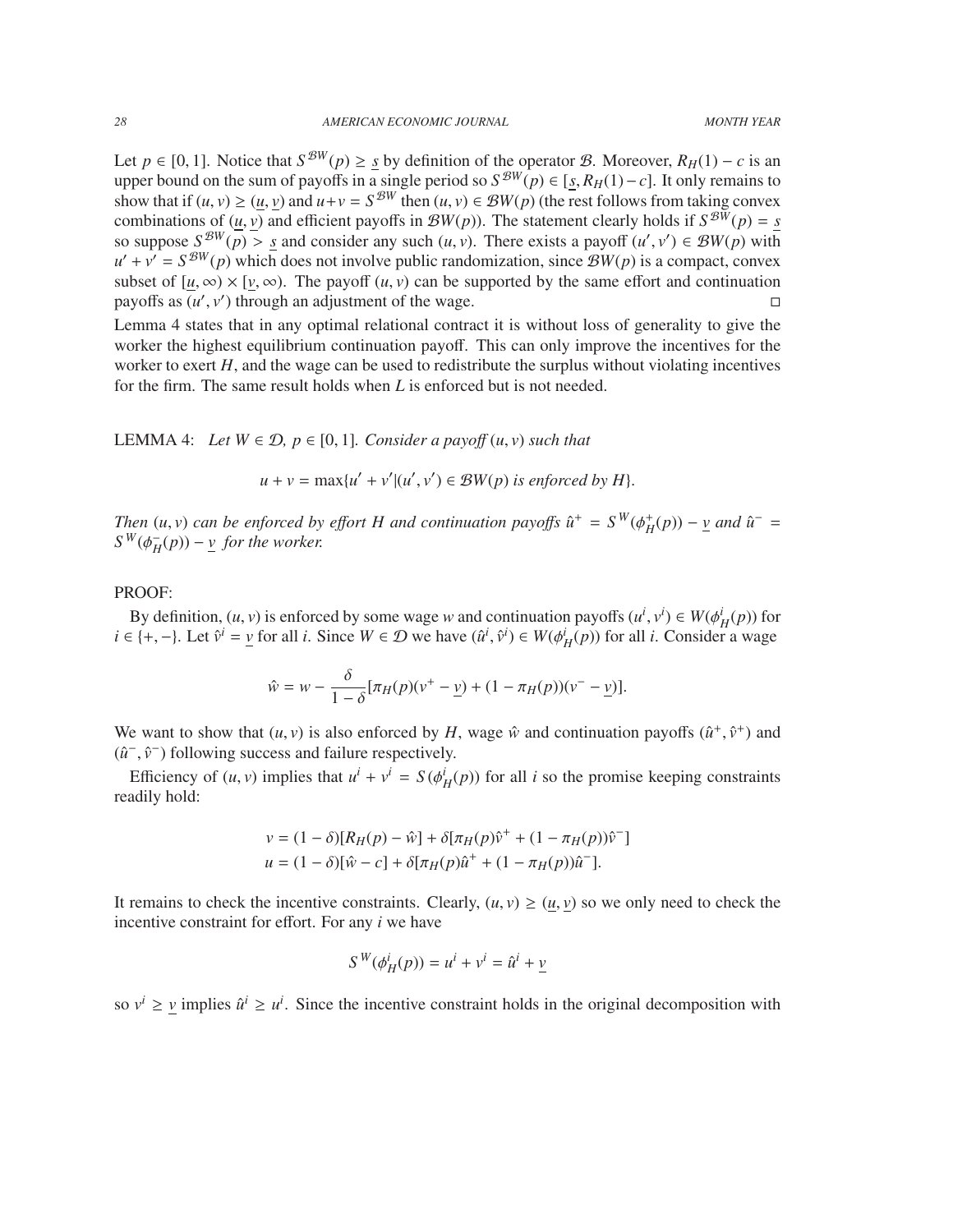Let $p \in [0, 1]$. Notice that $S^{\mathcal{B}W}(p) \geq \underline{s}$ by definition of the operator $\mathcal{B}$. Moreover, $R_H(1) - c$ is an upper bound on the sum of payoffs in a single period so $S^{\mathcal{B}W}(p) \in [\underline{s}, R_H(1) - c]$. It only remains to show that if $(u, v) \geq (\underline{u}, \underline{v})$ and $u + v = S^{\mathcal{B}W}$ then $(u, v) \in \mathcal{B}W(p)$ (the rest follows from taking convex combinations of $(\underline{u}, \underline{v})$ and efficient payoffs in $\mathcal{B}W(p)$). The statement clearly holds if $S^{\mathcal{B}W}(p) = \underline{s}$ so suppose $S^{\mathcal{B}W}(p) > \underline{s}$ and consider any such $(u, v)$. There exists a payoff $(u', v') \in \mathcal{B}W(p)$ with $u' + v' = S^{\mathcal{B}W}(p)$ which does not involve public randomization, since $\mathcal{B}W(p)$ is a compact, convex subset of $[\underline{u}, \infty) \times [\underline{v}, \infty)$. The payoff $(u, v)$ can be supported by the same effort and continuation payoffs as $(u', v')$ through an adjustment of the wage. $\square$

Lemma 4 states that in any optimal relational contract it is without loss of generality to give the worker the highest equilibrium continuation payoff. This can only improve the incentives for the worker to exert $H$, and the wage can be used to redistribute the surplus without violating incentives for the firm. The same result holds when $L$ is enforced but is not needed.

LEMMA 4: *Let $W \in \mathcal{D}$, $p \in [0, 1]$. Consider a payoff $(u, v)$ such that*

$$u + v = \max\{u' + v' | (u', v') \in \mathcal{B}W(p) \text{ is enforced by } H\}.$$

*Then $(u, v)$ can be enforced by effort $H$ and continuation payoffs $\hat{u}^+ = S^W(\phi_H^+(p)) - \underline{v}$ and $\hat{u}^- = S^W(\phi_H^-(p)) - \underline{v}$ for the worker.*

PROOF:

By definition, $(u, v)$ is enforced by some wage $w$ and continuation payoffs $(u^i, v^i) \in W(\phi_H^i(p))$ for $i \in \{+, -\}$. Let $\hat{v}^i = \underline{v}$ for all $i$. Since $W \in \mathcal{D}$ we have $(\hat{u}^i, \hat{v}^i) \in W(\phi_H^i(p))$ for all $i$. Consider a wage

$$\hat{w} = w - \frac{\delta}{1 - \delta}[\pi_H(p)(v^+ - \underline{v}) + (1 - \pi_H(p))(v^- - \underline{v})].$$

We want to show that $(u, v)$ is also enforced by $H$, wage $\hat{w}$ and continuation payoffs $(\hat{u}^+, \hat{v}^+)$ and $(\hat{u}^-, \hat{v}^-)$ following success and failure respectively.

Efficiency of $(u, v)$ implies that $u^i + v^i = S(\phi_H^i(p))$ for all $i$ so the promise keeping constraints readily hold:

$$\begin{aligned}
v &= (1 - \delta)[R_H(p) - \hat{w}] + \delta[\pi_H(p)\hat{v}^+ + (1 - \pi_H(p))\hat{v}^-] \\
u &= (1 - \delta)[\hat{w} - c] + \delta[\pi_H(p)\hat{u}^+ + (1 - \pi_H(p))\hat{u}^-].
\end{aligned}$$

It remains to check the incentive constraints. Clearly, $(u, v) \geq (\underline{u}, \underline{v})$ so we only need to check the incentive constraint for effort. For any $i$ we have

$$S^W(\phi_H^i(p)) = u^i + v^i = \hat{u}^i + \underline{v}$$

so $v^i \geq \underline{v}$ implies $\hat{u}^i \geq u^i$. Since the incentive constraint holds in the original decomposition with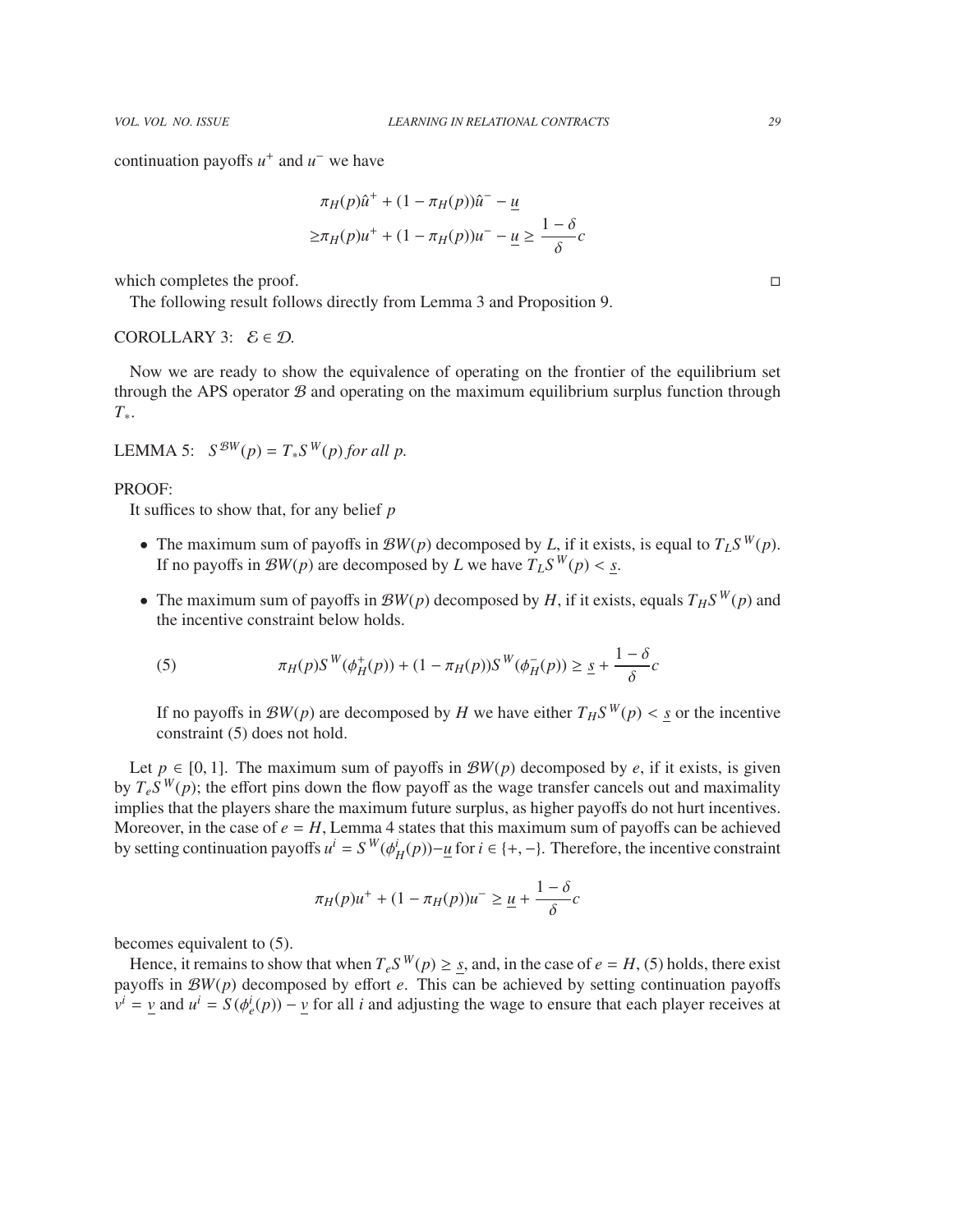continuation payoffs $u^+$ and $u^-$ we have

$$\pi_H(p)\hat{u}^+ + (1 - \pi_H(p))\hat{u}^- - \underline{u}$$
$$\geq \pi_H(p)u^+ + (1 - \pi_H(p))u^- - \underline{u} \geq \frac{1-\delta}{\delta}c$$

which completes the proof. ◻

The following result follows directly from Lemma 3 and Proposition 9.

COROLLARY 3: $\mathcal{E} \in \mathcal{D}$.

Now we are ready to show the equivalence of operating on the frontier of the equilibrium set through the APS operator $\mathcal{B}$ and operating on the maximum equilibrium surplus function through $T_*$.

LEMMA 5: $S^{\mathcal{B}W}(p) = T_* S^W(p)$ *for all* $p$.

PROOF:

It suffices to show that, for any belief $p$

- The maximum sum of payoffs in $\mathcal{B}W(p)$ decomposed by $L$, if it exists, is equal to $T_L S^W(p)$. If no payoffs in $\mathcal{B}W(p)$ are decomposed by $L$ we have $T_L S^W(p) < \underline{s}$.
- The maximum sum of payoffs in $\mathcal{B}W(p)$ decomposed by $H$, if it exists, equals $T_H S^W(p)$ and the incentive constraint below holds.

$$\pi_H(p)S^W(\phi_H^+(p)) + (1 - \pi_H(p))S^W(\phi_H^-(p)) \geq \underline{s} + \frac{1-\delta}{\delta}c \tag{5}$$

  If no payoffs in $\mathcal{B}W(p)$ are decomposed by $H$ we have either $T_H S^W(p) < \underline{s}$ or the incentive constraint (5) does not hold.

Let $p \in [0, 1]$. The maximum sum of payoffs in $\mathcal{B}W(p)$ decomposed by $e$, if it exists, is given by $T_e S^W(p)$; the effort pins down the flow payoff as the wage transfer cancels out and maximality implies that the players share the maximum future surplus, as higher payoffs do not hurt incentives. Moreover, in the case of $e = H$, Lemma 4 states that this maximum sum of payoffs can be achieved by setting continuation payoffs $u^i = S^W(\phi_H^i(p)) - \underline{u}$ for $i \in \{+, -\}$. Therefore, the incentive constraint

$$\pi_H(p)u^+ + (1 - \pi_H(p))u^- \geq \underline{u} + \frac{1-\delta}{\delta}c$$

becomes equivalent to (5).

Hence, it remains to show that when $T_e S^W(p) \geq \underline{s}$, and, in the case of $e = H$, (5) holds, there exist payoffs in $\mathcal{B}W(p)$ decomposed by effort $e$. This can be achieved by setting continuation payoffs $v^i = \underline{v}$ and $u^i = S(\phi_e^i(p)) - \underline{v}$ for all $i$ and adjusting the wage to ensure that each player receives at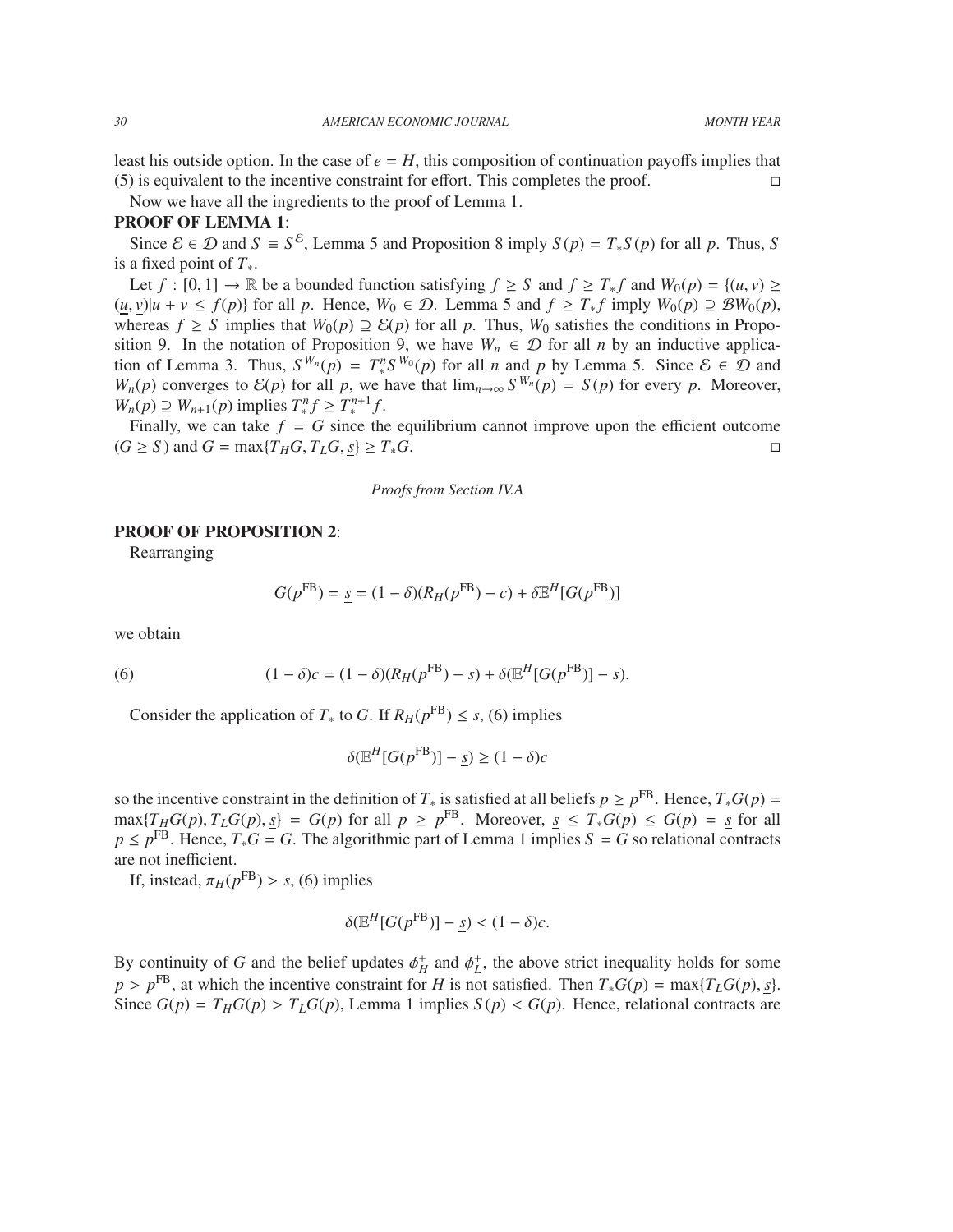least his outside option. In the case of $e = H$, this composition of continuation payoffs implies that (5) is equivalent to the incentive constraint for effort. This completes the proof. □

Now we have all the ingredients to the proof of Lemma 1.

**PROOF OF LEMMA 1**:

Since $\mathcal{E} \in \mathcal{D}$ and $S \equiv S^{\mathcal{E}}$, Lemma 5 and Proposition 8 imply $S(p) = T_*S(p)$ for all $p$. Thus, $S$ is a fixed point of $T_*$.

Let $f : [0,1] \to \mathbb{R}$ be a bounded function satisfying $f \geq S$ and $f \geq T_* f$ and $W_0(p) = \{(u,v) \geq (\underline{u}, \underline{v}) | u + v \leq f(p)\}$ for all $p$. Hence, $W_0 \in \mathcal{D}$. Lemma 5 and $f \geq T_* f$ imply $W_0(p) \supseteq \mathcal{B}W_0(p)$, whereas $f \geq S$ implies that $W_0(p) \supseteq \mathcal{E}(p)$ for all $p$. Thus, $W_0$ satisfies the conditions in Proposition 9. In the notation of Proposition 9, we have $W_n \in \mathcal{D}$ for all $n$ by an inductive application of Lemma 3. Thus, $S^{W_n}(p) = T_*^n S^{W_0}(p)$ for all $n$ and $p$ by Lemma 5. Since $\mathcal{E} \in \mathcal{D}$ and $W_n(p)$ converges to $\mathcal{E}(p)$ for all $p$, we have that $\lim_{n\to\infty} S^{W_n}(p) = S(p)$ for every $p$. Moreover, $W_n(p) \supseteq W_{n+1}(p)$ implies $T_*^n f \geq T_*^{n+1} f$.

Finally, we can take $f = G$ since the equilibrium cannot improve upon the efficient outcome $(G \geq S)$ and $G = \max\{T_H G, T_L G, \underline{s}\} \geq T_* G$. □

*Proofs from Section IV.A*

**PROOF OF PROPOSITION 2**:

Rearranging

$$G(p^{\text{FB}}) = \underline{s} = (1-\delta)(R_H(p^{\text{FB}}) - c) + \delta \mathbb{E}^H[G(p^{\text{FB}})]$$

we obtain

$$(1-\delta)c = (1-\delta)(R_H(p^{\text{FB}}) - \underline{s}) + \delta(\mathbb{E}^H[G(p^{\text{FB}})] - \underline{s}). \tag{6}$$

Consider the application of $T_*$ to $G$. If $R_H(p^{\text{FB}}) \leq \underline{s}$, (6) implies

$$\delta(\mathbb{E}^H[G(p^{\text{FB}})] - \underline{s}) \geq (1-\delta)c$$

so the incentive constraint in the definition of $T_*$ is satisfied at all beliefs $p \geq p^{\text{FB}}$. Hence, $T_*G(p) = \max\{T_H G(p), T_L G(p), \underline{s}\} = G(p)$ for all $p \geq p^{\text{FB}}$. Moreover, $\underline{s} \leq T_* G(p) \leq G(p) = \underline{s}$ for all $p \leq p^{\text{FB}}$. Hence, $T_* G = G$. The algorithmic part of Lemma 1 implies $S = G$ so relational contracts are not inefficient.

If, instead, $\pi_H(p^{\text{FB}}) > \underline{s}$, (6) implies

$$\delta(\mathbb{E}^H[G(p^{\text{FB}})] - \underline{s}) < (1-\delta)c.$$

By continuity of $G$ and the belief updates $\phi_H^+$ and $\phi_L^+$, the above strict inequality holds for some $p > p^{\text{FB}}$, at which the incentive constraint for $H$ is not satisfied. Then $T_* G(p) = \max\{T_L G(p), \underline{s}\}$. Since $G(p) = T_H G(p) > T_L G(p)$, Lemma 1 implies $S(p) < G(p)$. Hence, relational contracts are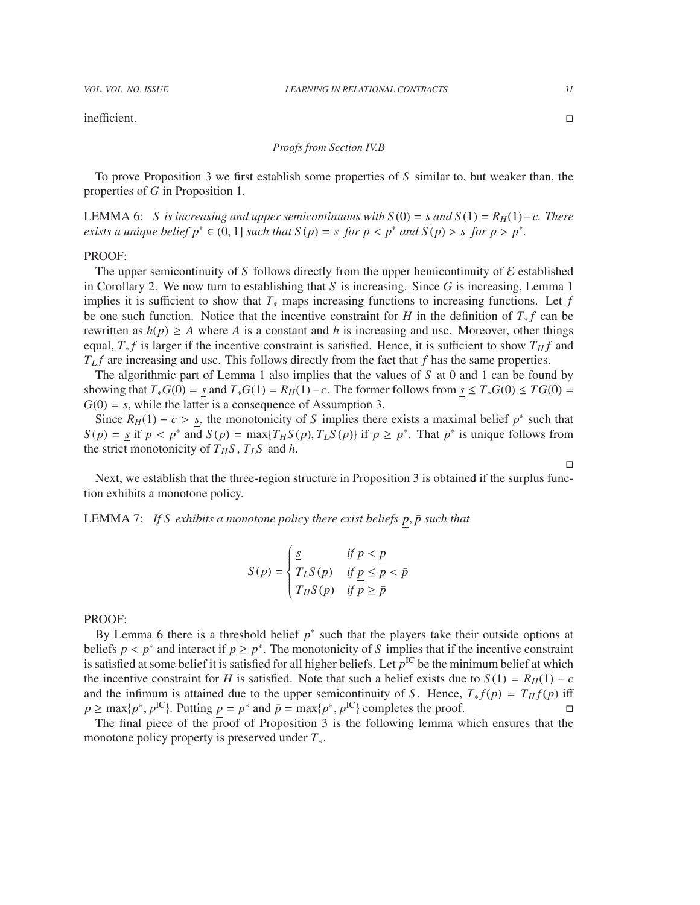inefficient. □

*Proofs from Section IV.B*

To prove Proposition 3 we first establish some properties of $S$ similar to, but weaker than, the properties of $G$ in Proposition 1.

LEMMA 6: *$S$ is increasing and upper semicontinuous with $S(0) = \underline{s}$ and $S(1) = R_H(1) - c$. There exists a unique belief $p^* \in (0, 1]$ such that $S(p) = \underline{s}$ for $p < p^*$ and $S(p) > \underline{s}$ for $p > p^*$.*

PROOF:

The upper semicontinuity of $S$ follows directly from the upper hemicontinuity of $\mathcal{E}$ established in Corollary 2. We now turn to establishing that $S$ is increasing. Since $G$ is increasing, Lemma 1 implies it is sufficient to show that $T_*$ maps increasing functions to increasing functions. Let $f$ be one such function. Notice that the incentive constraint for $H$ in the definition of $T_* f$ can be rewritten as $h(p) \geq A$ where $A$ is a constant and $h$ is increasing and usc. Moreover, other things equal, $T_* f$ is larger if the incentive constraint is satisfied. Hence, it is sufficient to show $T_H f$ and $T_L f$ are increasing and usc. This follows directly from the fact that $f$ has the same properties.

The algorithmic part of Lemma 1 also implies that the values of $S$ at 0 and 1 can be found by showing that $T_* G(0) = \underline{s}$ and $T_* G(1) = R_H(1) - c$. The former follows from $\underline{s} \leq T_* G(0) \leq TG(0) = G(0) = \underline{s}$, while the latter is a consequence of Assumption 3.

Since $R_H(1) - c > \underline{s}$, the monotonicity of $S$ implies there exists a maximal belief $p^*$ such that $S(p) = \underline{s}$ if $p < p^*$ and $S(p) = \max\{T_H S(p), T_L S(p)\}$ if $p \geq p^*$. That $p^*$ is unique follows from the strict monotonicity of $T_H S$, $T_L S$ and $h$.

□

Next, we establish that the three-region structure in Proposition 3 is obtained if the surplus function exhibits a monotone policy.

LEMMA 7: *If $S$ exhibits a monotone policy there exist beliefs $\underline{p}, \bar{p}$ such that*

$$S(p) = \begin{cases} \underline{s} & \text{if } p < \underline{p} \\ T_L S(p) & \text{if } \underline{p} \leq p < \bar{p} \\ T_H S(p) & \text{if } p \geq \bar{p} \end{cases}$$

PROOF:

By Lemma 6 there is a threshold belief $p^*$ such that the players take their outside options at beliefs $p < p^*$ and interact if $p \geq p^*$. The monotonicity of $S$ implies that if the incentive constraint is satisfied at some belief it is satisfied for all higher beliefs. Let $p^{\text{IC}}$ be the minimum belief at which the incentive constraint for $H$ is satisfied. Note that such a belief exists due to $S(1) = R_H(1) - c$ and the infimum is attained due to the upper semicontinuity of $S$. Hence, $T_* f(p) = T_H f(p)$ iff $p \geq \max\{p^*, p^{\text{IC}}\}$. Putting $\underline{p} = p^*$ and $\bar{p} = \max\{p^*, p^{\text{IC}}\}$ completes the proof. □

The final piece of the proof of Proposition 3 is the following lemma which ensures that the monotone policy property is preserved under $T_*$.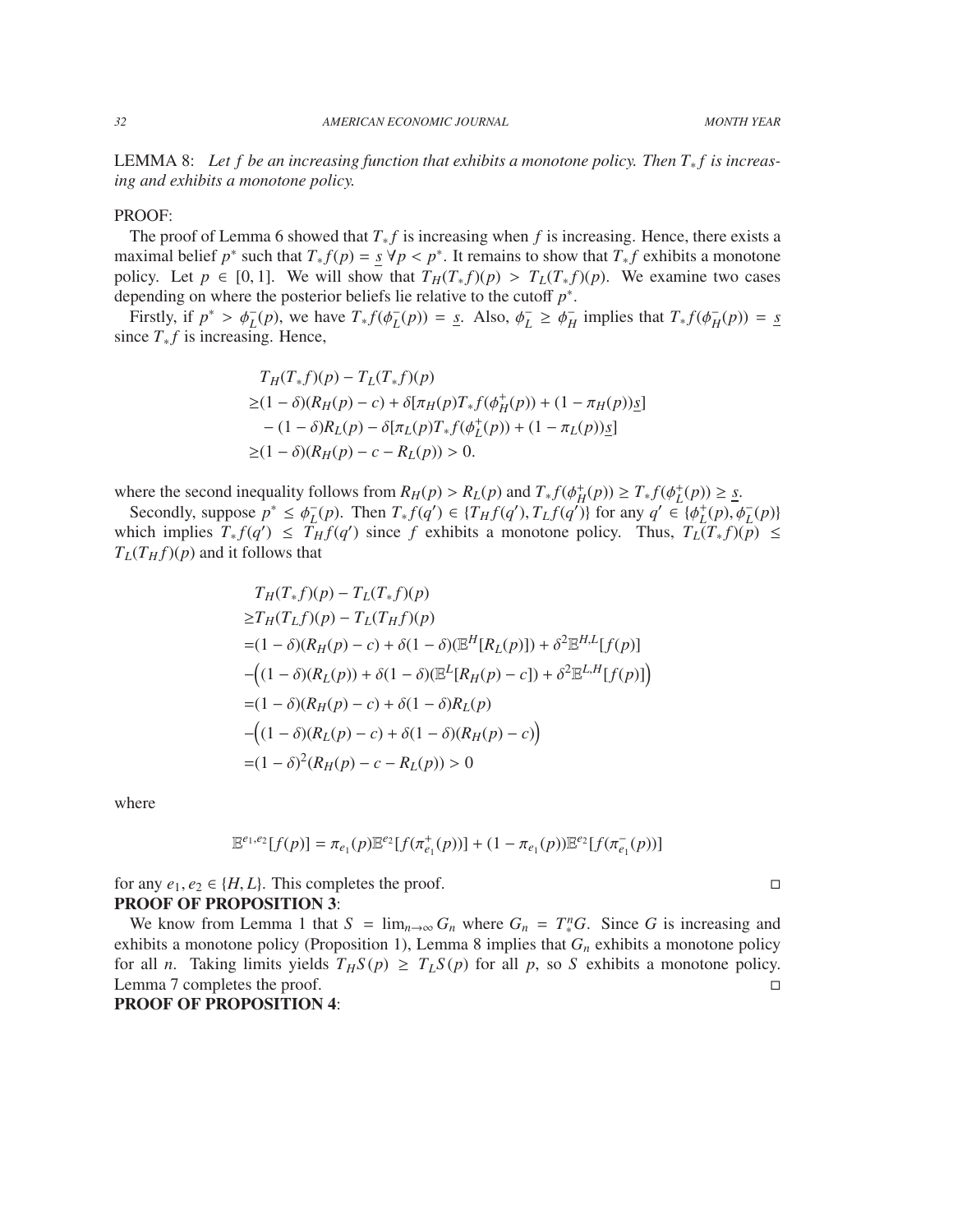LEMMA 8: *Let $f$ be an increasing function that exhibits a monotone policy. Then $T_*f$ is increasing and exhibits a monotone policy.*

PROOF:

The proof of Lemma 6 showed that $T_*f$ is increasing when $f$ is increasing. Hence, there exists a maximal belief $p^*$ such that $T_*f(p) = \underline{s}\ \forall p < p^*$. It remains to show that $T_*f$ exhibits a monotone policy. Let $p \in [0, 1]$. We will show that $T_H(T_*f)(p) > T_L(T_*f)(p)$. We examine two cases depending on where the posterior beliefs lie relative to the cutoff $p^*$.

Firstly, if $p^* > \phi_L^-(p)$, we have $T_*f(\phi_L^-(p)) = \underline{s}$. Also, $\phi_L^- \geq \phi_H^-$ implies that $T_*f(\phi_H^-(p)) = \underline{s}$ since $T_*f$ is increasing. Hence,

$$
\begin{aligned}
&T_H(T_*f)(p) - T_L(T_*f)(p) \\
\geq &(1-\delta)(R_H(p) - c) + \delta[\pi_H(p)T_*f(\phi_H^+(p)) + (1-\pi_H(p))\underline{s}] \\
&- (1-\delta)R_L(p) - \delta[\pi_L(p)T_*f(\phi_L^+(p)) + (1-\pi_L(p))\underline{s}] \\
\geq &(1-\delta)(R_H(p) - c - R_L(p)) > 0.
\end{aligned}
$$

where the second inequality follows from $R_H(p) > R_L(p)$ and $T_*f(\phi_H^+(p)) \geq T_*f(\phi_L^+(p)) \geq \underline{s}$.

Secondly, suppose $p^* \leq \phi_L^-(p)$. Then $T_*f(q') \in \{T_Hf(q'), T_Lf(q')\}$ for any $q' \in \{\phi_L^+(p), \phi_L^-(p)\}$ which implies $T_*f(q') \leq T_Hf(q')$ since $f$ exhibits a monotone policy. Thus, $T_L(T_*f)(p) \leq T_L(T_Hf)(p)$ and it follows that

$$
\begin{aligned}
&T_H(T_*f)(p) - T_L(T_*f)(p) \\
\geq &T_H(T_Lf)(p) - T_L(T_Hf)(p) \\
= &(1-\delta)(R_H(p) - c) + \delta(1-\delta)(\mathbb{E}^H[R_L(p)]) + \delta^2\mathbb{E}^{H,L}[f(p)] \\
&-\Big((1-\delta)(R_L(p)) + \delta(1-\delta)(\mathbb{E}^L[R_H(p) - c]) + \delta^2\mathbb{E}^{L,H}[f(p)]\Big) \\
= &(1-\delta)(R_H(p) - c) + \delta(1-\delta)R_L(p) \\
&-\Big((1-\delta)(R_L(p) - c) + \delta(1-\delta)(R_H(p) - c)\Big) \\
= &(1-\delta)^2(R_H(p) - c - R_L(p)) > 0
\end{aligned}
$$

where

$$
\mathbb{E}^{e_1,e_2}[f(p)] = \pi_{e_1}(p)\mathbb{E}^{e_2}[f(\pi_{e_1}^+(p))] + (1-\pi_{e_1}(p))\mathbb{E}^{e_2}[f(\pi_{e_1}^-(p))]
$$

for any $e_1, e_2 \in \{H, L\}$. This completes the proof. □

**PROOF OF PROPOSITION 3**:

We know from Lemma 1 that $S = \lim_{n\to\infty} G_n$ where $G_n = T_*^n G$. Since $G$ is increasing and exhibits a monotone policy (Proposition 1), Lemma 8 implies that $G_n$ exhibits a monotone policy for all $n$. Taking limits yields $T_HS(p) \geq T_LS(p)$ for all $p$, so $S$ exhibits a monotone policy. Lemma 7 completes the proof. □

**PROOF OF PROPOSITION 4**: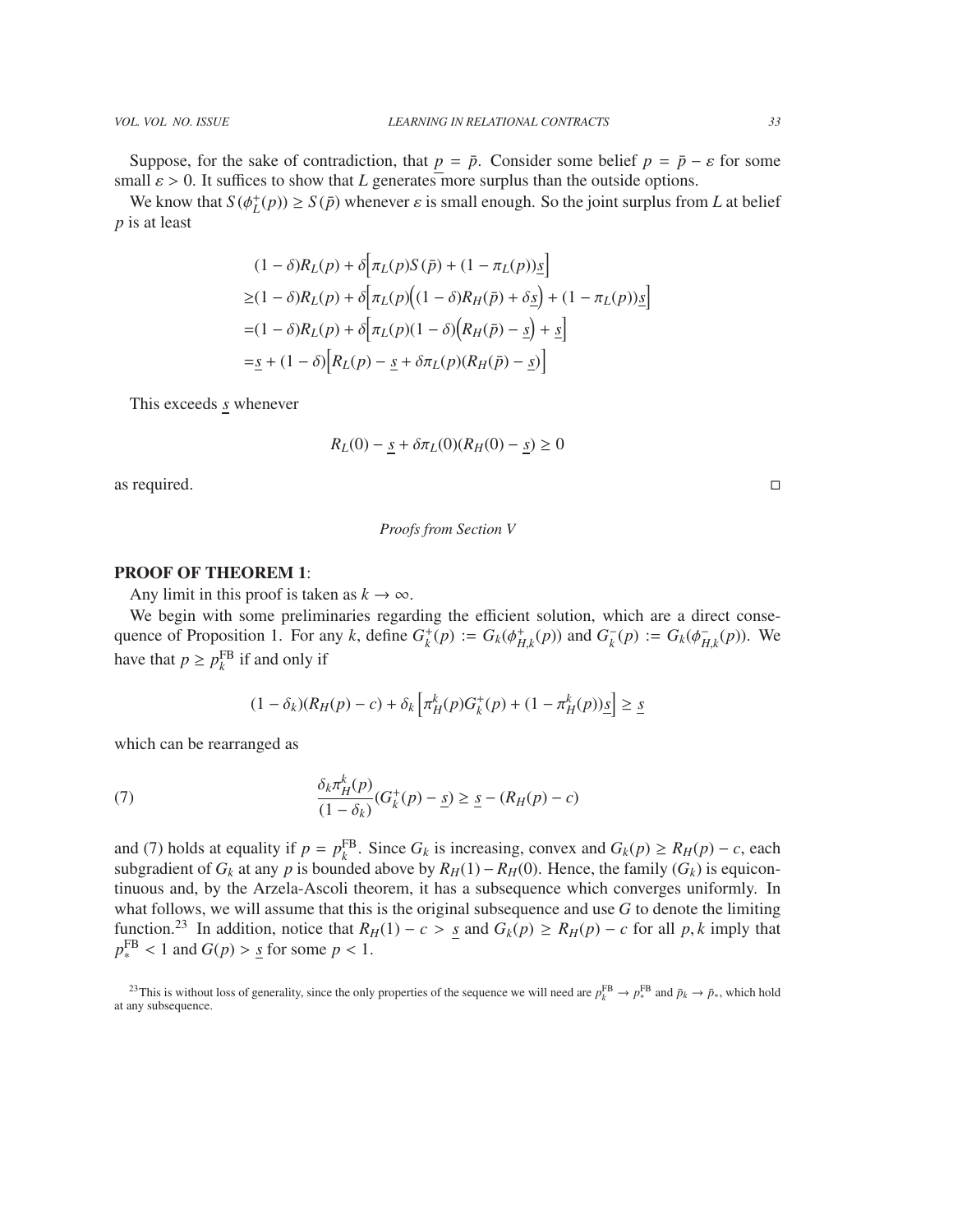Suppose, for the sake of contradiction, that $\underline{p} = \bar{p}$. Consider some belief $p = \bar{p} - \varepsilon$ for some small $\varepsilon > 0$. It suffices to show that $L$ generates more surplus than the outside options.

We know that $S(\phi_L^+(p)) \geq S(\bar{p})$ whenever $\varepsilon$ is small enough. So the joint surplus from $L$ at belief $p$ is at least

$$
\begin{aligned}
&(1-\delta)R_L(p) + \delta\Big[\pi_L(p)S(\bar{p}) + (1-\pi_L(p))\underline{s}\Big] \\
\geq &(1-\delta)R_L(p) + \delta\Big[\pi_L(p)\Big((1-\delta)R_H(\bar{p}) + \delta\underline{s}\Big) + (1-\pi_L(p))\underline{s}\Big] \\
= &(1-\delta)R_L(p) + \delta\Big[\pi_L(p)(1-\delta)\Big(R_H(\bar{p}) - \underline{s}\Big) + \underline{s}\Big] \\
= &\underline{s} + (1-\delta)\Big[R_L(p) - \underline{s} + \delta\pi_L(p)(R_H(\bar{p}) - \underline{s})\Big]
\end{aligned}
$$

This exceeds $\underline{s}$ whenever

$$
R_L(0) - \underline{s} + \delta\pi_L(0)(R_H(0) - \underline{s}) \geq 0
$$

as required. □

*Proofs from Section V*

**PROOF OF THEOREM 1**:

Any limit in this proof is taken as $k \to \infty$.

We begin with some preliminaries regarding the efficient solution, which are a direct consequence of Proposition 1. For any $k$, define $G_k^+(p) := G_k(\phi_{H,k}^+(p))$ and $G_k^-(p) := G_k(\phi_{H,k}^-(p))$. We have that $p \geq p_k^{\text{FB}}$ if and only if

$$
(1-\delta_k)(R_H(p) - c) + \delta_k\left[\pi_H^k(p)G_k^+(p) + (1-\pi_H^k(p))\underline{s}\right] \geq \underline{s}
$$

which can be rearranged as

$$
\frac{\delta_k \pi_H^k(p)}{(1-\delta_k)}(G_k^+(p) - \underline{s}) \geq \underline{s} - (R_H(p) - c) \tag{7}
$$

and (7) holds at equality if $p = p_k^{\text{FB}}$. Since $G_k$ is increasing, convex and $G_k(p) \geq R_H(p) - c$, each subgradient of $G_k$ at any $p$ is bounded above by $R_H(1) - R_H(0)$. Hence, the family $(G_k)$ is equicontinuous and, by the Arzela-Ascoli theorem, it has a subsequence which converges uniformly. In what follows, we will assume that this is the original subsequence and use $G$ to denote the limiting function.[23] In addition, notice that $R_H(1) - c > \underline{s}$ and $G_k(p) \geq R_H(p) - c$ for all $p, k$ imply that $p_*^{\text{FB}} < 1$ and $G(p) > \underline{s}$ for some $p < 1$.

[23]This is without loss of generality, since the only properties of the sequence we will need are $p_k^{\text{FB}} \to p_*^{\text{FB}}$ and $\bar{p}_k \to \bar{p}_*$, which hold at any subsequence.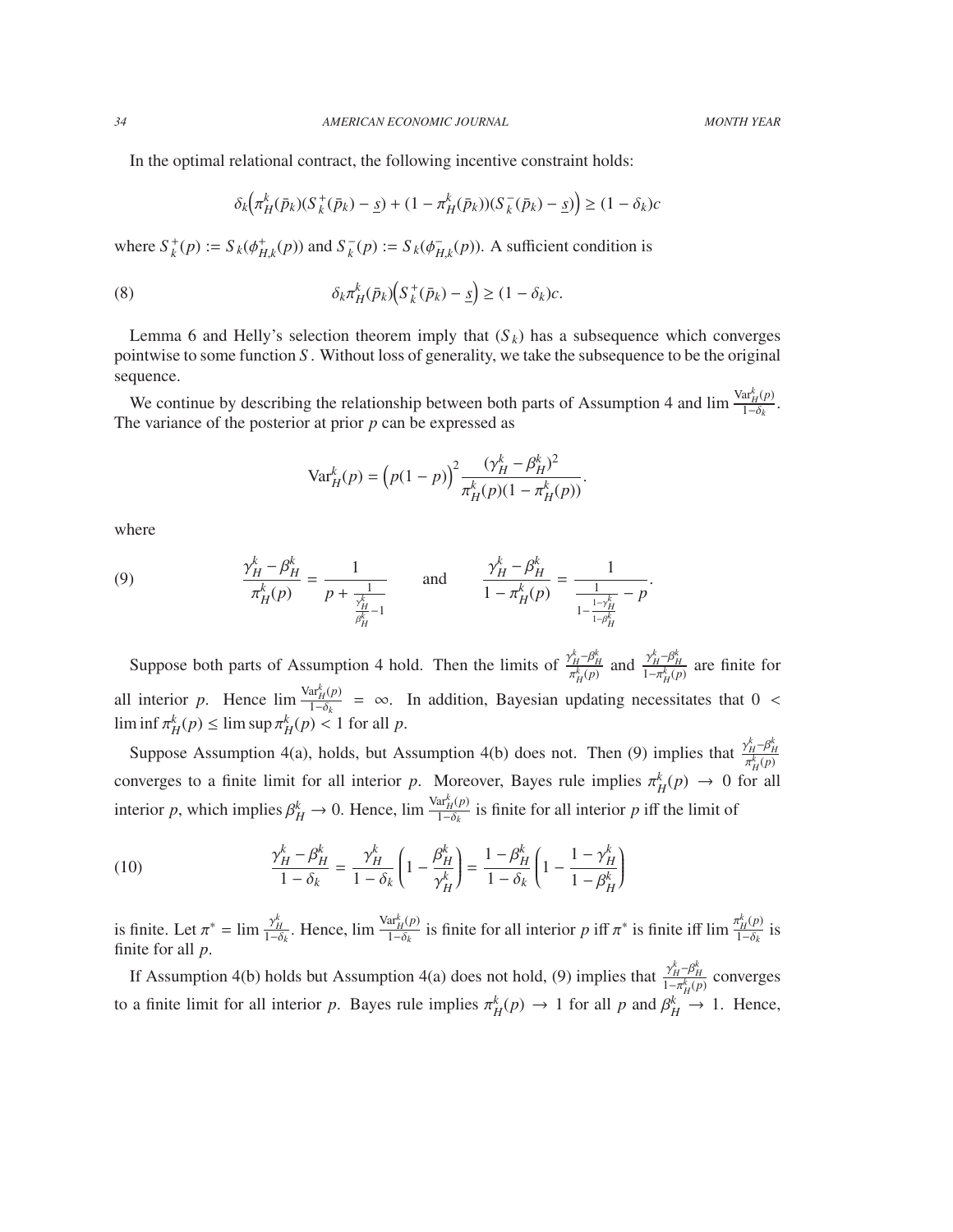In the optimal relational contract, the following incentive constraint holds:

$$\delta_k\Big(\pi_H^k(\bar{p}_k)(S_k^+(\bar{p}_k) - \underline{s}) + (1 - \pi_H^k(\bar{p}_k))(S_k^-(\bar{p}_k) - \underline{s})\Big) \geq (1 - \delta_k)c$$

where $S_k^+(p) := S_k(\phi_{H,k}^+(p))$ and $S_k^-(p) := S_k(\phi_{H,k}^-(p))$. A sufficient condition is

$$\delta_k \pi_H^k(\bar{p}_k)\Big(S_k^+(\bar{p}_k) - \underline{s}\Big) \geq (1 - \delta_k)c. \tag{8}$$

Lemma 6 and Helly's selection theorem imply that $(S_k)$ has a subsequence which converges pointwise to some function $S$. Without loss of generality, we take the subsequence to be the original sequence.

We continue by describing the relationship between both parts of Assumption 4 and $\lim \frac{\mathrm{Var}_H^k(p)}{1-\delta_k}$. The variance of the posterior at prior $p$ can be expressed as

$$\mathrm{Var}_H^k(p) = \big(p(1-p)\big)^2 \frac{(\gamma_H^k - \beta_H^k)^2}{\pi_H^k(p)(1 - \pi_H^k(p))}.$$

where

$$\frac{\gamma_H^k - \beta_H^k}{\pi_H^k(p)} = \frac{1}{p + \frac{1}{\frac{\gamma_H^k}{\beta_H^k} - 1}} \qquad \text{and} \qquad \frac{\gamma_H^k - \beta_H^k}{1 - \pi_H^k(p)} = \frac{1}{\frac{1}{1 - \frac{1-\gamma_H^k}{1-\beta_H^k}} - p}. \tag{9}$$

Suppose both parts of Assumption 4 hold. Then the limits of $\frac{\gamma_H^k - \beta_H^k}{\pi_H^k(p)}$ and $\frac{\gamma_H^k - \beta_H^k}{1-\pi_H^k(p)}$ are finite for all interior $p$. Hence $\lim \frac{\mathrm{Var}_H^k(p)}{1-\delta_k} = \infty$. In addition, Bayesian updating necessitates that $0 < \liminf \pi_H^k(p) \leq \limsup \pi_H^k(p) < 1$ for all $p$.

Suppose Assumption 4(a), holds, but Assumption 4(b) does not. Then (9) implies that $\frac{\gamma_H^k - \beta_H^k}{\pi_H^k(p)}$ converges to a finite limit for all interior $p$. Moreover, Bayes rule implies $\pi_H^k(p) \to 0$ for all interior $p$, which implies $\beta_H^k \to 0$. Hence, $\lim \frac{\mathrm{Var}_H^k(p)}{1-\delta_k}$ is finite for all interior $p$ iff the limit of

$$\frac{\gamma_H^k - \beta_H^k}{1 - \delta_k} = \frac{\gamma_H^k}{1 - \delta_k}\left(1 - \frac{\beta_H^k}{\gamma_H^k}\right) = \frac{1 - \beta_H^k}{1 - \delta_k}\left(1 - \frac{1 - \gamma_H^k}{1 - \beta_H^k}\right) \tag{10}$$

is finite. Let $\pi^* = \lim \frac{\gamma_H^k}{1-\delta_k}$. Hence, $\lim \frac{\mathrm{Var}_H^k(p)}{1-\delta_k}$ is finite for all interior $p$ iff $\pi^*$ is finite iff $\lim \frac{\pi_H^k(p)}{1-\delta_k}$ is finite for all $p$.

If Assumption 4(b) holds but Assumption 4(a) does not hold, (9) implies that $\frac{\gamma_H^k - \beta_H^k}{1-\pi_H^k(p)}$ converges to a finite limit for all interior $p$. Bayes rule implies $\pi_H^k(p) \to 1$ for all $p$ and $\beta_H^k \to 1$. Hence,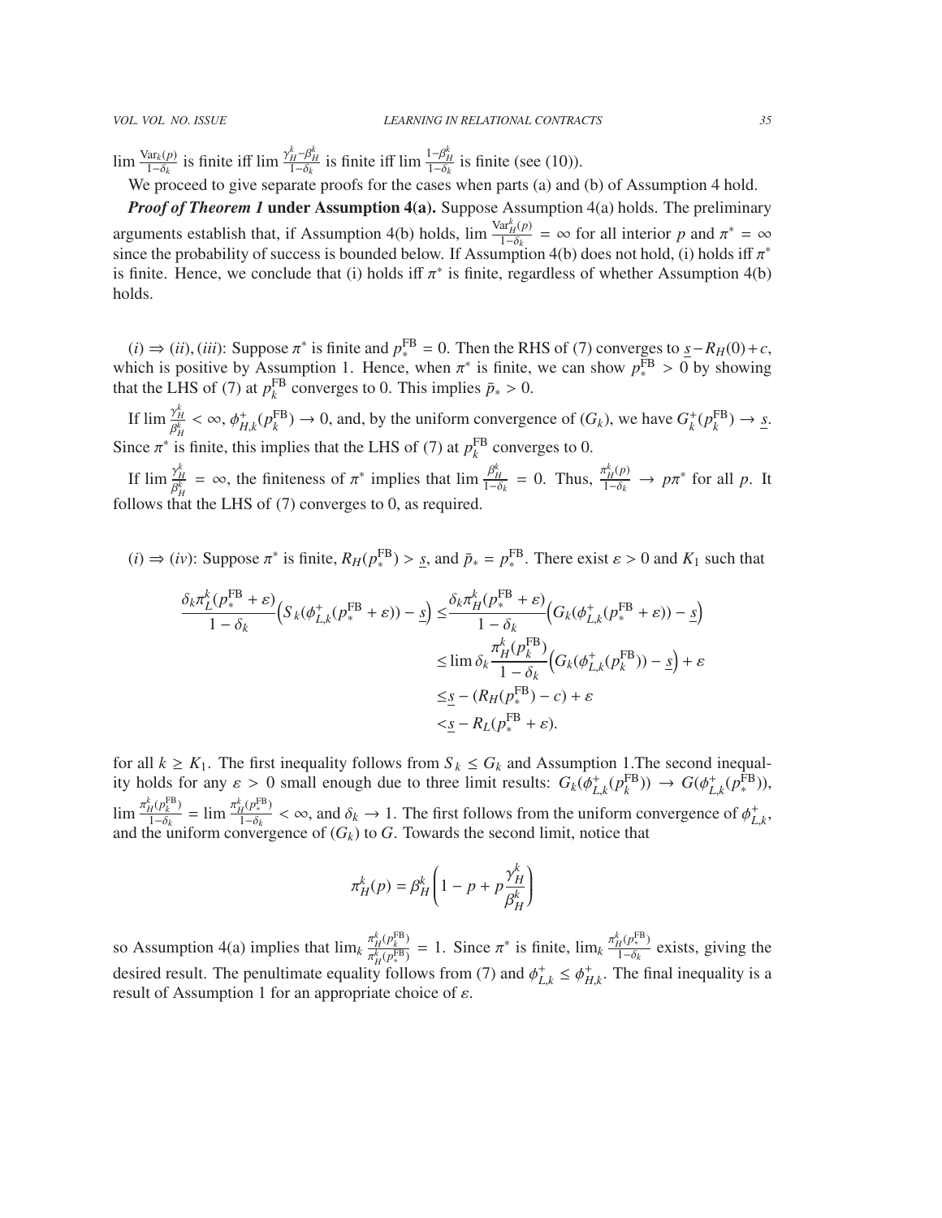$\lim \frac{\text{Var}_k(p)}{1-\delta_k}$ is finite iff $\lim \frac{\gamma_H^k - \beta_H^k}{1-\delta_k}$ is finite iff $\lim \frac{1-\beta_H^k}{1-\delta_k}$ is finite (see (10)).

We proceed to give separate proofs for the cases when parts (a) and (b) of Assumption 4 hold.

***Proof of Theorem 1* under Assumption 4(a).** Suppose Assumption 4(a) holds. The preliminary arguments establish that, if Assumption 4(b) holds, $\lim \frac{\text{Var}_H^k(p)}{1-\delta_k} = \infty$ for all interior $p$ and $\pi^* = \infty$ since the probability of success is bounded below. If Assumption 4(b) does not hold, (i) holds iff $\pi^*$ is finite. Hence, we conclude that (i) holds iff $\pi^*$ is finite, regardless of whether Assumption 4(b) holds.

$(i) \Rightarrow (ii), (iii)$: Suppose $\pi^*$ is finite and $p_*^{\text{FB}} = 0$. Then the RHS of (7) converges to $\underline{s} - R_H(0) + c$, which is positive by Assumption 1. Hence, when $\pi^*$ is finite, we can show $p_*^{\text{FB}} > 0$ by showing that the LHS of (7) at $p_k^{\text{FB}}$ converges to 0. This implies $\bar{p}_* > 0$.

If $\lim \frac{\gamma_H^k}{\beta_H^k} < \infty$, $\phi_{H,k}^+(p_k^{\text{FB}}) \to 0$, and, by the uniform convergence of $(G_k)$, we have $G_k^+(p_k^{\text{FB}}) \to \underline{s}$. Since $\pi^*$ is finite, this implies that the LHS of (7) at $p_k^{\text{FB}}$ converges to 0.

If $\lim \frac{\gamma_H^k}{\beta_H^k} = \infty$, the finiteness of $\pi^*$ implies that $\lim \frac{\beta_H^k}{1-\delta_k} = 0$. Thus, $\frac{\pi_H^k(p)}{1-\delta_k} \to p\pi^*$ for all $p$. It follows that the LHS of (7) converges to 0, as required.

$(i) \Rightarrow (iv)$: Suppose $\pi^*$ is finite, $R_H(p_*^{\text{FB}}) > \underline{s}$, and $\bar{p}_* = p_*^{\text{FB}}$. There exist $\varepsilon > 0$ and $K_1$ such that

$$
\begin{aligned}
\frac{\delta_k \pi_L^k(p_*^{\text{FB}} + \varepsilon)}{1-\delta_k}\Big(S_k(\phi_{L,k}^+(p_*^{\text{FB}} + \varepsilon)) - \underline{s}\Big) \leq & \frac{\delta_k \pi_H^k(p_*^{\text{FB}} + \varepsilon)}{1-\delta_k}\Big(G_k(\phi_{L,k}^+(p_*^{\text{FB}} + \varepsilon)) - \underline{s}\Big) \\
\leq & \lim \delta_k \frac{\pi_H^k(p_k^{\text{FB}})}{1-\delta_k}\Big(G_k(\phi_{L,k}^+(p_k^{\text{FB}})) - \underline{s}\Big) + \varepsilon \\
\leq & \underline{s} - (R_H(p_*^{\text{FB}}) - c) + \varepsilon \\
< & \underline{s} - R_L(p_*^{\text{FB}} + \varepsilon).
\end{aligned}
$$

for all $k \geq K_1$. The first inequality follows from $S_k \leq G_k$ and Assumption 1.The second inequality holds for any $\varepsilon > 0$ small enough due to three limit results: $G_k(\phi_{L,k}^+(p_k^{\text{FB}})) \to G(\phi_{L,k}^+(p_*^{\text{FB}}))$, $\lim \frac{\pi_H^k(p_k^{\text{FB}})}{1-\delta_k} = \lim \frac{\pi_H^k(p_*^{\text{FB}})}{1-\delta_k} < \infty$, and $\delta_k \to 1$. The first follows from the uniform convergence of $\phi_{L,k}^+$, and the uniform convergence of $(G_k)$ to $G$. Towards the second limit, notice that

$$
\pi_H^k(p) = \beta_H^k \left(1 - p + p\frac{\gamma_H^k}{\beta_H^k}\right)
$$

so Assumption 4(a) implies that $\lim_k \frac{\pi_H^k(p_k^{\text{FB}})}{\pi_H^k(p_*^{\text{FB}})} = 1$. Since $\pi^*$ is finite, $\lim_k \frac{\pi_H^k(p_*^{\text{FB}})}{1-\delta_k}$ exists, giving the desired result. The penultimate equality follows from (7) and $\phi_{L,k}^+ \leq \phi_{H,k}^+$. The final inequality is a result of Assumption 1 for an appropriate choice of $\varepsilon$.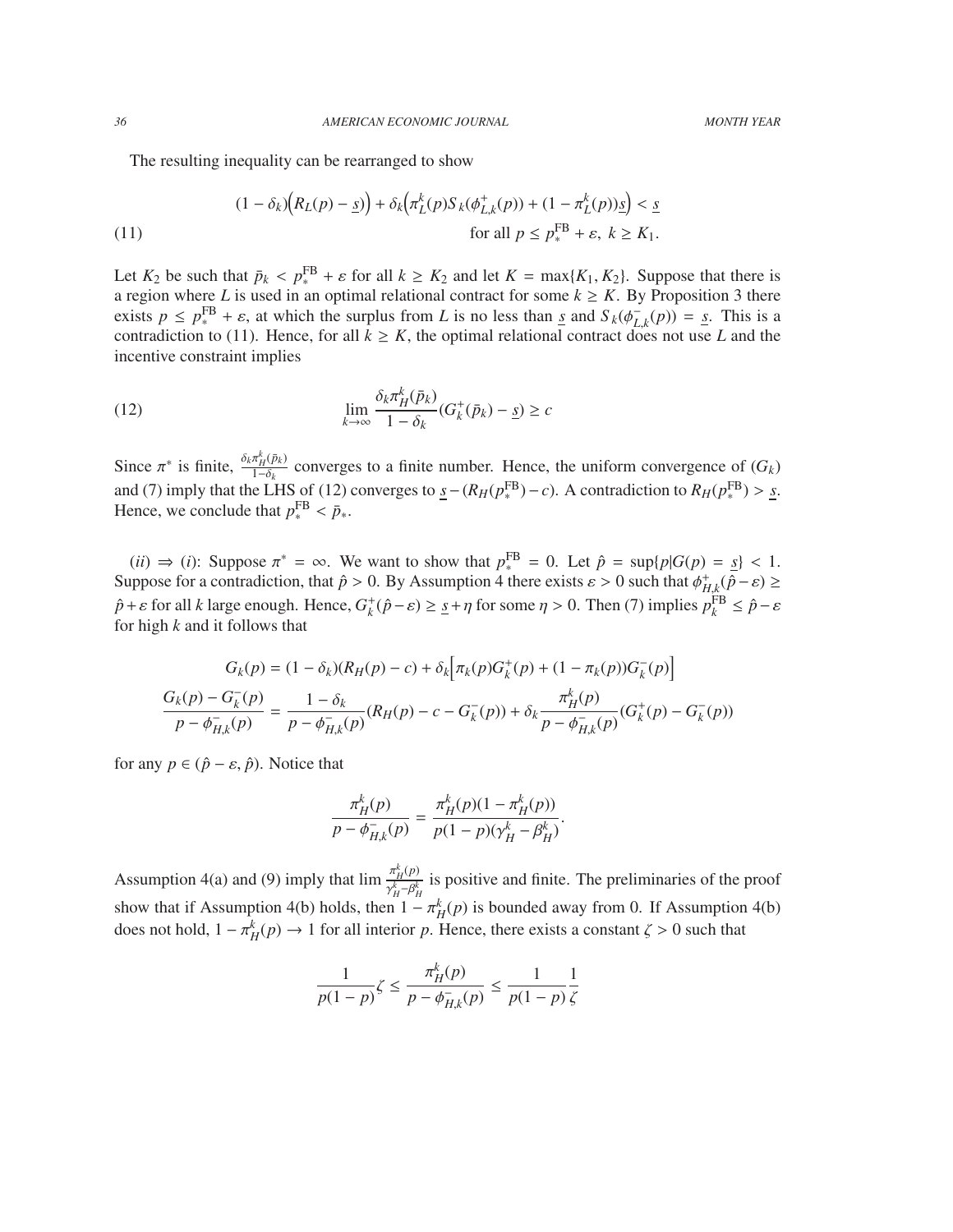The resulting inequality can be rearranged to show

$$(1-\delta_k)\Big(R_L(p)-\underline{s}\Big)+\delta_k\Big(\pi_L^k(p)S_k(\phi_{L,k}^+(p))+(1-\pi_L^k(p))\underline{s}\Big)<\underline{s} \quad \text{for all } p\le p_*^{\text{FB}}+\varepsilon,\ k\ge K_1. \tag{11}$$

Let $K_2$ be such that $\bar{p}_k < p_*^{\text{FB}}+\varepsilon$ for all $k \geq K_2$ and let $K = \max\{K_1, K_2\}$. Suppose that there is a region where $L$ is used in an optimal relational contract for some $k \geq K$. By Proposition 3 there exists $p \leq p_*^{\text{FB}}+\varepsilon$, at which the surplus from $L$ is no less than $\underline{s}$ and $S_k(\phi_{L,k}^-(p)) = \underline{s}$. This is a contradiction to (11). Hence, for all $k \geq K$, the optimal relational contract does not use $L$ and the incentive constraint implies

$$\lim_{k\to\infty}\frac{\delta_k\pi_H^k(\bar{p}_k)}{1-\delta_k}(G_k^+(\bar{p}_k)-\underline{s})\ge c \tag{12}$$

Since $\pi^*$ is finite, $\frac{\delta_k\pi_H^k(\bar{p}_k)}{1-\delta_k}$ converges to a finite number. Hence, the uniform convergence of $(G_k)$ and (7) imply that the LHS of (12) converges to $\underline{s}-(R_H(p_*^{\text{FB}})-c)$. A contradiction to $R_H(p_*^{\text{FB}}) > \underline{s}$. Hence, we conclude that $p_*^{\text{FB}} < \bar{p}_*$.

$(ii) \Rightarrow (i)$: Suppose $\pi^* = \infty$. We want to show that $p_*^{\text{FB}} = 0$. Let $\hat{p} = \sup\{p|G(p) = \underline{s}\} < 1$. Suppose for a contradiction, that $\hat{p} > 0$. By Assumption 4 there exists $\varepsilon > 0$ such that $\phi_{H,k}^+(\hat{p}-\varepsilon) \geq \hat{p}+\varepsilon$ for all $k$ large enough. Hence, $G_k^+(\hat{p}-\varepsilon) \geq \underline{s}+\eta$ for some $\eta > 0$. Then (7) implies $p_k^{\text{FB}} \leq \hat{p}-\varepsilon$ for high $k$ and it follows that

$$G_k(p)=(1-\delta_k)(R_H(p)-c)+\delta_k\Big[\pi_k(p)G_k^+(p)+(1-\pi_k(p))G_k^-(p)\Big]$$

$$\frac{G_k(p)-G_k^-(p)}{p-\phi_{H,k}^-(p)}=\frac{1-\delta_k}{p-\phi_{H,k}^-(p)}(R_H(p)-c-G_k^-(p))+\delta_k\frac{\pi_H^k(p)}{p-\phi_{H,k}^-(p)}(G_k^+(p)-G_k^-(p))$$

for any $p \in (\hat{p}-\varepsilon, \hat{p})$. Notice that

$$\frac{\pi_H^k(p)}{p-\phi_{H,k}^-(p)}=\frac{\pi_H^k(p)(1-\pi_H^k(p))}{p(1-p)(\gamma_H^k-\beta_H^k)}.$$

Assumption 4(a) and (9) imply that $\lim \frac{\pi_H^k(p)}{\gamma_H^k-\beta_H^k}$ is positive and finite. The preliminaries of the proof show that if Assumption 4(b) holds, then $1-\pi_H^k(p)$ is bounded away from 0. If Assumption 4(b) does not hold, $1-\pi_H^k(p) \to 1$ for all interior $p$. Hence, there exists a constant $\zeta > 0$ such that

$$\frac{1}{p(1-p)}\zeta\le\frac{\pi_H^k(p)}{p-\phi_{H,k}^-(p)}\le\frac{1}{p(1-p)}\frac{1}{\zeta}$$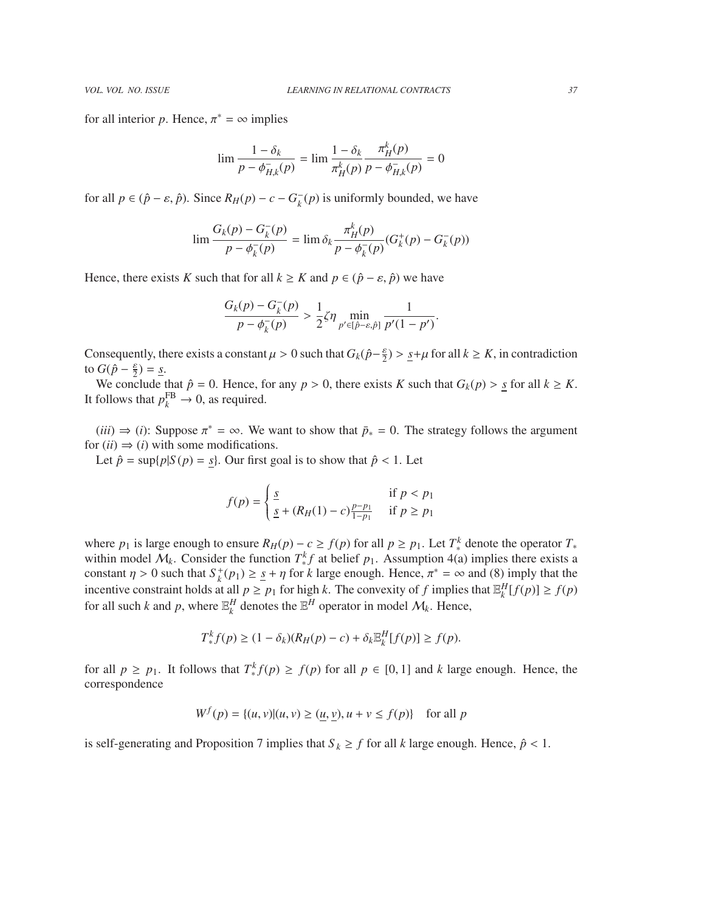for all interior $p$. Hence, $\pi^* = \infty$ implies

$$\lim \frac{1-\delta_k}{p - \phi^-_{H,k}(p)} = \lim \frac{1-\delta_k}{\pi^k_H(p)} \frac{\pi^k_H(p)}{p - \phi^-_{H,k}(p)} = 0$$

for all $p \in (\hat{p} - \varepsilon, \hat{p})$. Since $R_H(p) - c - G^-_k(p)$ is uniformly bounded, we have

$$\lim \frac{G_k(p) - G^-_k(p)}{p - \phi^-_k(p)} = \lim \delta_k \frac{\pi^k_H(p)}{p - \phi^-_k(p)}(G^+_k(p) - G^-_k(p))$$

Hence, there exists $K$ such that for all $k \geq K$ and $p \in (\hat{p} - \varepsilon, \hat{p})$ we have

$$\frac{G_k(p) - G^-_k(p)}{p - \phi^-_k(p)} > \frac{1}{2}\zeta\eta \min_{p' \in [\hat{p}-\varepsilon, \hat{p}]} \frac{1}{p'(1-p')}.$$

Consequently, there exists a constant $\mu > 0$ such that $G_k(\hat{p} - \frac{\varepsilon}{2}) > \underline{s} + \mu$ for all $k \geq K$, in contradiction to $G(\hat{p} - \frac{\varepsilon}{2}) = \underline{s}$.

We conclude that $\hat{p} = 0$. Hence, for any $p > 0$, there exists $K$ such that $G_k(p) > \underline{s}$ for all $k \geq K$. It follows that $p^{\text{FB}}_k \to 0$, as required.

$(iii) \Rightarrow (i)$: Suppose $\pi^* = \infty$. We want to show that $\bar{p}_* = 0$. The strategy follows the argument for $(ii) \Rightarrow (i)$ with some modifications.

Let $\hat{p} = \sup\{p | S(p) = \underline{s}\}$. Our first goal is to show that $\hat{p} < 1$. Let

$$f(p) = \begin{cases} \underline{s} & \text{if } p < p_1 \\ \underline{s} + (R_H(1) - c)\frac{p - p_1}{1 - p_1} & \text{if } p \geq p_1 \end{cases}$$

where $p_1$ is large enough to ensure $R_H(p) - c \geq f(p)$ for all $p \geq p_1$. Let $T^k_*$ denote the operator $T_*$ within model $\mathcal{M}_k$. Consider the function $T^k_* f$ at belief $p_1$. Assumption 4(a) implies there exists a constant $\eta > 0$ such that $S^+_k(p_1) \geq \underline{s} + \eta$ for $k$ large enough. Hence, $\pi^* = \infty$ and (8) imply that the incentive constraint holds at all $p \geq p_1$ for high $k$. The convexity of $f$ implies that $\mathbb{E}^H_k[f(p)] \geq f(p)$ for all such $k$ and $p$, where $\mathbb{E}^H_k$ denotes the $\mathbb{E}^H$ operator in model $\mathcal{M}_k$. Hence,

$$T^k_* f(p) \geq (1 - \delta_k)(R_H(p) - c) + \delta_k \mathbb{E}^H_k[f(p)] \geq f(p).$$

for all $p \geq p_1$. It follows that $T^k_* f(p) \geq f(p)$ for all $p \in [0,1]$ and $k$ large enough. Hence, the correspondence

$$W^f(p) = \{(u,v) | (u,v) \geq (\underline{u}, \underline{v}), u + v \leq f(p)\} \quad \text{for all } p$$

is self-generating and Proposition 7 implies that $S_k \geq f$ for all $k$ large enough. Hence, $\hat{p} < 1$.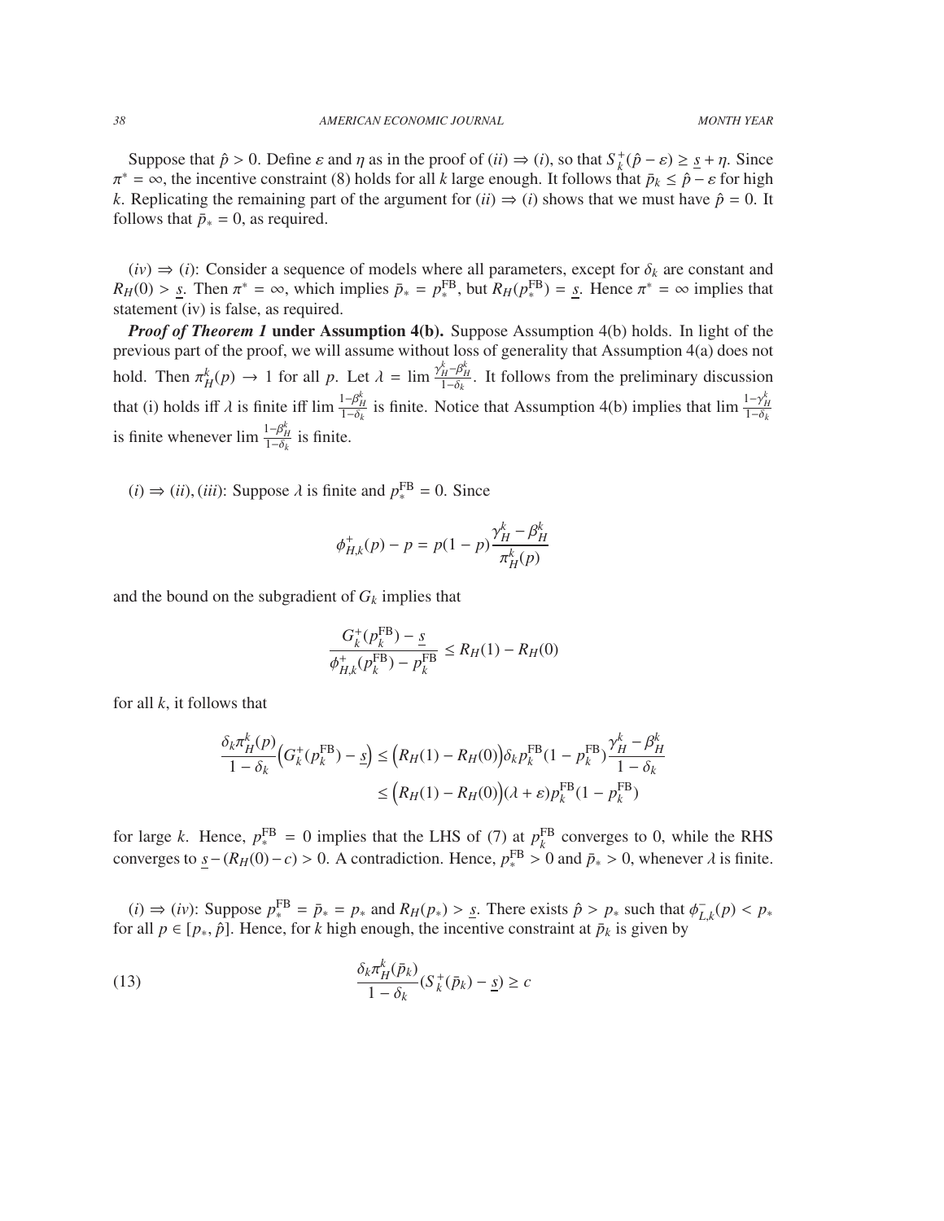Suppose that $\hat{p} > 0$. Define $\varepsilon$ and $\eta$ as in the proof of $(ii) \Rightarrow (i)$, so that $S_k^+(\hat{p} - \varepsilon) \geq \underline{s} + \eta$. Since $\pi^* = \infty$, the incentive constraint (8) holds for all $k$ large enough. It follows that $\bar{p}_k \leq \hat{p} - \varepsilon$ for high $k$. Replicating the remaining part of the argument for $(ii) \Rightarrow (i)$ shows that we must have $\hat{p} = 0$. It follows that $\bar{p}_* = 0$, as required.

$(iv) \Rightarrow (i)$: Consider a sequence of models where all parameters, except for $\delta_k$ are constant and $R_H(0) > \underline{s}$. Then $\pi^* = \infty$, which implies $\bar{p}_* = p_*^{\text{FB}}$, but $R_H(p_*^{\text{FB}}) = \underline{s}$. Hence $\pi^* = \infty$ implies that statement (iv) is false, as required.

***Proof of Theorem 1* under Assumption 4(b).** Suppose Assumption 4(b) holds. In light of the previous part of the proof, we will assume without loss of generality that Assumption 4(a) does not hold. Then $\pi_H^k(p) \to 1$ for all $p$. Let $\lambda = \lim \frac{\gamma_H^k - \beta_H^k}{1-\delta_k}$. It follows from the preliminary discussion that (i) holds iff $\lambda$ is finite iff $\lim \frac{1-\beta_H^k}{1-\delta_k}$ is finite. Notice that Assumption 4(b) implies that $\lim \frac{1-\gamma_H^k}{1-\delta_k}$ is finite whenever $\lim \frac{1-\beta_H^k}{1-\delta_k}$ is finite.

$(i) \Rightarrow (ii), (iii)$: Suppose $\lambda$ is finite and $p_*^{\text{FB}} = 0$. Since

$$\phi_{H,k}^+(p) - p = p(1-p)\frac{\gamma_H^k - \beta_H^k}{\pi_H^k(p)}$$

and the bound on the subgradient of $G_k$ implies that

$$\frac{G_k^+(p_k^{\text{FB}}) - \underline{s}}{\phi_{H,k}^+(p_k^{\text{FB}}) - p_k^{\text{FB}}} \leq R_H(1) - R_H(0)$$

for all $k$, it follows that

$$\begin{aligned}
\frac{\delta_k \pi_H^k(p)}{1-\delta_k}\Big(G_k^+(p_k^{\text{FB}}) - \underline{s}\Big) &\leq \Big(R_H(1) - R_H(0)\Big)\delta_k p_k^{\text{FB}}(1-p_k^{\text{FB}})\frac{\gamma_H^k - \beta_H^k}{1-\delta_k} \\
&\leq \Big(R_H(1) - R_H(0)\Big)(\lambda + \varepsilon)p_k^{\text{FB}}(1-p_k^{\text{FB}})
\end{aligned}$$

for large $k$. Hence, $p_*^{\text{FB}} = 0$ implies that the LHS of (7) at $p_k^{\text{FB}}$ converges to 0, while the RHS converges to $\underline{s} - (R_H(0) - c) > 0$. A contradiction. Hence, $p_*^{\text{FB}} > 0$ and $\bar{p}_* > 0$, whenever $\lambda$ is finite.

$(i) \Rightarrow (iv)$: Suppose $p_*^{\text{FB}} = \bar{p}_* = p_*$ and $R_H(p_*) > \underline{s}$. There exists $\hat{p} > p_*$ such that $\phi_{L,k}^-(p) < p_*$ for all $p \in [p_*, \hat{p}]$. Hence, for $k$ high enough, the incentive constraint at $\bar{p}_k$ is given by

$$\frac{\delta_k \pi_H^k(\bar{p}_k)}{1-\delta_k}(S_k^+(\bar{p}_k) - \underline{s}) \geq c \tag{13}$$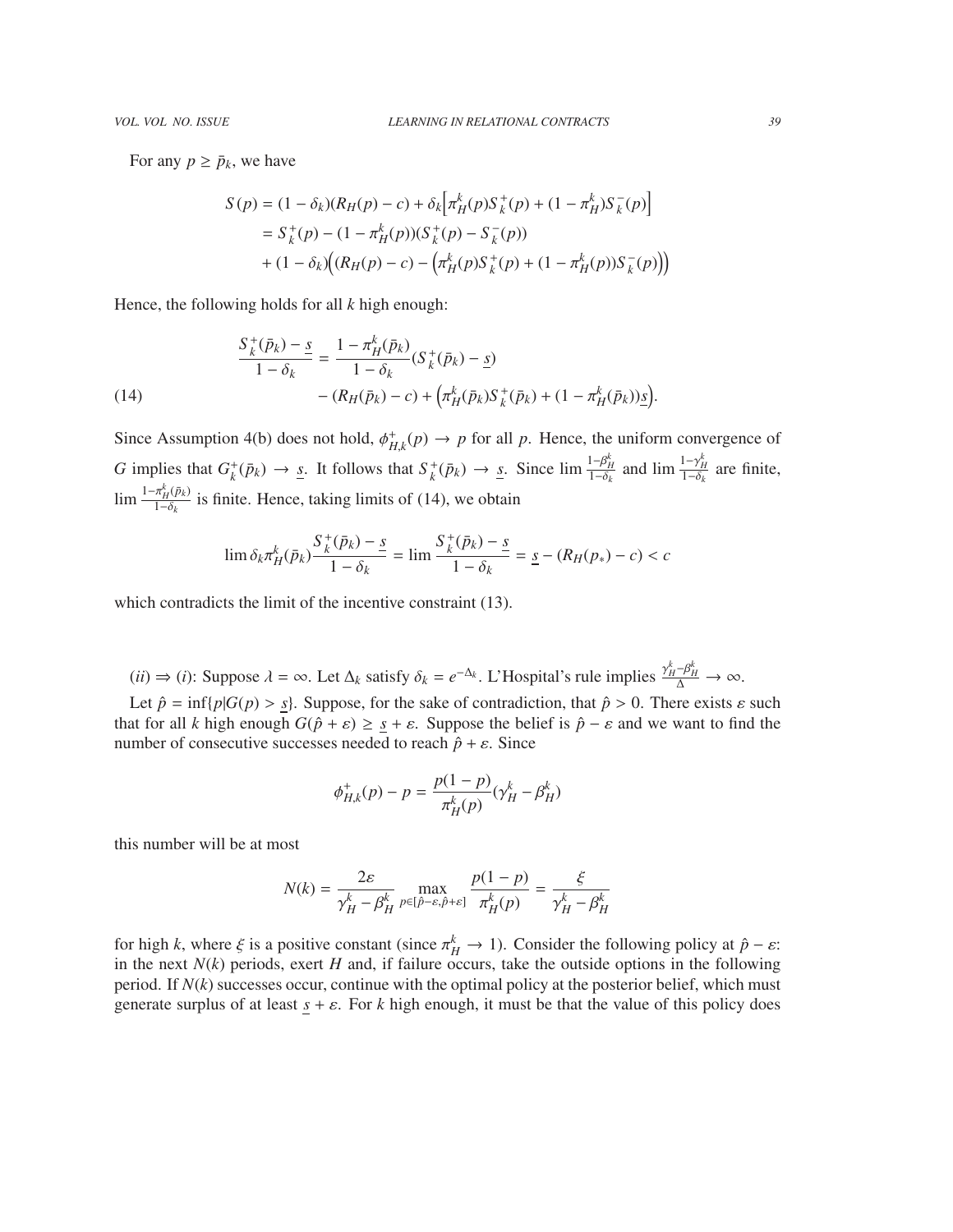For any $p \geq \bar{p}_k$, we have

$$S(p) = (1-\delta_k)(R_H(p)-c) + \delta_k\Big[\pi_H^k(p)S_k^+(p) + (1-\pi_H^k)S_k^-(p)\Big]$$
$$= S_k^+(p) - (1-\pi_H^k(p))(S_k^+(p) - S_k^-(p))$$
$$+ (1-\delta_k)\Big((R_H(p)-c) - \Big(\pi_H^k(p)S_k^+(p) + (1-\pi_H^k(p))S_k^-(p)\Big)\Big)$$

Hence, the following holds for all $k$ high enough:

$$\frac{S_k^+(\bar{p}_k) - \underline{s}}{1-\delta_k} = \frac{1-\pi_H^k(\bar{p}_k)}{1-\delta_k}(S_k^+(\bar{p}_k) - \underline{s}) \tag{14}$$
$$- (R_H(\bar{p}_k) - c) + \Big(\pi_H^k(\bar{p}_k)S_k^+(\bar{p}_k) + (1-\pi_H^k(\bar{p}_k))\underline{s}\Big).$$

Since Assumption 4(b) does not hold, $\phi_{H,k}^+(p) \to p$ for all $p$. Hence, the uniform convergence of $G$ implies that $G_k^+(\bar{p}_k) \to \underline{s}$. It follows that $S_k^+(\bar{p}_k) \to \underline{s}$. Since $\lim \frac{1-\beta_H^k}{1-\delta_k}$ and $\lim \frac{1-\gamma_H^k}{1-\delta_k}$ are finite, $\lim \frac{1-\pi_H^k(\bar{p}_k)}{1-\delta_k}$ is finite. Hence, taking limits of (14), we obtain

$$\lim \delta_k \pi_H^k(\bar{p}_k)\frac{S_k^+(\bar{p}_k) - \underline{s}}{1-\delta_k} = \lim \frac{S_k^+(\bar{p}_k) - \underline{s}}{1-\delta_k} = \underline{s} - (R_H(p_*) - c) < c$$

which contradicts the limit of the incentive constraint (13).

$(ii) \Rightarrow (i)$: Suppose $\lambda = \infty$. Let $\Delta_k$ satisfy $\delta_k = e^{-\Delta_k}$. L'Hospital's rule implies $\frac{\gamma_H^k - \beta_H^k}{\Delta} \to \infty$.

Let $\hat{p} = \inf\{p | G(p) > \underline{s}\}$. Suppose, for the sake of contradiction, that $\hat{p} > 0$. There exists $\varepsilon$ such that for all $k$ high enough $G(\hat{p} + \varepsilon) \geq \underline{s} + \varepsilon$. Suppose the belief is $\hat{p} - \varepsilon$ and we want to find the number of consecutive successes needed to reach $\hat{p} + \varepsilon$. Since

$$\phi_{H,k}^+(p) - p = \frac{p(1-p)}{\pi_H^k(p)}(\gamma_H^k - \beta_H^k)$$

this number will be at most

$$N(k) = \frac{2\varepsilon}{\gamma_H^k - \beta_H^k} \max_{p \in [\hat{p}-\varepsilon, \hat{p}+\varepsilon]} \frac{p(1-p)}{\pi_H^k(p)} = \frac{\xi}{\gamma_H^k - \beta_H^k}$$

for high $k$, where $\xi$ is a positive constant (since $\pi_H^k \to 1$). Consider the following policy at $\hat{p} - \varepsilon$: in the next $N(k)$ periods, exert $H$ and, if failure occurs, take the outside options in the following period. If $N(k)$ successes occur, continue with the optimal policy at the posterior belief, which must generate surplus of at least $\underline{s} + \varepsilon$. For $k$ high enough, it must be that the value of this policy does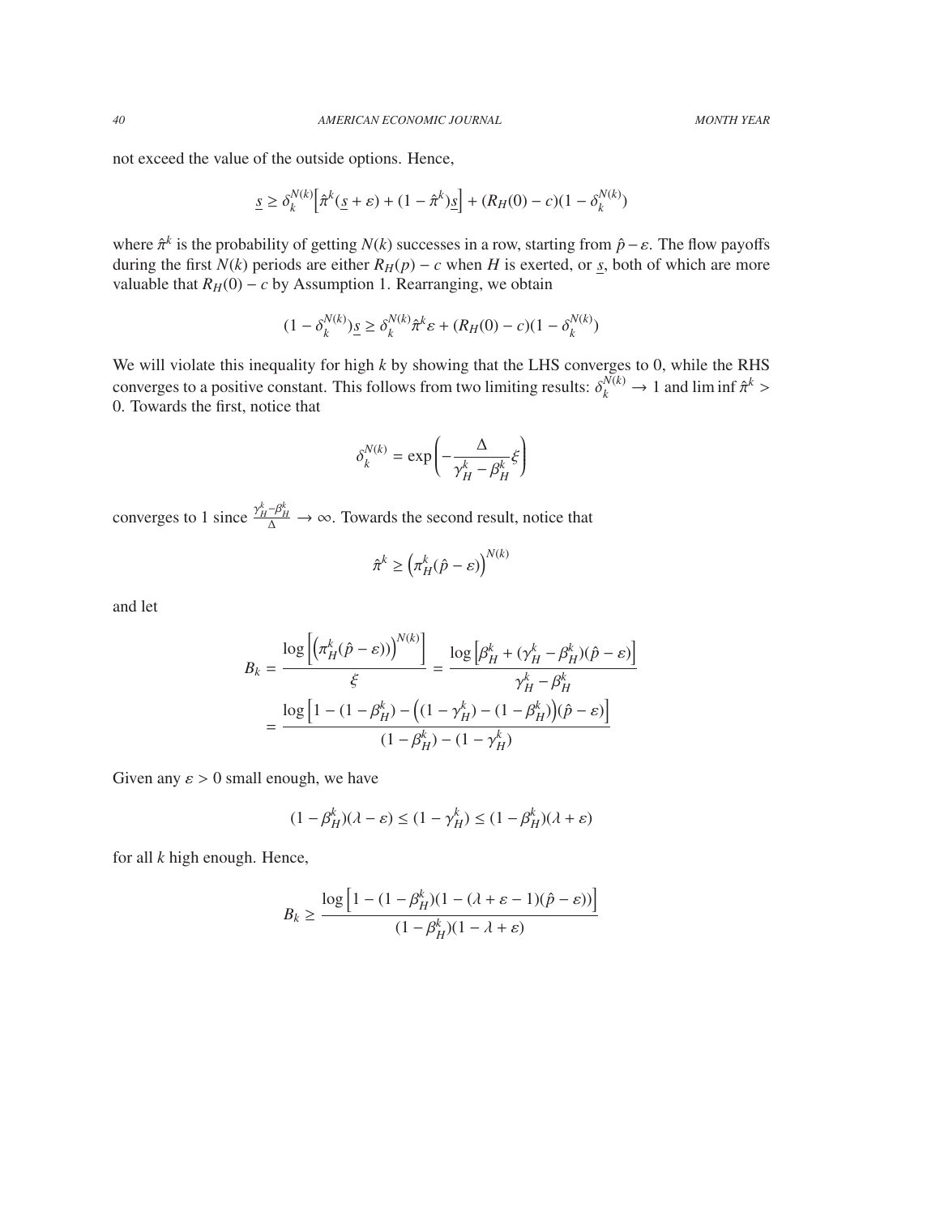not exceed the value of the outside options. Hence,

$$\underline{s} \geq \delta_k^{N(k)}\Big[\hat{\pi}^k(\underline{s}+\varepsilon) + (1-\hat{\pi}^k)\underline{s}\Big] + (R_H(0)-c)(1-\delta_k^{N(k)})$$

where $\hat{\pi}^k$ is the probability of getting $N(k)$ successes in a row, starting from $\hat{p}-\varepsilon$. The flow payoffs during the first $N(k)$ periods are either $R_H(p) - c$ when $H$ is exerted, or $\underline{s}$, both of which are more valuable that $R_H(0) - c$ by Assumption 1. Rearranging, we obtain

$$(1-\delta_k^{N(k)})\underline{s} \geq \delta_k^{N(k)}\hat{\pi}^k\varepsilon + (R_H(0)-c)(1-\delta_k^{N(k)})$$

We will violate this inequality for high $k$ by showing that the LHS converges to 0, while the RHS converges to a positive constant. This follows from two limiting results: $\delta_k^{N(k)} \to 1$ and $\liminf \hat{\pi}^k > 0$. Towards the first, notice that

$$\delta_k^{N(k)} = \exp\left(-\frac{\Delta}{\gamma_H^k - \beta_H^k}\xi\right)$$

converges to 1 since $\frac{\gamma_H^k-\beta_H^k}{\Delta} \to \infty$. Towards the second result, notice that

$$\hat{\pi}^k \geq \left(\pi_H^k(\hat{p}-\varepsilon)\right)^{N(k)}$$

and let

$$B_k = \frac{\log\left[\left(\pi_H^k(\hat{p}-\varepsilon)\right)^{N(k)}\right]}{\xi} = \frac{\log\left[\beta_H^k + (\gamma_H^k - \beta_H^k)(\hat{p}-\varepsilon)\right]}{\gamma_H^k - \beta_H^k}$$

$$= \frac{\log\left[1-(1-\beta_H^k) - \left((1-\gamma_H^k)-(1-\beta_H^k)\right)(\hat{p}-\varepsilon)\right]}{(1-\beta_H^k)-(1-\gamma_H^k)}$$

Given any $\varepsilon > 0$ small enough, we have

$$(1-\beta_H^k)(\lambda-\varepsilon) \leq (1-\gamma_H^k) \leq (1-\beta_H^k)(\lambda+\varepsilon)$$

for all $k$ high enough. Hence,

$$B_k \geq \frac{\log\left[1-(1-\beta_H^k)(1-(\lambda+\varepsilon-1)(\hat{p}-\varepsilon))\right]}{(1-\beta_H^k)(1-\lambda+\varepsilon)}$$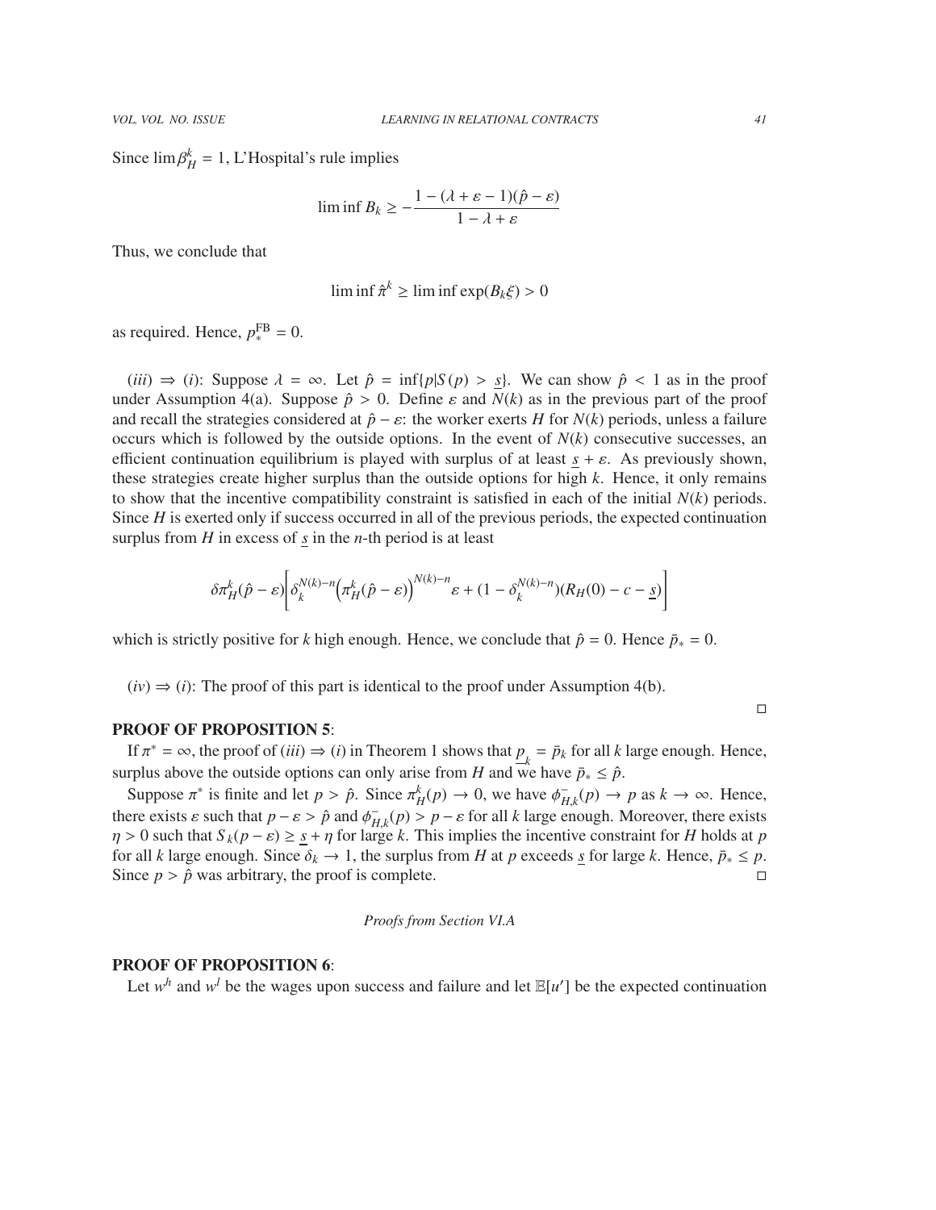Since $\lim \beta_H^k = 1$, L'Hospital's rule implies

$$\liminf B_k \geq -\frac{1-(\lambda+\varepsilon-1)(\hat{p}-\varepsilon)}{1-\lambda+\varepsilon}$$

Thus, we conclude that

$$\liminf \hat{\pi}^k \geq \liminf \exp(B_k \xi) > 0$$

as required. Hence, $p_*^{\text{FB}} = 0$.

$(iii) \Rightarrow (i)$: Suppose $\lambda = \infty$. Let $\hat{p} = \inf\{p | S(p) > \underline{s}\}$. We can show $\hat{p} < 1$ as in the proof under Assumption 4(a). Suppose $\hat{p} > 0$. Define $\varepsilon$ and $N(k)$ as in the previous part of the proof and recall the strategies considered at $\hat{p} - \varepsilon$: the worker exerts $H$ for $N(k)$ periods, unless a failure occurs which is followed by the outside options. In the event of $N(k)$ consecutive successes, an efficient continuation equilibrium is played with surplus of at least $\underline{s} + \varepsilon$. As previously shown, these strategies create higher surplus than the outside options for high $k$. Hence, it only remains to show that the incentive compatibility constraint is satisfied in each of the initial $N(k)$ periods. Since $H$ is exerted only if success occurred in all of the previous periods, the expected continuation surplus from $H$ in excess of $\underline{s}$ in the $n$-th period is at least

$$\delta \pi_H^k(\hat{p}-\varepsilon)\left[\delta_k^{N(k)-n}\left(\pi_H^k(\hat{p}-\varepsilon)\right)^{N(k)-n}\varepsilon + (1-\delta_k^{N(k)-n})(R_H(0)-c-\underline{s})\right]$$

which is strictly positive for $k$ high enough. Hence, we conclude that $\hat{p} = 0$. Hence $\bar{p}_* = 0$.

$(iv) \Rightarrow (i)$: The proof of this part is identical to the proof under Assumption 4(b). □

### PROOF OF PROPOSITION 5:

If $\pi^* = \infty$, the proof of $(iii) \Rightarrow (i)$ in Theorem 1 shows that $\underline{p}_k = \bar{p}_k$ for all $k$ large enough. Hence, surplus above the outside options can only arise from $H$ and we have $\bar{p}_* \leq \hat{p}$.

Suppose $\pi^*$ is finite and let $p > \hat{p}$. Since $\pi_H^k(p) \to 0$, we have $\phi_{H,k}^-(p) \to p$ as $k \to \infty$. Hence, there exists $\varepsilon$ such that $p - \varepsilon > \hat{p}$ and $\phi_{H,k}^-(p) > p - \varepsilon$ for all $k$ large enough. Moreover, there exists $\eta > 0$ such that $S_k(p-\varepsilon) \geq \underline{s} + \eta$ for large $k$. This implies the incentive constraint for $H$ holds at $p$ for all $k$ large enough. Since $\delta_k \to 1$, the surplus from $H$ at $p$ exceeds $\underline{s}$ for large $k$. Hence, $\bar{p}_* \leq p$. Since $p > \hat{p}$ was arbitrary, the proof is complete. □

*Proofs from Section VI.A*

### PROOF OF PROPOSITION 6:

Let $w^h$ and $w^l$ be the wages upon success and failure and let $\mathbb{E}[u']$ be the expected continuation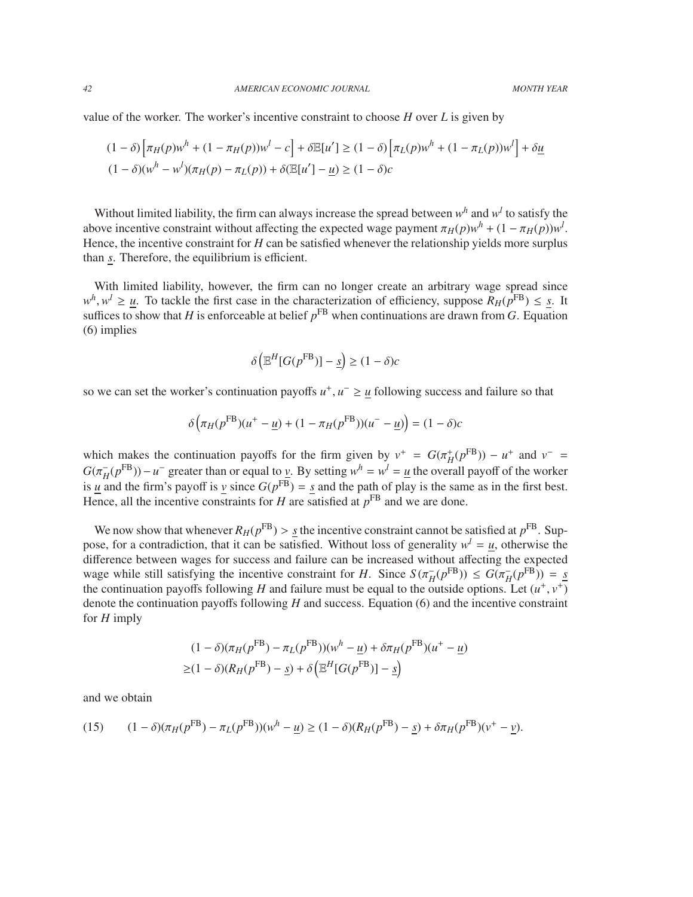value of the worker. The worker's incentive constraint to choose $H$ over $L$ is given by

$$(1-\delta)\left[\pi_H(p)w^h + (1-\pi_H(p))w^l - c\right] + \delta\mathbb{E}[u'] \geq (1-\delta)\left[\pi_L(p)w^h + (1-\pi_L(p))w^l\right] + \delta\underline{u}$$
$$(1-\delta)(w^h - w^l)(\pi_H(p) - \pi_L(p)) + \delta(\mathbb{E}[u'] - \underline{u}) \geq (1-\delta)c$$

Without limited liability, the firm can always increase the spread between $w^h$ and $w^l$ to satisfy the above incentive constraint without affecting the expected wage payment $\pi_H(p)w^h + (1-\pi_H(p))w^l$. Hence, the incentive constraint for $H$ can be satisfied whenever the relationship yields more surplus than $\underline{s}$. Therefore, the equilibrium is efficient.

With limited liability, however, the firm can no longer create an arbitrary wage spread since $w^h, w^l \geq \underline{u}$. To tackle the first case in the characterization of efficiency, suppose $R_H(p^{\text{FB}}) \leq \underline{s}$. It suffices to show that $H$ is enforceable at belief $p^{\text{FB}}$ when continuations are drawn from $G$. Equation (6) implies

$$\delta\left(\mathbb{E}^H[G(p^{\text{FB}})] - \underline{s}\right) \geq (1-\delta)c$$

so we can set the worker's continuation payoffs $u^+, u^- \geq \underline{u}$ following success and failure so that

$$\delta\left(\pi_H(p^{\text{FB}})(u^+ - \underline{u}) + (1-\pi_H(p^{\text{FB}}))(u^- - \underline{u})\right) = (1-\delta)c$$

which makes the continuation payoffs for the firm given by $v^+ = G(\pi_H^+(p^{\text{FB}})) - u^+$ and $v^- = G(\pi_H^-(p^{\text{FB}})) - u^-$ greater than or equal to $\underline{v}$. By setting $w^h = w^l = \underline{u}$ the overall payoff of the worker is $\underline{u}$ and the firm's payoff is $\underline{v}$ since $G(p^{\text{FB}}) = \underline{s}$ and the path of play is the same as in the first best. Hence, all the incentive constraints for $H$ are satisfied at $p^{\text{FB}}$ and we are done.

We now show that whenever $R_H(p^{\text{FB}}) > \underline{s}$ the incentive constraint cannot be satisfied at $p^{\text{FB}}$. Suppose, for a contradiction, that it can be satisfied. Without loss of generality $w^l = \underline{u}$, otherwise the difference between wages for success and failure can be increased without affecting the expected wage while still satisfying the incentive constraint for $H$. Since $S(\pi_H^-(p^{\text{FB}})) \leq G(\pi_H^-(p^{\text{FB}})) = \underline{s}$ the continuation payoffs following $H$ and failure must be equal to the outside options. Let $(u^+, v^+)$ denote the continuation payoffs following $H$ and success. Equation (6) and the incentive constraint for $H$ imply

$$(1-\delta)(\pi_H(p^{\text{FB}}) - \pi_L(p^{\text{FB}}))(w^h - \underline{u}) + \delta\pi_H(p^{\text{FB}})(u^+ - \underline{u})$$
$$\geq (1-\delta)(R_H(p^{\text{FB}}) - \underline{s}) + \delta\left(\mathbb{E}^H[G(p^{\text{FB}})] - \underline{s}\right)$$

and we obtain

$$(1-\delta)(\pi_H(p^{\text{FB}}) - \pi_L(p^{\text{FB}}))(w^h - \underline{u}) \geq (1-\delta)(R_H(p^{\text{FB}}) - \underline{s}) + \delta\pi_H(p^{\text{FB}})(v^+ - \underline{v}). \tag{15}$$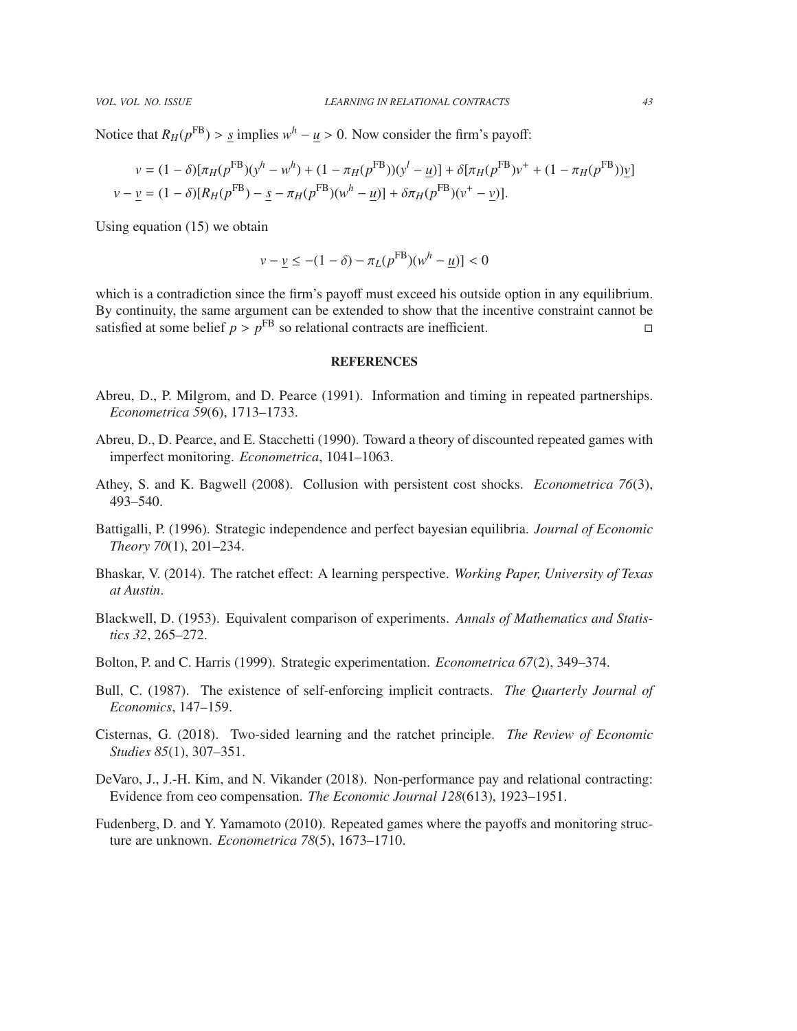Notice that $R_H(p^{\text{FB}}) > \underline{s}$ implies $w^h - \underline{u} > 0$. Now consider the firm's payoff:

$$
\begin{aligned}
v &= (1-\delta)[\pi_H(p^{\text{FB}})(y^h - w^h) + (1 - \pi_H(p^{\text{FB}}))(y^l - \underline{u})] + \delta[\pi_H(p^{\text{FB}})v^+ + (1 - \pi_H(p^{\text{FB}}))\underline{v}] \\
v - \underline{v} &= (1-\delta)[R_H(p^{\text{FB}}) - \underline{s} - \pi_H(p^{\text{FB}})(w^h - \underline{u})] + \delta\pi_H(p^{\text{FB}})(v^+ - \underline{v})].
\end{aligned}
$$

Using equation (15) we obtain

$$
v - \underline{v} \leq -(1-\delta) - \pi_L(p^{\text{FB}})(w^h - \underline{u})] < 0
$$

which is a contradiction since the firm's payoff must exceed his outside option in any equilibrium. By continuity, the same argument can be extended to show that the incentive constraint cannot be satisfied at some belief $p > p^{\text{FB}}$ so relational contracts are inefficient. □

## REFERENCES

Abreu, D., P. Milgrom, and D. Pearce (1991). Information and timing in repeated partnerships. *Econometrica 59*(6), 1713–1733.

Abreu, D., D. Pearce, and E. Stacchetti (1990). Toward a theory of discounted repeated games with imperfect monitoring. *Econometrica*, 1041–1063.

Athey, S. and K. Bagwell (2008). Collusion with persistent cost shocks. *Econometrica 76*(3), 493–540.

Battigalli, P. (1996). Strategic independence and perfect bayesian equilibria. *Journal of Economic Theory 70*(1), 201–234.

Bhaskar, V. (2014). The ratchet effect: A learning perspective. *Working Paper, University of Texas at Austin*.

Blackwell, D. (1953). Equivalent comparison of experiments. *Annals of Mathematics and Statistics 32*, 265–272.

Bolton, P. and C. Harris (1999). Strategic experimentation. *Econometrica 67*(2), 349–374.

Bull, C. (1987). The existence of self-enforcing implicit contracts. *The Quarterly Journal of Economics*, 147–159.

Cisternas, G. (2018). Two-sided learning and the ratchet principle. *The Review of Economic Studies 85*(1), 307–351.

DeVaro, J., J.-H. Kim, and N. Vikander (2018). Non-performance pay and relational contracting: Evidence from ceo compensation. *The Economic Journal 128*(613), 1923–1951.

Fudenberg, D. and Y. Yamamoto (2010). Repeated games where the payoffs and monitoring structure are unknown. *Econometrica 78*(5), 1673–1710.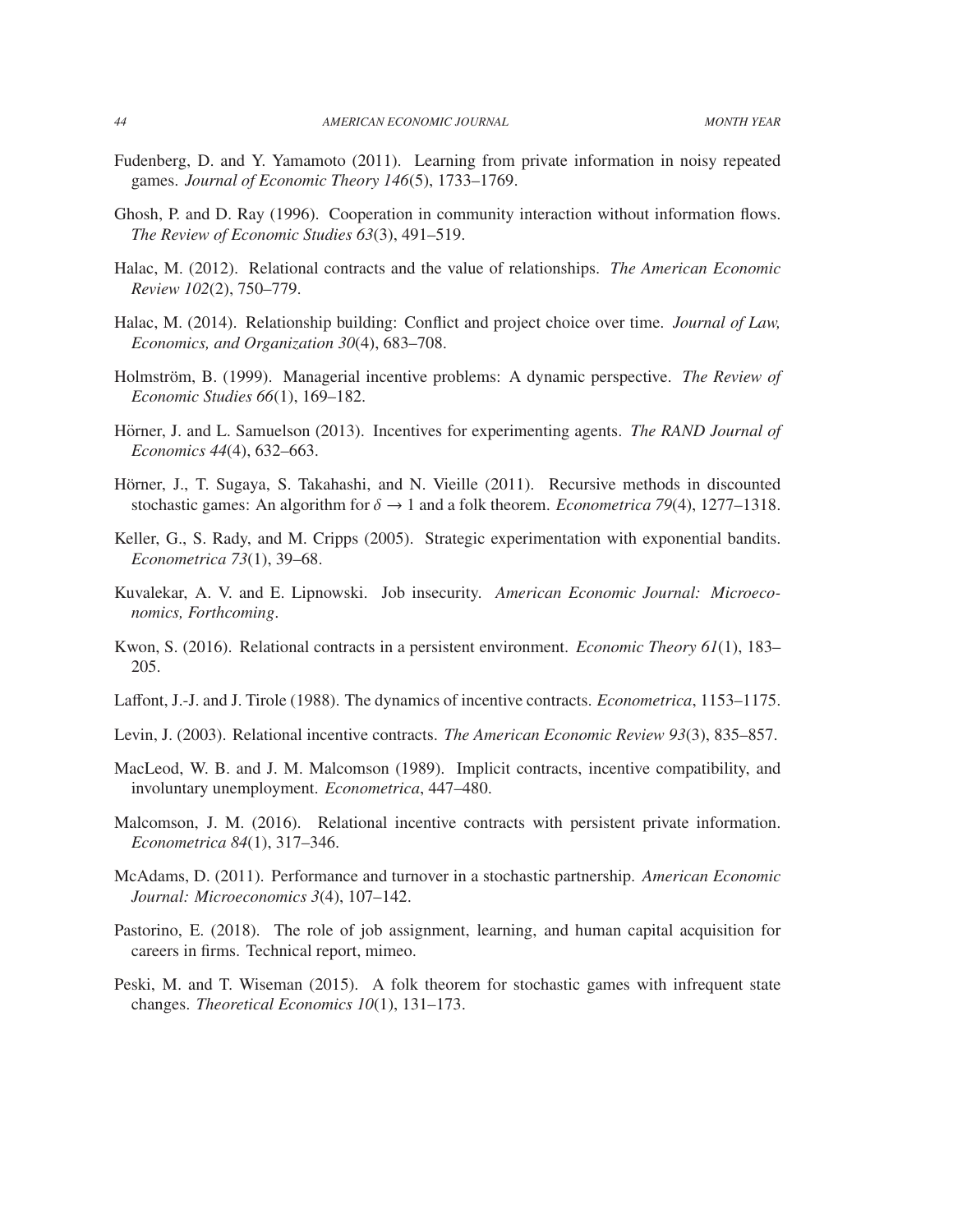Fudenberg, D. and Y. Yamamoto (2011). Learning from private information in noisy repeated games. *Journal of Economic Theory 146*(5), 1733–1769.

Ghosh, P. and D. Ray (1996). Cooperation in community interaction without information flows. *The Review of Economic Studies 63*(3), 491–519.

Halac, M. (2012). Relational contracts and the value of relationships. *The American Economic Review 102*(2), 750–779.

Halac, M. (2014). Relationship building: Conflict and project choice over time. *Journal of Law, Economics, and Organization 30*(4), 683–708.

Holmström, B. (1999). Managerial incentive problems: A dynamic perspective. *The Review of Economic Studies 66*(1), 169–182.

Hörner, J. and L. Samuelson (2013). Incentives for experimenting agents. *The RAND Journal of Economics 44*(4), 632–663.

Hörner, J., T. Sugaya, S. Takahashi, and N. Vieille (2011). Recursive methods in discounted stochastic games: An algorithm for $\delta \rightarrow 1$ and a folk theorem. *Econometrica 79*(4), 1277–1318.

Keller, G., S. Rady, and M. Cripps (2005). Strategic experimentation with exponential bandits. *Econometrica 73*(1), 39–68.

Kuvalekar, A. V. and E. Lipnowski. Job insecurity. *American Economic Journal: Microeconomics, Forthcoming*.

Kwon, S. (2016). Relational contracts in a persistent environment. *Economic Theory 61*(1), 183–205.

Laffont, J.-J. and J. Tirole (1988). The dynamics of incentive contracts. *Econometrica*, 1153–1175.

Levin, J. (2003). Relational incentive contracts. *The American Economic Review 93*(3), 835–857.

MacLeod, W. B. and J. M. Malcomson (1989). Implicit contracts, incentive compatibility, and involuntary unemployment. *Econometrica*, 447–480.

Malcomson, J. M. (2016). Relational incentive contracts with persistent private information. *Econometrica 84*(1), 317–346.

McAdams, D. (2011). Performance and turnover in a stochastic partnership. *American Economic Journal: Microeconomics 3*(4), 107–142.

Pastorino, E. (2018). The role of job assignment, learning, and human capital acquisition for careers in firms. Technical report, mimeo.

Peski, M. and T. Wiseman (2015). A folk theorem for stochastic games with infrequent state changes. *Theoretical Economics 10*(1), 131–173.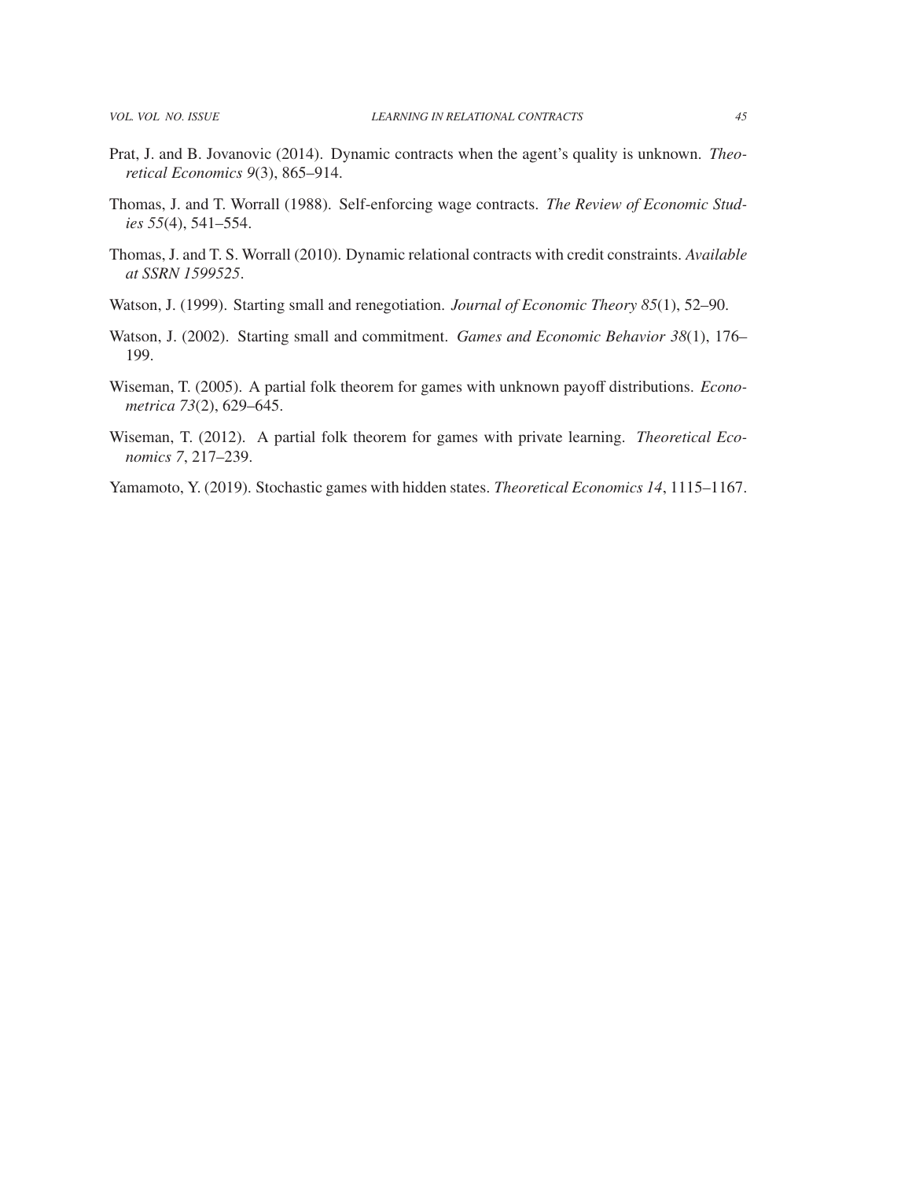Prat, J. and B. Jovanovic (2014). Dynamic contracts when the agent's quality is unknown. *Theoretical Economics 9*(3), 865–914.

Thomas, J. and T. Worrall (1988). Self-enforcing wage contracts. *The Review of Economic Studies 55*(4), 541–554.

Thomas, J. and T. S. Worrall (2010). Dynamic relational contracts with credit constraints. *Available at SSRN 1599525*.

Watson, J. (1999). Starting small and renegotiation. *Journal of Economic Theory 85*(1), 52–90.

Watson, J. (2002). Starting small and commitment. *Games and Economic Behavior 38*(1), 176–199.

Wiseman, T. (2005). A partial folk theorem for games with unknown payoff distributions. *Econometrica 73*(2), 629–645.

Wiseman, T. (2012). A partial folk theorem for games with private learning. *Theoretical Economics 7*, 217–239.

Yamamoto, Y. (2019). Stochastic games with hidden states. *Theoretical Economics 14*, 1115–1167.